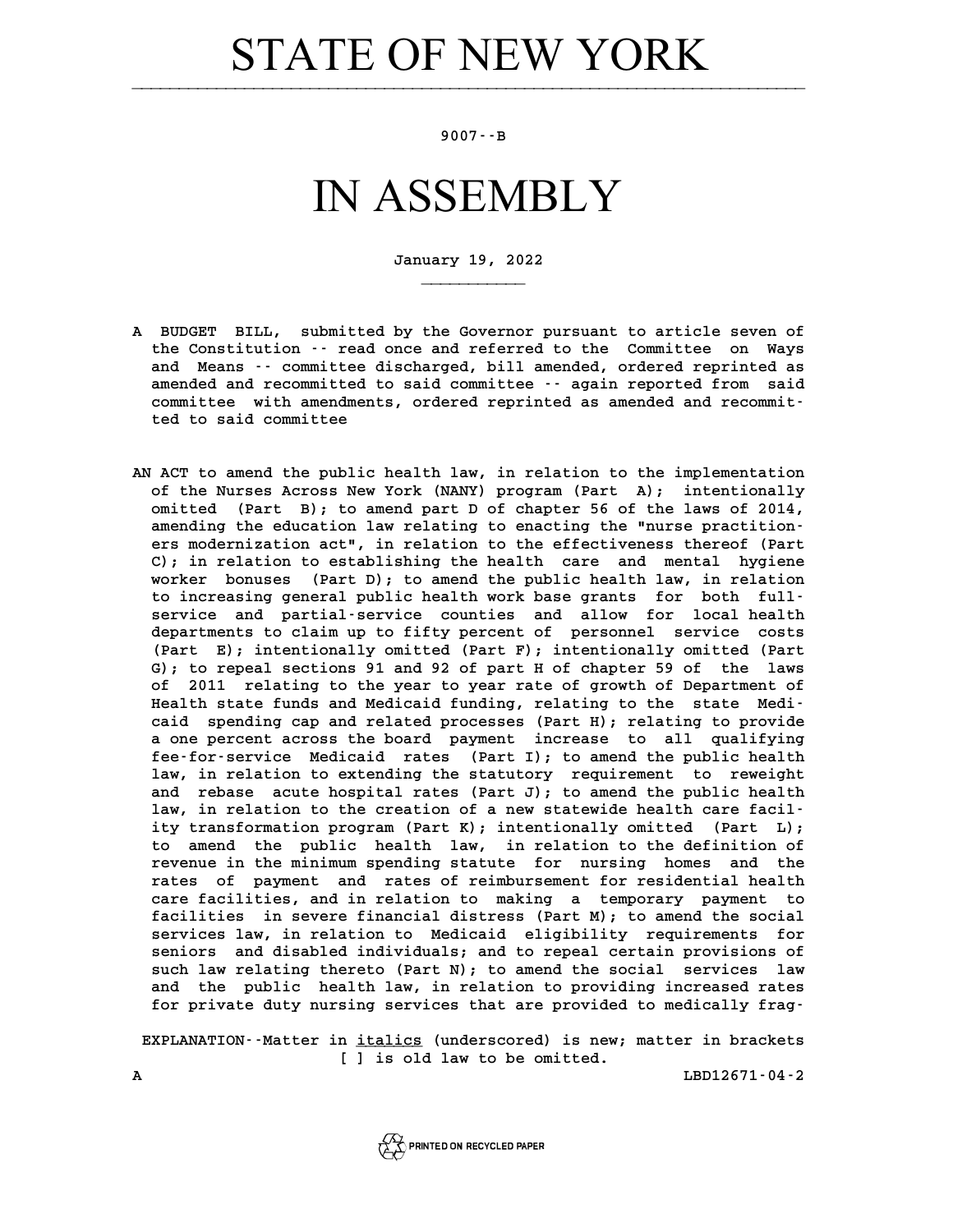# STATE OF NEW YORK

9007--B

# IN ASSEMBLY

January 19, 2022

A BUDGET BILL, submitted by the Governor pursuant to article seven of the Constitution -- read once and referred to the Committee on Ways and Means -- committee discharged, bill amended, ordered reprinted as amended and recommitted to said committee -- again reported from said committee with amendments, ordered reprinted as amended and recommitted to said committee

AN ACT to amend the public health law, in relation to the implementation of the Nurses Across New York (NANY) program (Part A); intentionally omitted (Part B); to amend part D of chapter 56 of the laws of 2014, amending the education law relating to enacting the "nurse practitioners modernization act", in relation to the effectiveness thereof (Part C); in relation to establishing the health care and mental hygiene worker bonuses (Part D); to amend the public health law, in relation to increasing general public health work base grants for both full-service and partial-service counties and allow for local health departments to claim up to fifty percent of personnel service costs (Part E); intentionally omitted (Part F); intentionally omitted (Part G); to repeal sections 91 and 92 of part H of chapter 59 of the laws of 2011 relating to the year to year rate of growth of Department of Health state funds and Medicaid funding, relating to the state Medicaid spending cap and related processes (Part H); relating to provide a one percent across the board payment increase to all qualifying fee-for-service Medicaid rates (Part I); to amend the public health law, in relation to extending the statutory requirement to reweight and rebase acute hospital rates (Part J); to amend the public health law, in relation to the creation of a new statewide health care facility transformation program (Part K); intentionally omitted (Part L); to amend the public health law, in relation to the definition of revenue in the minimum spending statute for nursing homes and the rates of payment and rates of reimbursement for residential health care facilities, and in relation to making a temporary payment to facilities in severe financial distress (Part M); to amend the social services law, in relation to Medicaid eligibility requirements for seniors and disabled individuals; and to repeal certain provisions of such law relating thereto (Part N); to amend the social services law and the public health law, in relation to providing increased rates for private duty nursing services that are provided to medically frag-

EXPLANATION--Matter in *italics* (underscored) is new; matter in brackets [ ] is old law to be omitted.

LBD12671-04-2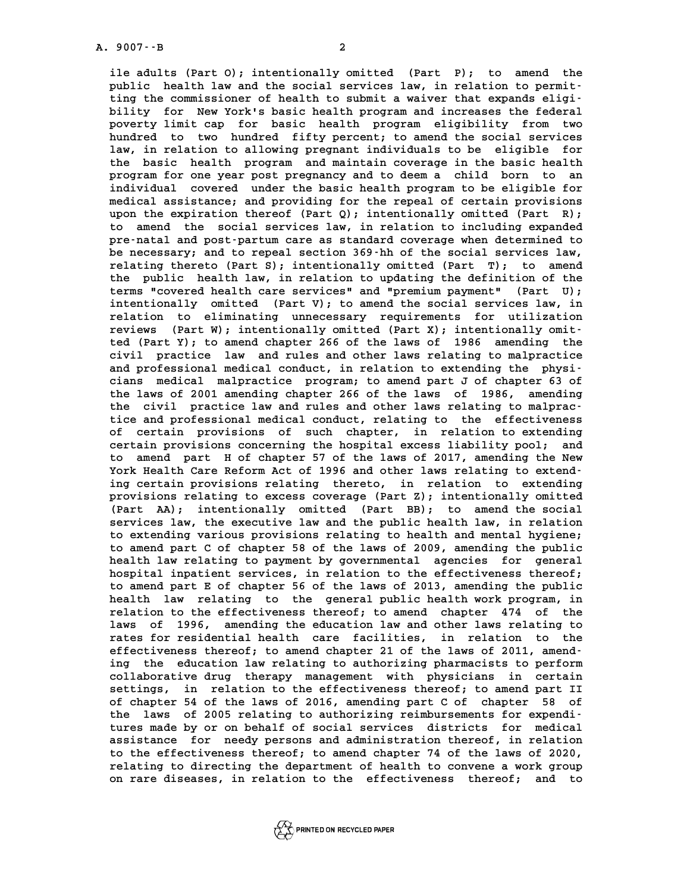ile adults (Part O); intentionally omitted (Part P); to amend the public health law and the social services law, in relation to permitting the commissioner of health to submit a waiver that expands eligibility for New York's basic health program and increases the federal poverty limit cap for basic health program eligibility from two hundred to two hundred fifty percent; to amend the social services law, in relation to allowing pregnant individuals to be eligible for the basic health program and maintain coverage in the basic health program for one year post pregnancy and to deem a child born to an individual covered under the basic health program to be eligible for medical assistance; and providing for the repeal of certain provisions upon the expiration thereof (Part Q); intentionally omitted (Part R); to amend the social services law, in relation to including expanded pre-natal and post-partum care as standard coverage when determined to be necessary; and to repeal section 369-hh of the social services law, relating thereto (Part S); intentionally omitted (Part T); to amend the public health law, in relation to updating the definition of the terms "covered health care services" and "premium payment" (Part U); intentionally omitted (Part V); to amend the social services law, in relation to eliminating unnecessary requirements for utilization reviews (Part W); intentionally omitted (Part X); intentionally omitted (Part Y); to amend chapter 266 of the laws of 1986 amending the civil practice law and rules and other laws relating to malpractice and professional medical conduct, in relation to extending the physicians medical malpractice program; to amend part J of chapter 63 of the laws of 2001 amending chapter 266 of the laws of 1986, amending the civil practice law and rules and other laws relating to malpractice and professional medical conduct, relating to the effectiveness of certain provisions of such chapter, in relation to extending certain provisions concerning the hospital excess liability pool; and to amend part H of chapter 57 of the laws of 2017, amending the New York Health Care Reform Act of 1996 and other laws relating to extending certain provisions relating thereto, in relation to extending provisions relating to excess coverage (Part Z); intentionally omitted (Part AA); intentionally omitted (Part BB); to amend the social services law, the executive law and the public health law, in relation to extending various provisions relating to health and mental hygiene; to amend part C of chapter 58 of the laws of 2009, amending the public health law relating to payment by governmental agencies for general hospital inpatient services, in relation to the effectiveness thereof; to amend part E of chapter 56 of the laws of 2013, amending the public health law relating to the general public health work program, in relation to the effectiveness thereof; to amend chapter 474 of the laws of 1996, amending the education law and other laws relating to rates for residential health care facilities, in relation to the effectiveness thereof; to amend chapter 21 of the laws of 2011, amending the education law relating to authorizing pharmacists to perform collaborative drug therapy management with physicians in certain settings, in relation to the effectiveness thereof; to amend part II of chapter 54 of the laws of 2016, amending part C of chapter 58 of the laws of 2005 relating to authorizing reimbursements for expenditures made by or on behalf of social services districts for medical assistance for needy persons and administration thereof, in relation to the effectiveness thereof; to amend chapter 74 of the laws of 2020, relating to directing the department of health to convene a work group on rare diseases, in relation to the effectiveness thereof; and to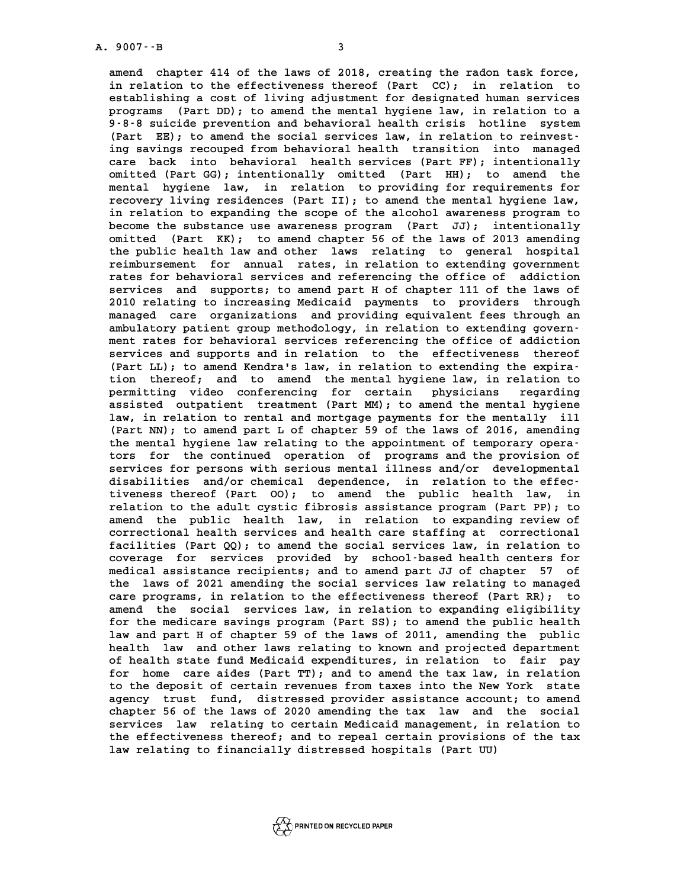amend chapter 414 of the laws of 2018, creating the radon task force, in relation to the effectiveness thereof (Part CC); in relation to establishing a cost of living adjustment for designated human services programs (Part DD); to amend the mental hygiene law, in relation to a 9-8-8 suicide prevention and behavioral health crisis hotline system (Part EE); to amend the social services law, in relation to reinvesting savings recouped from behavioral health transition into managed care back into behavioral health services (Part FF); intentionally omitted (Part GG); intentionally omitted (Part HH); to amend the mental hygiene law, in relation to providing for requirements for recovery living residences (Part II); to amend the mental hygiene law, in relation to expanding the scope of the alcohol awareness program to become the substance use awareness program (Part JJ); intentionally omitted (Part KK); to amend chapter 56 of the laws of 2013 amending the public health law and other laws relating to general hospital reimbursement for annual rates, in relation to extending government rates for behavioral services and referencing the office of addiction services and supports; to amend part H of chapter 111 of the laws of 2010 relating to increasing Medicaid payments to providers through managed care organizations and providing equivalent fees through an ambulatory patient group methodology, in relation to extending government rates for behavioral services referencing the office of addiction services and supports and in relation to the effectiveness thereof (Part LL); to amend Kendra's law, in relation to extending the expiration thereof; and to amend the mental hygiene law, in relation to permitting video conferencing for certain physicians regarding assisted outpatient treatment (Part MM); to amend the mental hygiene law, in relation to rental and mortgage payments for the mentally ill (Part NN); to amend part L of chapter 59 of the laws of 2016, amending the mental hygiene law relating to the appointment of temporary operators for the continued operation of programs and the provision of services for persons with serious mental illness and/or developmental disabilities and/or chemical dependence, in relation to the effectiveness thereof (Part OO); to amend the public health law, in relation to the adult cystic fibrosis assistance program (Part PP); to amend the public health law, in relation to expanding review of correctional health services and health care staffing at correctional facilities (Part QQ); to amend the social services law, in relation to coverage for services provided by school-based health centers for medical assistance recipients; and to amend part JJ of chapter 57 of the laws of 2021 amending the social services law relating to managed care programs, in relation to the effectiveness thereof (Part RR); to amend the social services law, in relation to expanding eligibility for the medicare savings program (Part SS); to amend the public health law and part H of chapter 59 of the laws of 2011, amending the public health law and other laws relating to known and projected department of health state fund Medicaid expenditures, in relation to fair pay for home care aides (Part TT); and to amend the tax law, in relation to the deposit of certain revenues from taxes into the New York state agency trust fund, distressed provider assistance account; to amend chapter 56 of the laws of 2020 amending the tax law and the social services law relating to certain Medicaid management, in relation to the effectiveness thereof; and to repeal certain provisions of the tax law relating to financially distressed hospitals (Part UU)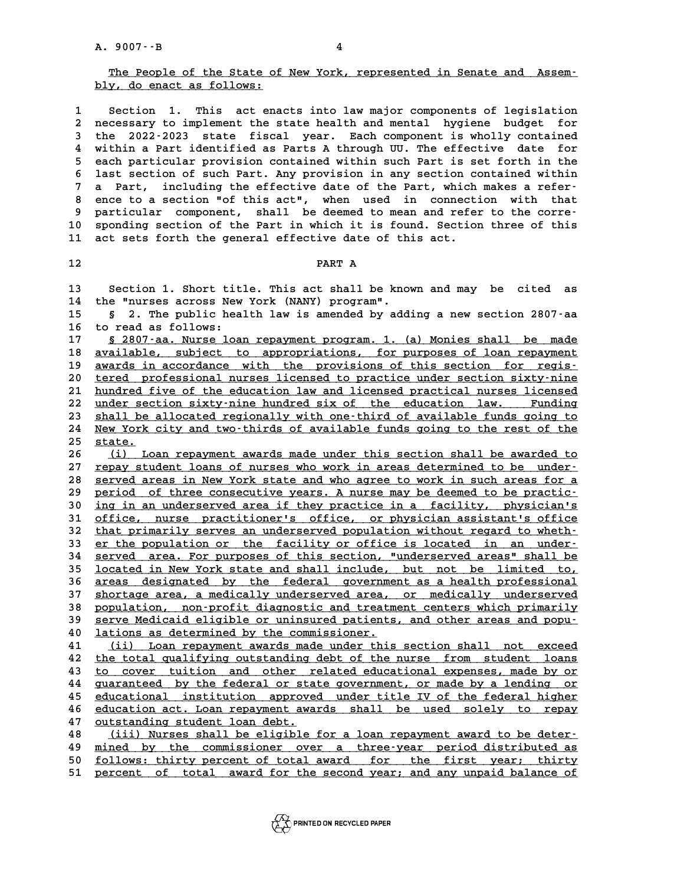The People of the State of New York, represented in Senate and Assembly, do enact as follows:

Section 1. This act enacts into law major components of legislation necessary to implement the state health and mental hygiene budget for the 2022-2023 state fiscal year. Each component is wholly contained within a Part identified as Parts A through UU. The effective date for each particular provision contained within such Part is set forth in the last section of such Part. Any provision in any section contained within a Part, including the effective date of the Part, which makes a reference to a section "of this act", when used in connection with that particular component, shall be deemed to mean and refer to the corresponding section of the Part in which it is found. Section three of this act sets forth the general effective date of this act.

PART A

Section 1. Short title. This act shall be known and may be cited as the "nurses across New York (NANY) program".

§ 2. The public health law is amended by adding a new section 2807-aa to read as follows:

§ 2807-aa. Nurse loan repayment program. 1. (a) Monies shall be made available, subject to appropriations, for purposes of loan repayment awards in accordance with the provisions of this section for registered professional nurses licensed to practice under section sixty-nine hundred five of the education law and licensed practical nurses licensed under section sixty-nine hundred six of the education law. Funding shall be allocated regionally with one-third of available funds going to New York city and two-thirds of available funds going to the rest of the state.

(i) Loan repayment awards made under this section shall be awarded to repay student loans of nurses who work in areas determined to be underserved areas in New York state and who agree to work in such areas for a period of three consecutive years. A nurse may be deemed to be practicing in an underserved area if they practice in a facility, physician's office, nurse practitioner's office, or physician assistant's office that primarily serves an underserved population without regard to whether the population or the facility or office is located in an underserved area. For purposes of this section, "underserved areas" shall be located in New York state and shall include, but not be limited to, areas designated by the federal government as a health professional shortage area, a medically underserved area, or medically underserved population, non-profit diagnostic and treatment centers which primarily serve Medicaid eligible or uninsured patients, and other areas and populations as determined by the commissioner.

(ii) Loan repayment awards made under this section shall not exceed the total qualifying outstanding debt of the nurse from student loans to cover tuition and other related educational expenses, made by or guaranteed by the federal or state government, or made by a lending or educational institution approved under title IV of the federal higher education act. Loan repayment awards shall be used solely to repay outstanding student loan debt.

(iii) Nurses shall be eligible for a loan repayment award to be determined by the commissioner over a three-year period distributed as follows: thirty percent of total award for the first year; thirty percent of total award for the second year; and any unpaid balance of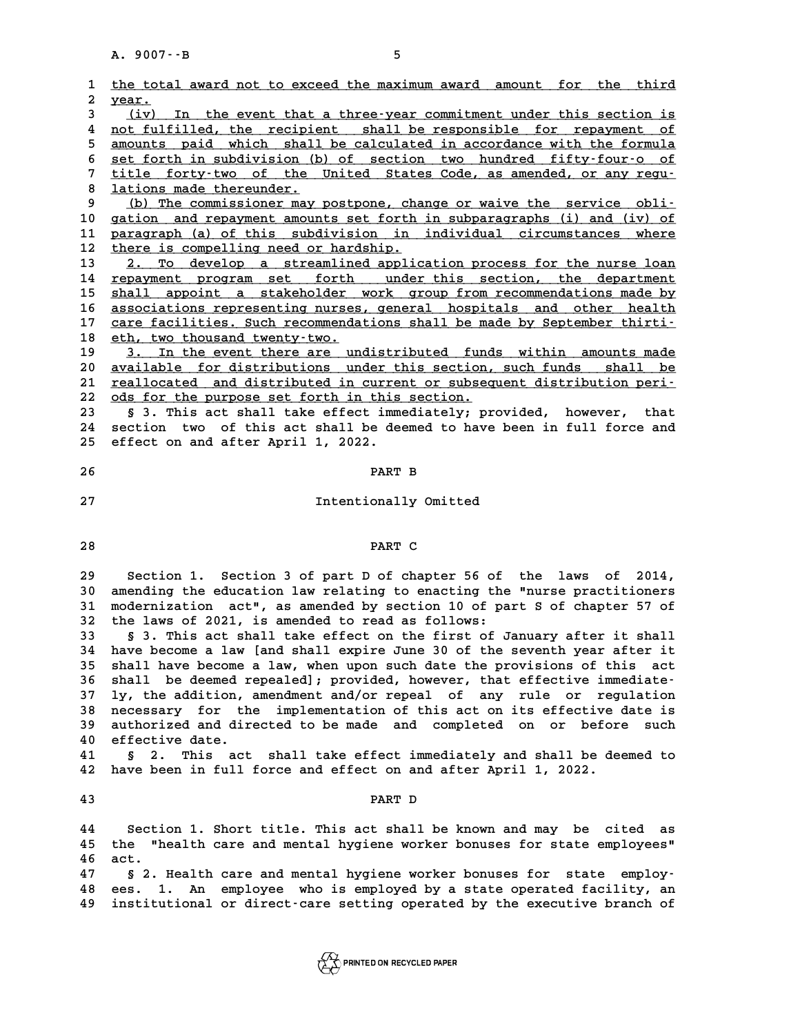the total award not to exceed the maximum award amount for the third year.

(iv) In the event that a three-year commitment under this section is not fulfilled, the recipient shall be responsible for repayment of amounts paid which shall be calculated in accordance with the formula set forth in subdivision (b) of section two hundred fifty-four-o of title forty-two of the United States Code, as amended, or any regulations made thereunder.

(b) The commissioner may postpone, change or waive the service obligation and repayment amounts set forth in subparagraphs (i) and (iv) of paragraph (a) of this subdivision in individual circumstances where there is compelling need or hardship.

2. To develop a streamlined application process for the nurse loan repayment program set forth under this section, the department shall appoint a stakeholder work group from recommendations made by associations representing nurses, general hospitals and other health care facilities. Such recommendations shall be made by September thirtieth, two thousand twenty-two.

3. In the event there are undistributed funds within amounts made available for distributions under this section, such funds shall be reallocated and distributed in current or subsequent distribution periods for the purpose set forth in this section.

§ 3. This act shall take effect immediately; provided, however, that section two of this act shall be deemed to have been in full force and effect on and after April 1, 2022.

## PART B

Intentionally Omitted

## PART C

Section 1. Section 3 of part D of chapter 56 of the laws of 2014, amending the education law relating to enacting the "nurse practitioners modernization act", as amended by section 10 of part S of chapter 57 of the laws of 2021, is amended to read as follows:

§ 3. This act shall take effect on the first of January after it shall have become a law [and shall expire June 30 of the seventh year after it shall have become a law, when upon such date the provisions of this act shall be deemed repealed]; provided, however, that effective immediately, the addition, amendment and/or repeal of any rule or regulation necessary for the implementation of this act on its effective date is authorized and directed to be made and completed on or before such effective date.

§ 2. This act shall take effect immediately and shall be deemed to have been in full force and effect on and after April 1, 2022.

## PART D

Section 1. Short title. This act shall be known and may be cited as the "health care and mental hygiene worker bonuses for state employees" act.

§ 2. Health care and mental hygiene worker bonuses for state employees. 1. An employee who is employed by a state operated facility, an institutional or direct-care setting operated by the executive branch of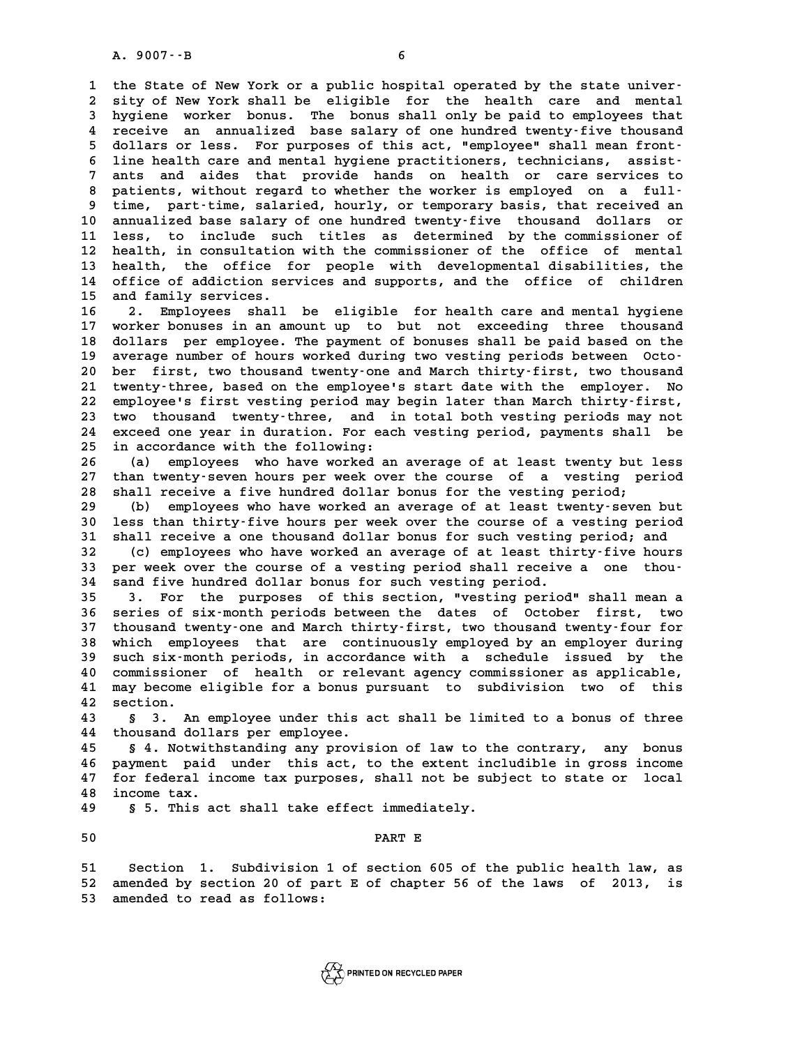the State of New York or a public hospital operated by the state university of New York shall be eligible for the health care and mental hygiene worker bonus. The bonus shall only be paid to employees that receive an annualized base salary of one hundred twenty-five thousand dollars or less. For purposes of this act, "employee" shall mean front-line health care and mental hygiene practitioners, technicians, assistants and aides that provide hands on health or care services to patients, without regard to whether the worker is employed on a full-time, part-time, salaried, hourly, or temporary basis, that received an annualized base salary of one hundred twenty-five thousand dollars or less, to include such titles as determined by the commissioner of health, in consultation with the commissioner of the office of mental health, the office for people with developmental disabilities, the office of addiction services and supports, and the office of children and family services.

2. Employees shall be eligible for health care and mental hygiene worker bonuses in an amount up to but not exceeding three thousand dollars per employee. The payment of bonuses shall be paid based on the average number of hours worked during two vesting periods between October first, two thousand twenty-one and March thirty-first, two thousand twenty-three, based on the employee's start date with the employer. No employee's first vesting period may begin later than March thirty-first, two thousand twenty-three, and in total both vesting periods may not exceed one year in duration. For each vesting period, payments shall be in accordance with the following:

(a) employees who have worked an average of at least twenty but less than twenty-seven hours per week over the course of a vesting period shall receive a five hundred dollar bonus for the vesting period;

(b) employees who have worked an average of at least twenty-seven but less than thirty-five hours per week over the course of a vesting period shall receive a one thousand dollar bonus for such vesting period; and

(c) employees who have worked an average of at least thirty-five hours per week over the course of a vesting period shall receive a one thousand five hundred dollar bonus for such vesting period.

3. For the purposes of this section, "vesting period" shall mean a series of six-month periods between the dates of October first, two thousand twenty-one and March thirty-first, two thousand twenty-four for which employees that are continuously employed by an employer during such six-month periods, in accordance with a schedule issued by the commissioner of health or relevant agency commissioner as applicable, may become eligible for a bonus pursuant to subdivision two of this section.

§ 3. An employee under this act shall be limited to a bonus of three thousand dollars per employee.

§ 4. Notwithstanding any provision of law to the contrary, any bonus payment paid under this act, to the extent includible in gross income for federal income tax purposes, shall not be subject to state or local income tax.

§ 5. This act shall take effect immediately.

PART E

Section 1. Subdivision 1 of section 605 of the public health law, as amended by section 20 of part E of chapter 56 of the laws of 2013, is amended to read as follows: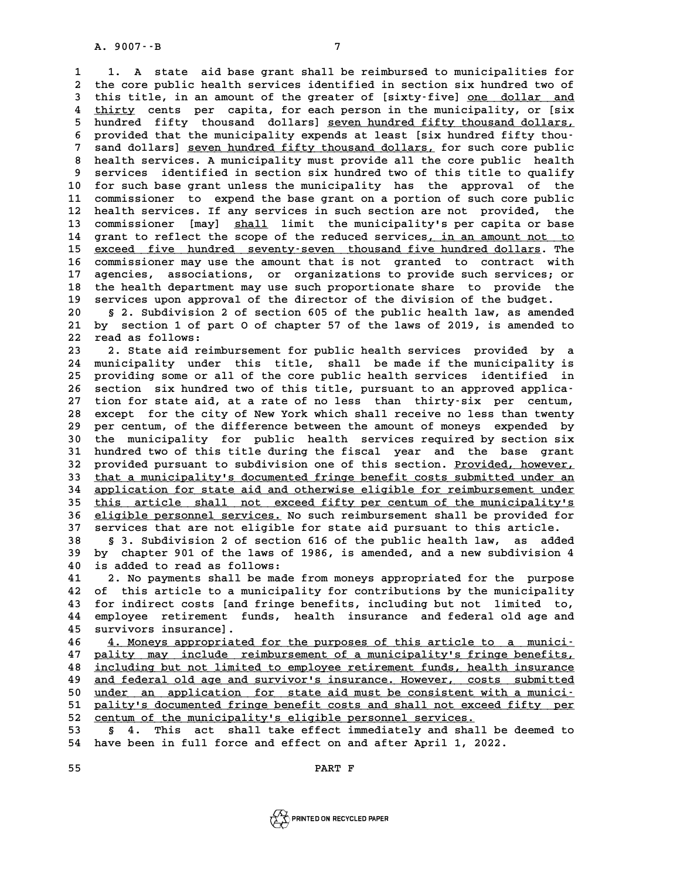1. A state aid base grant shall be reimbursed to municipalities for the core public health services identified in section six hundred two of this title, in an amount of the greater of [sixty-five] one dollar and thirty cents per capita, for each person in the municipality, or [six hundred fifty thousand dollars] seven hundred fifty thousand dollars, provided that the municipality expends at least [six hundred fifty thousand dollars] seven hundred fifty thousand dollars, for such core public health services. A municipality must provide all the core public health services identified in section six hundred two of this title to qualify for such base grant unless the municipality has the approval of the commissioner to expend the base grant on a portion of such core public health services. If any services in such section are not provided, the commissioner [may] shall limit the municipality's per capita or base grant to reflect the scope of the reduced services, in an amount not to exceed five hundred seventy-seven thousand five hundred dollars. The commissioner may use the amount that is not granted to contract with agencies, associations, or organizations to provide such services; or the health department may use such proportionate share to provide the services upon approval of the director of the division of the budget.

§ 2. Subdivision 2 of section 605 of the public health law, as amended by section 1 of part O of chapter 57 of the laws of 2019, is amended to read as follows:

2. State aid reimbursement for public health services provided by a municipality under this title, shall be made if the municipality is providing some or all of the core public health services identified in section six hundred two of this title, pursuant to an approved application for state aid, at a rate of no less than thirty-six per centum, except for the city of New York which shall receive no less than twenty per centum, of the difference between the amount of moneys expended by the municipality for public health services required by section six hundred two of this title during the fiscal year and the base grant provided pursuant to subdivision one of this section. Provided, however, that a municipality's documented fringe benefit costs submitted under an application for state aid and otherwise eligible for reimbursement under this article shall not exceed fifty per centum of the municipality's eligible personnel services. No such reimbursement shall be provided for services that are not eligible for state aid pursuant to this article.

§ 3. Subdivision 2 of section 616 of the public health law, as added by chapter 901 of the laws of 1986, is amended, and a new subdivision 4 is added to read as follows:

2. No payments shall be made from moneys appropriated for the purpose of this article to a municipality for contributions by the municipality for indirect costs [and fringe benefits, including but not limited to, employee retirement funds, health insurance and federal old age and survivors insurance].

4. Moneys appropriated for the purposes of this article to a municipality may include reimbursement of a municipality's fringe benefits, including but not limited to employee retirement funds, health insurance and federal old age and survivor's insurance. However, costs submitted under an application for state aid must be consistent with a municipality's documented fringe benefit costs and shall not exceed fifty per centum of the municipality's eligible personnel services.

§ 4. This act shall take effect immediately and shall be deemed to have been in full force and effect on and after April 1, 2022.

PART F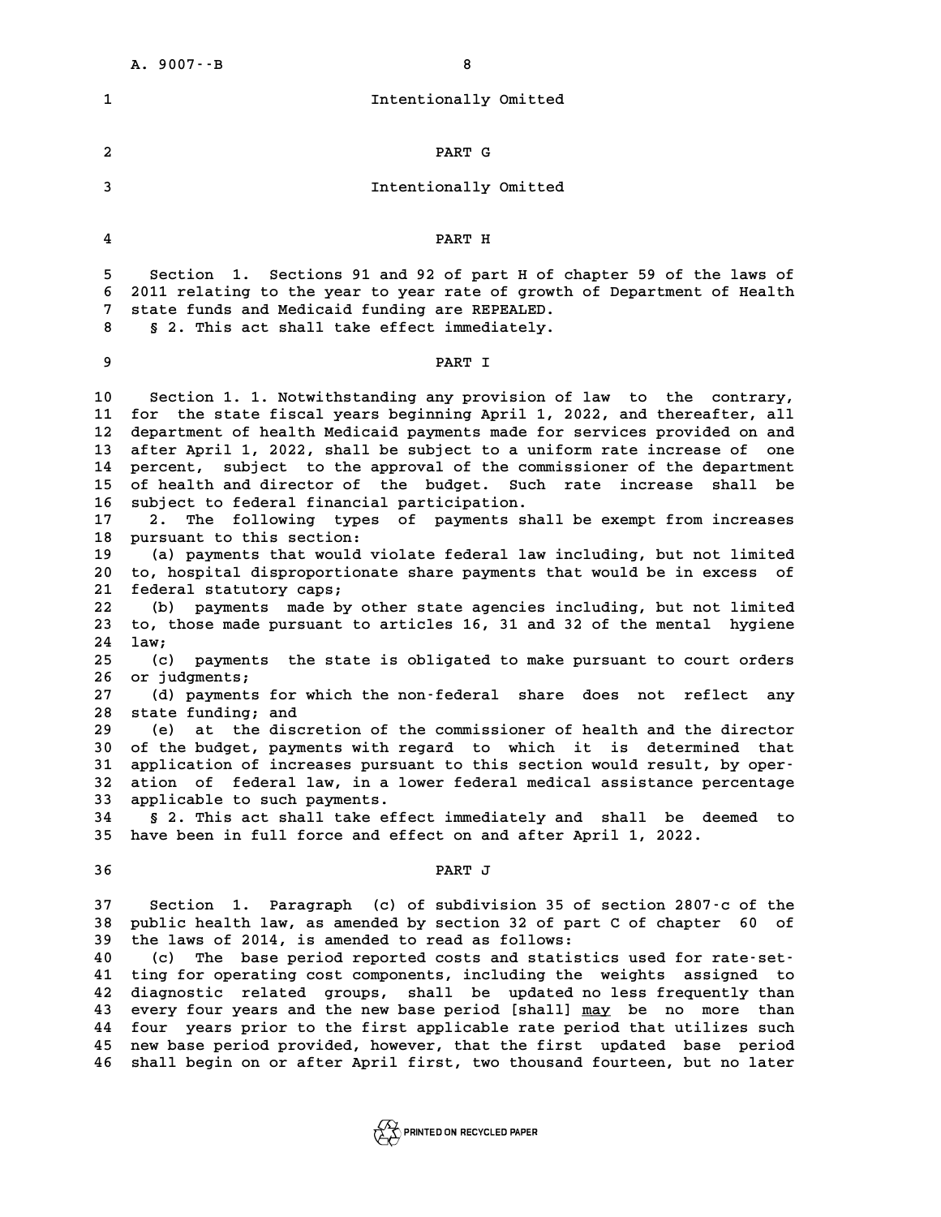Intentionally Omitted

PART G

Intentionally Omitted

PART H

Section 1. Sections 91 and 92 of part H of chapter 59 of the laws of 2011 relating to the year to year rate of growth of Department of Health state funds and Medicaid funding are REPEALED.

§ 2. This act shall take effect immediately.

PART I

Section 1. 1. Notwithstanding any provision of law to the contrary, for the state fiscal years beginning April 1, 2022, and thereafter, all department of health Medicaid payments made for services provided on and after April 1, 2022, shall be subject to a uniform rate increase of one percent, subject to the approval of the commissioner of the department of health and director of the budget. Such rate increase shall be subject to federal financial participation.

2. The following types of payments shall be exempt from increases pursuant to this section:

(a) payments that would violate federal law including, but not limited to, hospital disproportionate share payments that would be in excess of federal statutory caps;

(b) payments made by other state agencies including, but not limited to, those made pursuant to articles 16, 31 and 32 of the mental hygiene law;

(c) payments the state is obligated to make pursuant to court orders or judgments;

(d) payments for which the non-federal share does not reflect any state funding; and

(e) at the discretion of the commissioner of health and the director of the budget, payments with regard to which it is determined that application of increases pursuant to this section would result, by operation of federal law, in a lower federal medical assistance percentage applicable to such payments.

§ 2. This act shall take effect immediately and shall be deemed to have been in full force and effect on and after April 1, 2022.

PART J

Section 1. Paragraph (c) of subdivision 35 of section 2807-c of the public health law, as amended by section 32 of part C of chapter 60 of the laws of 2014, is amended to read as follows:

(c) The base period reported costs and statistics used for rate-setting for operating cost components, including the weights assigned to diagnostic related groups, shall be updated no less frequently than every four years and the new base period [shall] <u>may</u> be no more than four years prior to the first applicable rate period that utilizes such new base period provided, however, that the first updated base period shall begin on or after April first, two thousand fourteen, but no later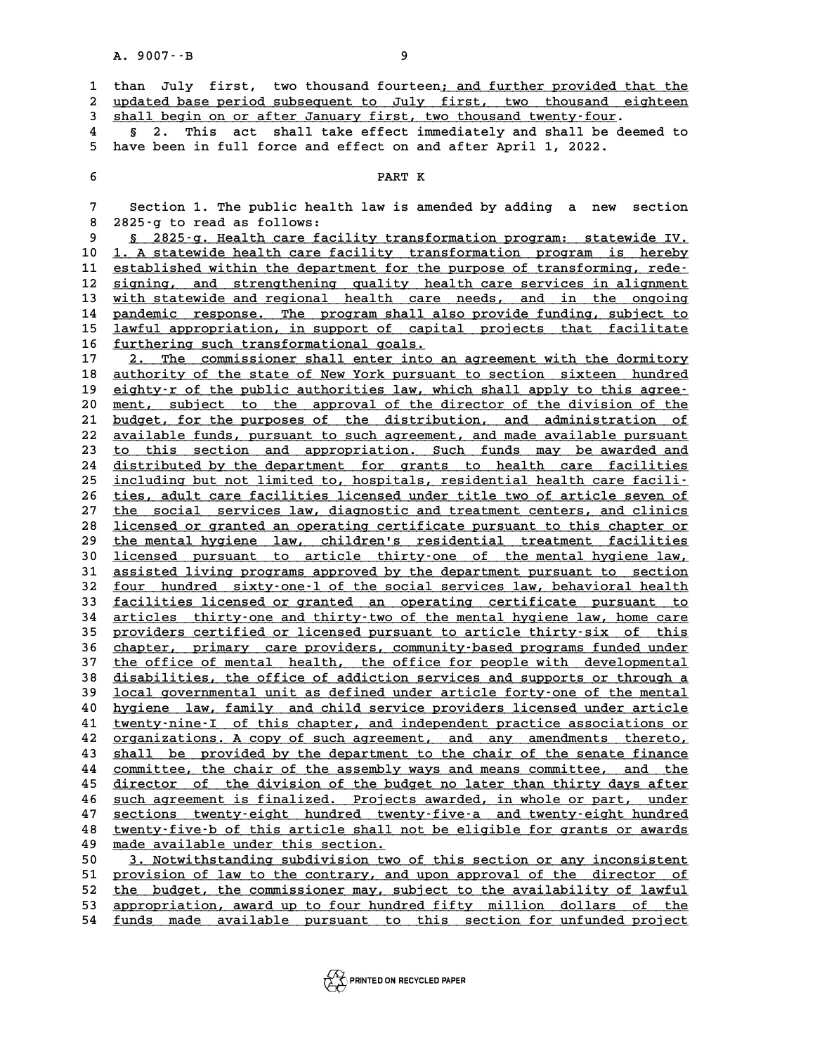than July first, two thousand fourteen; and further provided that the updated base period subsequent to July first, two thousand eighteen shall begin on or after January first, two thousand twenty-four.

§ 2. This act shall take effect immediately and shall be deemed to have been in full force and effect on and after April 1, 2022.

## PART K

Section 1. The public health law is amended by adding a new section 2825-g to read as follows:

§ 2825-g. Health care facility transformation program: statewide IV. 1. A statewide health care facility transformation program is hereby established within the department for the purpose of transforming, redesigning, and strengthening quality health care services in alignment with statewide and regional health care needs, and in the ongoing pandemic response. The program shall also provide funding, subject to lawful appropriation, in support of capital projects that facilitate furthering such transformational goals.

2. The commissioner shall enter into an agreement with the dormitory authority of the state of New York pursuant to section sixteen hundred eighty-r of the public authorities law, which shall apply to this agreement, subject to the approval of the director of the division of the budget, for the purposes of the distribution, and administration of available funds, pursuant to such agreement, and made available pursuant to this section and appropriation. Such funds may be awarded and distributed by the department for grants to health care facilities including but not limited to, hospitals, residential health care facilities, adult care facilities licensed under title two of article seven of the social services law, diagnostic and treatment centers, and clinics licensed or granted an operating certificate pursuant to this chapter or the mental hygiene law, children's residential treatment facilities licensed pursuant to article thirty-one of the mental hygiene law, assisted living programs approved by the department pursuant to section four hundred sixty-one-l of the social services law, behavioral health facilities licensed or granted an operating certificate pursuant to articles thirty-one and thirty-two of the mental hygiene law, home care providers certified or licensed pursuant to article thirty-six of this chapter, primary care providers, community-based programs funded under the office of mental health, the office for people with developmental disabilities, the office of addiction services and supports or through a local governmental unit as defined under article forty-one of the mental hygiene law, family and child service providers licensed under article twenty-nine-I of this chapter, and independent practice associations or organizations. A copy of such agreement, and any amendments thereto, shall be provided by the department to the chair of the senate finance committee, the chair of the assembly ways and means committee, and the director of the division of the budget no later than thirty days after such agreement is finalized. Projects awarded, in whole or part, under sections twenty-eight hundred twenty-five-a and twenty-eight hundred twenty-five-b of this article shall not be eligible for grants or awards made available under this section.

3. Notwithstanding subdivision two of this section or any inconsistent provision of law to the contrary, and upon approval of the director of the budget, the commissioner may, subject to the availability of lawful appropriation, award up to four hundred fifty million dollars of the funds made available pursuant to this section for unfunded project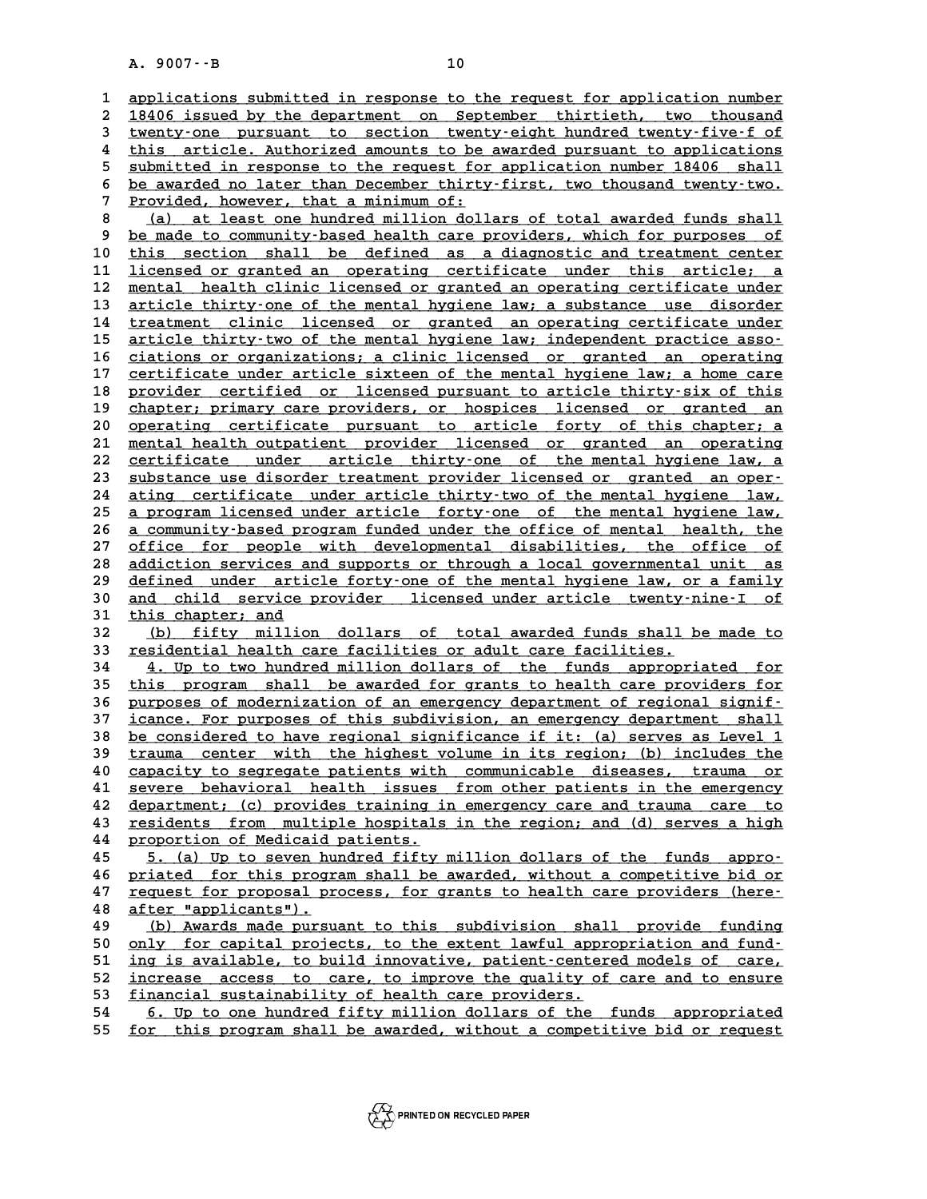applications submitted in response to the request for application number 18406 issued by the department on September thirtieth, two thousand twenty-one pursuant to section twenty-eight hundred twenty-five-f of this article. Authorized amounts to be awarded pursuant to applications submitted in response to the request for application number 18406 shall be awarded no later than December thirty-first, two thousand twenty-two. Provided, however, that a minimum of:

(a) at least one hundred million dollars of total awarded funds shall be made to community-based health care providers, which for purposes of this section shall be defined as a diagnostic and treatment center licensed or granted an operating certificate under this article; a mental health clinic licensed or granted an operating certificate under article thirty-one of the mental hygiene law; a substance use disorder treatment clinic licensed or granted an operating certificate under article thirty-two of the mental hygiene law; independent practice associations or organizations; a clinic licensed or granted an operating certificate under article sixteen of the mental hygiene law; a home care provider certified or licensed pursuant to article thirty-six of this chapter; primary care providers, or hospices licensed or granted an operating certificate pursuant to article forty of this chapter; a mental health outpatient provider licensed or granted an operating certificate under article thirty-one of the mental hygiene law, a substance use disorder treatment provider licensed or granted an operating certificate under article thirty-two of the mental hygiene law, a program licensed under article forty-one of the mental hygiene law, a community-based program funded under the office of mental health, the office for people with developmental disabilities, the office of addiction services and supports or through a local governmental unit as defined under article forty-one of the mental hygiene law, or a family and child service provider licensed under article twenty-nine-I of this chapter; and

(b) fifty million dollars of total awarded funds shall be made to residential health care facilities or adult care facilities.

4. Up to two hundred million dollars of the funds appropriated for this program shall be awarded for grants to health care providers for purposes of modernization of an emergency department of regional significance. For purposes of this subdivision, an emergency department shall be considered to have regional significance if it: (a) serves as Level 1 trauma center with the highest volume in its region; (b) includes the capacity to segregate patients with communicable diseases, trauma or severe behavioral health issues from other patients in the emergency department; (c) provides training in emergency care and trauma care to residents from multiple hospitals in the region; and (d) serves a high proportion of Medicaid patients.

5. (a) Up to seven hundred fifty million dollars of the funds appropriated for this program shall be awarded, without a competitive bid or request for proposal process, for grants to health care providers (hereafter "applicants").

(b) Awards made pursuant to this subdivision shall provide funding only for capital projects, to the extent lawful appropriation and funding is available, to build innovative, patient-centered models of care, increase access to care, to improve the quality of care and to ensure financial sustainability of health care providers.

6. Up to one hundred fifty million dollars of the funds appropriated for this program shall be awarded, without a competitive bid or request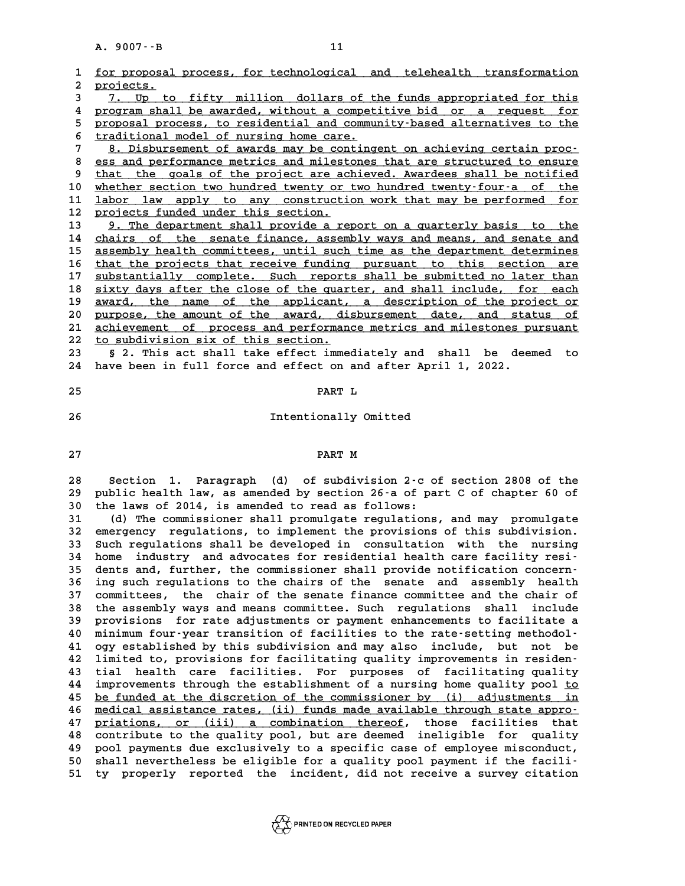for proposal process, for technological and telehealth transformation projects.

7. Up to fifty million dollars of the funds appropriated for this program shall be awarded, without a competitive bid or a request for proposal process, to residential and community-based alternatives to the traditional model of nursing home care.

8. Disbursement of awards may be contingent on achieving certain process and performance metrics and milestones that are structured to ensure that the goals of the project are achieved. Awardees shall be notified whether section two hundred twenty or two hundred twenty-four-a of the labor law apply to any construction work that may be performed for projects funded under this section.

9. The department shall provide a report on a quarterly basis to the chairs of the senate finance, assembly ways and means, and senate and assembly health committees, until such time as the department determines that the projects that receive funding pursuant to this section are substantially complete. Such reports shall be submitted no later than sixty days after the close of the quarter, and shall include, for each award, the name of the applicant, a description of the project or purpose, the amount of the award, disbursement date, and status of achievement of process and performance metrics and milestones pursuant to subdivision six of this section.

§ 2. This act shall take effect immediately and shall be deemed to have been in full force and effect on and after April 1, 2022.

PART L

Intentionally Omitted

PART M

Section 1. Paragraph (d) of subdivision 2-c of section 2808 of the public health law, as amended by section 26-a of part C of chapter 60 of the laws of 2014, is amended to read as follows:

(d) The commissioner shall promulgate regulations, and may promulgate emergency regulations, to implement the provisions of this subdivision. Such regulations shall be developed in consultation with the nursing home industry and advocates for residential health care facility residents and, further, the commissioner shall provide notification concerning such regulations to the chairs of the senate and assembly health committees, the chair of the senate finance committee and the chair of the assembly ways and means committee. Such regulations shall include provisions for rate adjustments or payment enhancements to facilitate a minimum four-year transition of facilities to the rate-setting methodology established by this subdivision and may also include, but not be limited to, provisions for facilitating quality improvements in residential health care facilities. For purposes of facilitating quality improvements through the establishment of a nursing home quality pool to be funded at the discretion of the commissioner by (i) adjustments in medical assistance rates, (ii) funds made available through state appropriations, or (iii) a combination thereof, those facilities that contribute to the quality pool, but are deemed ineligible for quality pool payments due exclusively to a specific case of employee misconduct, shall nevertheless be eligible for a quality pool payment if the facility properly reported the incident, did not receive a survey citation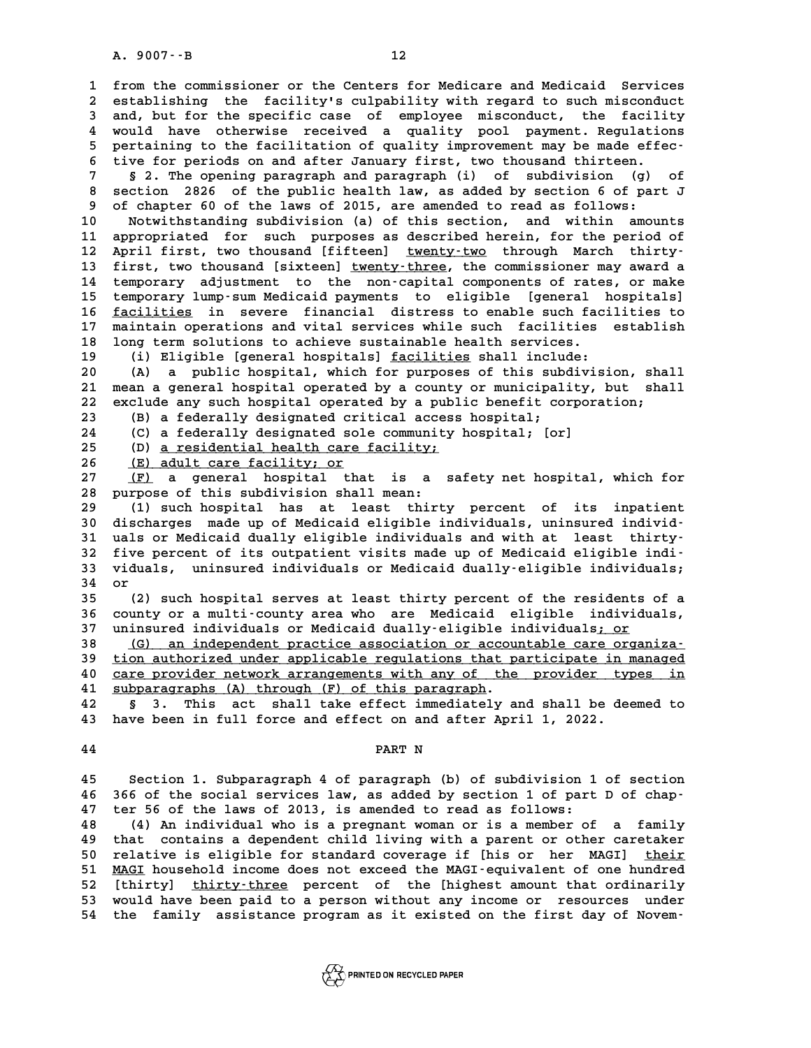from the commissioner or the Centers for Medicare and Medicaid Services establishing the facility's culpability with regard to such misconduct and, but for the specific case of employee misconduct, the facility would have otherwise received a quality pool payment. Regulations pertaining to the facilitation of quality improvement may be made effective for periods on and after January first, two thousand thirteen.

§ 2. The opening paragraph and paragraph (i) of subdivision (g) of section 2826 of the public health law, as added by section 6 of part J of chapter 60 of the laws of 2015, are amended to read as follows:

Notwithstanding subdivision (a) of this section, and within amounts appropriated for such purposes as described herein, for the period of April first, two thousand [fifteen] <u>twenty-two</u> through March thirty-first, two thousand [sixteen] <u>twenty-three</u>, the commissioner may award a temporary adjustment to the non-capital components of rates, or make temporary lump-sum Medicaid payments to eligible [general hospitals] <u>facilities</u> in severe financial distress to enable such facilities to maintain operations and vital services while such facilities establish long term solutions to achieve sustainable health services.

(i) Eligible [general hospitals] <u>facilities</u> shall include:

(A) a public hospital, which for purposes of this subdivision, shall mean a general hospital operated by a county or municipality, but shall exclude any such hospital operated by a public benefit corporation;

(B) a federally designated critical access hospital;

(C) a federally designated sole community hospital; [or]

(D) <u>a residential health care facility;</u>

<u>(E) adult care facility; or</u>

<u>(F)</u> a general hospital that is a safety net hospital, which for purpose of this subdivision shall mean:

(1) such hospital has at least thirty percent of its inpatient discharges made up of Medicaid eligible individuals, uninsured individuals or Medicaid dually eligible individuals and with at least thirty-five percent of its outpatient visits made up of Medicaid eligible individuals, uninsured individuals or Medicaid dually-eligible individuals; or

(2) such hospital serves at least thirty percent of the residents of a county or a multi-county area who are Medicaid eligible individuals, uninsured individuals or Medicaid dually-eligible individuals<u>; or</u>

<u>(G) an independent practice association or accountable care organization authorized under applicable regulations that participate in managed care provider network arrangements with any of the provider types in subparagraphs (A) through (F) of this paragraph</u>.

§ 3. This act shall take effect immediately and shall be deemed to have been in full force and effect on and after April 1, 2022.

## PART N

Section 1. Subparagraph 4 of paragraph (b) of subdivision 1 of section 366 of the social services law, as added by section 1 of part D of chapter 56 of the laws of 2013, is amended to read as follows:

(4) An individual who is a pregnant woman or is a member of a family that contains a dependent child living with a parent or other caretaker relative is eligible for standard coverage if [his or her MAGI] <u>their MAGI</u> household income does not exceed the MAGI-equivalent of one hundred [thirty] <u>thirty-three</u> percent of the [highest amount that ordinarily would have been paid to a person without any income or resources under the family assistance program as it existed on the first day of Novem-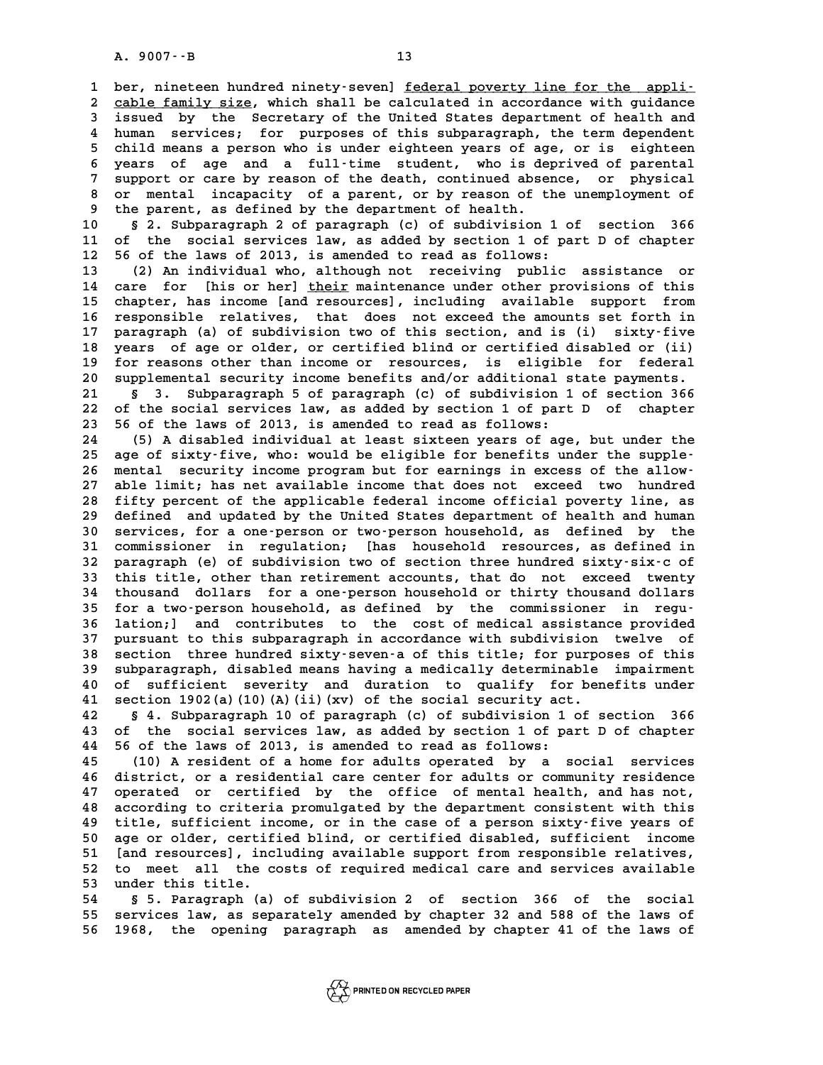ber, nineteen hundred ninety-seven] federal poverty line for the applicable family size, which shall be calculated in accordance with guidance issued by the Secretary of the United States department of health and human services; for purposes of this subparagraph, the term dependent child means a person who is under eighteen years of age, or is eighteen years of age and a full-time student, who is deprived of parental support or care by reason of the death, continued absence, or physical or mental incapacity of a parent, or by reason of the unemployment of the parent, as defined by the department of health.

§ 2. Subparagraph 2 of paragraph (c) of subdivision 1 of section 366 of the social services law, as added by section 1 of part D of chapter 56 of the laws of 2013, is amended to read as follows:

(2) An individual who, although not receiving public assistance or care for [his or her] their maintenance under other provisions of this chapter, has income [and resources], including available support from responsible relatives, that does not exceed the amounts set forth in paragraph (a) of subdivision two of this section, and is (i) sixty-five years of age or older, or certified blind or certified disabled or (ii) for reasons other than income or resources, is eligible for federal supplemental security income benefits and/or additional state payments.

§ 3. Subparagraph 5 of paragraph (c) of subdivision 1 of section 366 of the social services law, as added by section 1 of part D of chapter 56 of the laws of 2013, is amended to read as follows:

(5) A disabled individual at least sixteen years of age, but under the age of sixty-five, who: would be eligible for benefits under the supplemental security income program but for earnings in excess of the allowable limit; has net available income that does not exceed two hundred fifty percent of the applicable federal income official poverty line, as defined and updated by the United States department of health and human services, for a one-person or two-person household, as defined by the commissioner in regulation; [has household resources, as defined in paragraph (e) of subdivision two of section three hundred sixty-six-c of this title, other than retirement accounts, that do not exceed twenty thousand dollars for a one-person household or thirty thousand dollars for a two-person household, as defined by the commissioner in regulation;] and contributes to the cost of medical assistance provided pursuant to this subparagraph in accordance with subdivision twelve of section three hundred sixty-seven-a of this title; for purposes of this subparagraph, disabled means having a medically determinable impairment of sufficient severity and duration to qualify for benefits under section 1902(a)(10)(A)(ii)(xv) of the social security act.

§ 4. Subparagraph 10 of paragraph (c) of subdivision 1 of section 366 of the social services law, as added by section 1 of part D of chapter 56 of the laws of 2013, is amended to read as follows:

(10) A resident of a home for adults operated by a social services district, or a residential care center for adults or community residence operated or certified by the office of mental health, and has not, according to criteria promulgated by the department consistent with this title, sufficient income, or in the case of a person sixty-five years of age or older, certified blind, or certified disabled, sufficient income [and resources], including available support from responsible relatives, to meet all the costs of required medical care and services available under this title.

§ 5. Paragraph (a) of subdivision 2 of section 366 of the social services law, as separately amended by chapter 32 and 588 of the laws of 1968, the opening paragraph as amended by chapter 41 of the laws of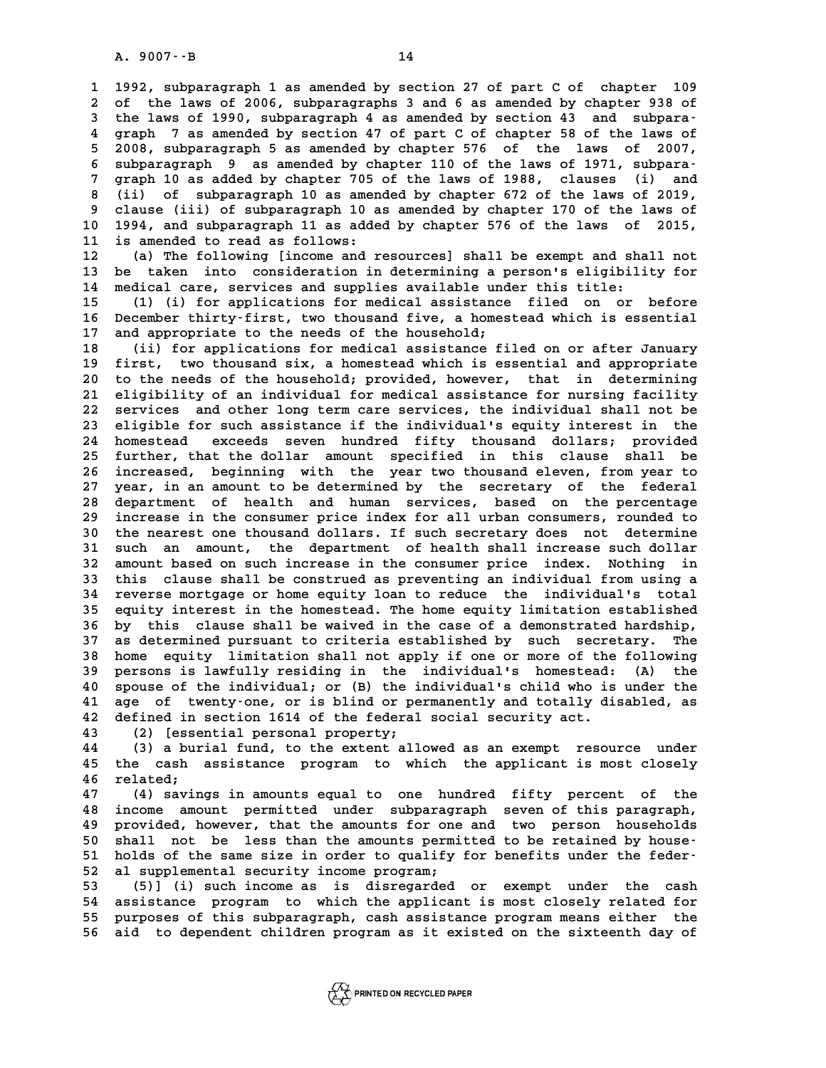1992, subparagraph 1 as amended by section 27 of part C of chapter 109 of the laws of 2006, subparagraphs 3 and 6 as amended by chapter 938 of the laws of 1990, subparagraph 4 as amended by section 43 and subparagraph 7 as amended by section 47 of part C of chapter 58 of the laws of 2008, subparagraph 5 as amended by chapter 576 of the laws of 2007, subparagraph 9 as amended by chapter 110 of the laws of 1971, subparagraph 10 as added by chapter 705 of the laws of 1988, clauses (i) and (ii) of subparagraph 10 as amended by chapter 672 of the laws of 2019, clause (iii) of subparagraph 10 as amended by chapter 170 of the laws of 1994, and subparagraph 11 as added by chapter 576 of the laws of 2015, is amended to read as follows:

(a) The following [income and resources] shall be exempt and shall not be taken into consideration in determining a person's eligibility for medical care, services and supplies available under this title:

(1) (i) for applications for medical assistance filed on or before December thirty-first, two thousand five, a homestead which is essential and appropriate to the needs of the household;

(ii) for applications for medical assistance filed on or after January first, two thousand six, a homestead which is essential and appropriate to the needs of the household; provided, however, that in determining eligibility of an individual for medical assistance for nursing facility services and other long term care services, the individual shall not be eligible for such assistance if the individual's equity interest in the homestead exceeds seven hundred fifty thousand dollars; provided further, that the dollar amount specified in this clause shall be increased, beginning with the year two thousand eleven, from year to year, in an amount to be determined by the secretary of the federal department of health and human services, based on the percentage increase in the consumer price index for all urban consumers, rounded to the nearest one thousand dollars. If such secretary does not determine such an amount, the department of health shall increase such dollar amount based on such increase in the consumer price index. Nothing in this clause shall be construed as preventing an individual from using a reverse mortgage or home equity loan to reduce the individual's total equity interest in the homestead. The home equity limitation established by this clause shall be waived in the case of a demonstrated hardship, as determined pursuant to criteria established by such secretary. The home equity limitation shall not apply if one or more of the following persons is lawfully residing in the individual's homestead: (A) the spouse of the individual; or (B) the individual's child who is under the age of twenty-one, or is blind or permanently and totally disabled, as defined in section 1614 of the federal social security act.

(2) [essential personal property;

(3) a burial fund, to the extent allowed as an exempt resource under the cash assistance program to which the applicant is most closely related;

(4) savings in amounts equal to one hundred fifty percent of the income amount permitted under subparagraph seven of this paragraph, provided, however, that the amounts for one and two person households shall not be less than the amounts permitted to be retained by households of the same size in order to qualify for benefits under the federal supplemental security income program;

(5)] (i) such income as is disregarded or exempt under the cash assistance program to which the applicant is most closely related for purposes of this subparagraph, cash assistance program means either the aid to dependent children program as it existed on the sixteenth day of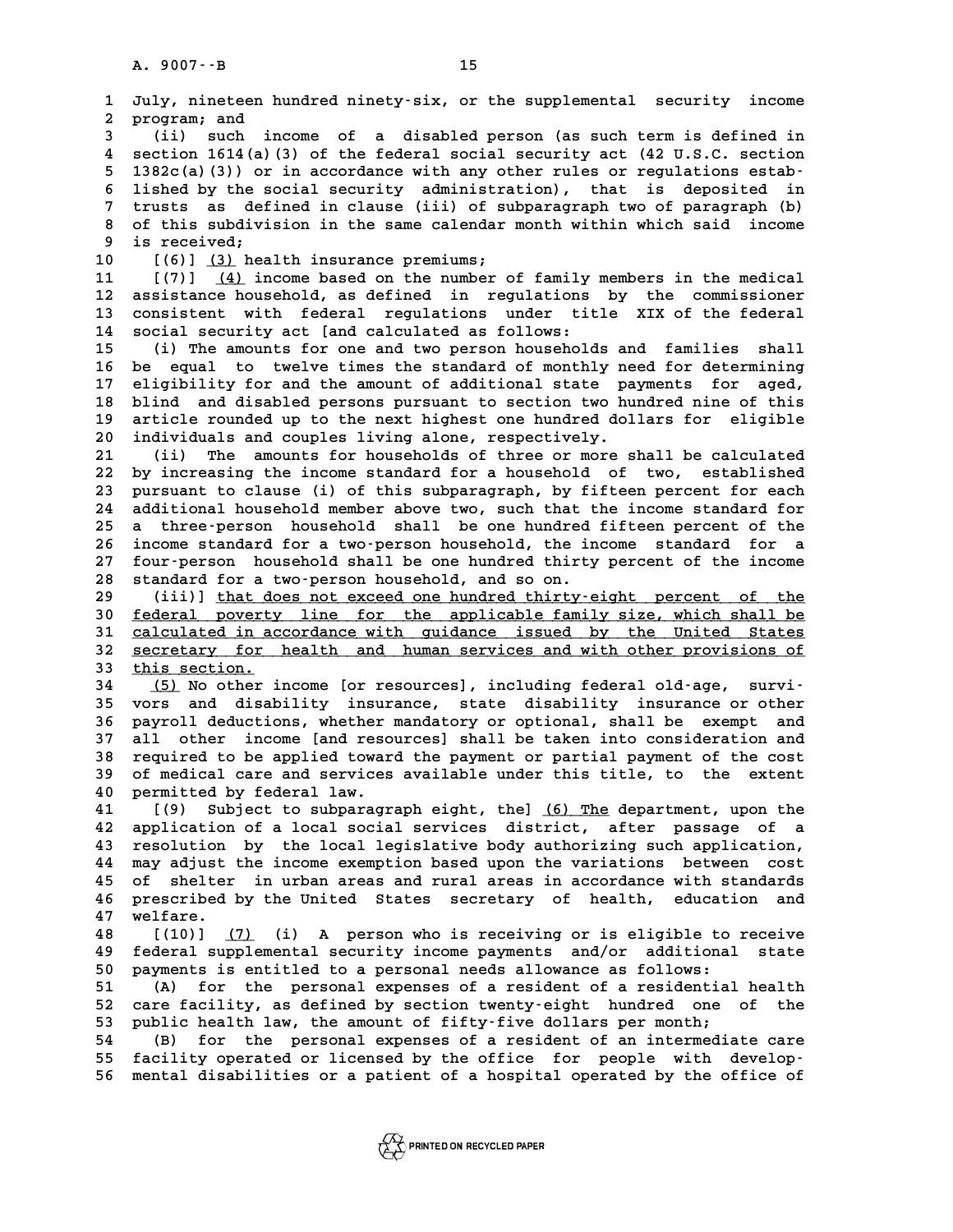July, nineteen hundred ninety-six, or the supplemental security income program; and

(ii) such income of a disabled person (as such term is defined in section 1614(a)(3) of the federal social security act (42 U.S.C. section 1382c(a)(3)) or in accordance with any other rules or regulations established by the social security administration), that is deposited in trusts as defined in clause (iii) of subparagraph two of paragraph (b) of this subdivision in the same calendar month within which said income is received;

[(6)] (3) health insurance premiums;

[(7)] (4) income based on the number of family members in the medical assistance household, as defined in regulations by the commissioner consistent with federal regulations under title XIX of the federal social security act [and calculated as follows:

(i) The amounts for one and two person households and families shall be equal to twelve times the standard of monthly need for determining eligibility for and the amount of additional state payments for aged, blind and disabled persons pursuant to section two hundred nine of this article rounded up to the next highest one hundred dollars for eligible individuals and couples living alone, respectively.

(ii) The amounts for households of three or more shall be calculated by increasing the income standard for a household of two, established pursuant to clause (i) of this subparagraph, by fifteen percent for each additional household member above two, such that the income standard for a three-person household shall be one hundred fifteen percent of the income standard for a two-person household, the income standard for a four-person household shall be one hundred thirty percent of the income standard for a two-person household, and so on.

(iii)] that does not exceed one hundred thirty-eight percent of the federal poverty line for the applicable family size, which shall be calculated in accordance with guidance issued by the United States secretary for health and human services and with other provisions of this section.

(5) No other income [or resources], including federal old-age, survivors and disability insurance, state disability insurance or other payroll deductions, whether mandatory or optional, shall be exempt and all other income [and resources] shall be taken into consideration and required to be applied toward the payment or partial payment of the cost of medical care and services available under this title, to the extent permitted by federal law.

[(9) Subject to subparagraph eight, the] (6) The department, upon the application of a local social services district, after passage of a resolution by the local legislative body authorizing such application, may adjust the income exemption based upon the variations between cost of shelter in urban areas and rural areas in accordance with standards prescribed by the United States secretary of health, education and welfare.

[(10)] (7) (i) A person who is receiving or is eligible to receive federal supplemental security income payments and/or additional state payments is entitled to a personal needs allowance as follows:

(A) for the personal expenses of a resident of a residential health care facility, as defined by section twenty-eight hundred one of the public health law, the amount of fifty-five dollars per month;

(B) for the personal expenses of a resident of an intermediate care facility operated or licensed by the office for people with developmental disabilities or a patient of a hospital operated by the office of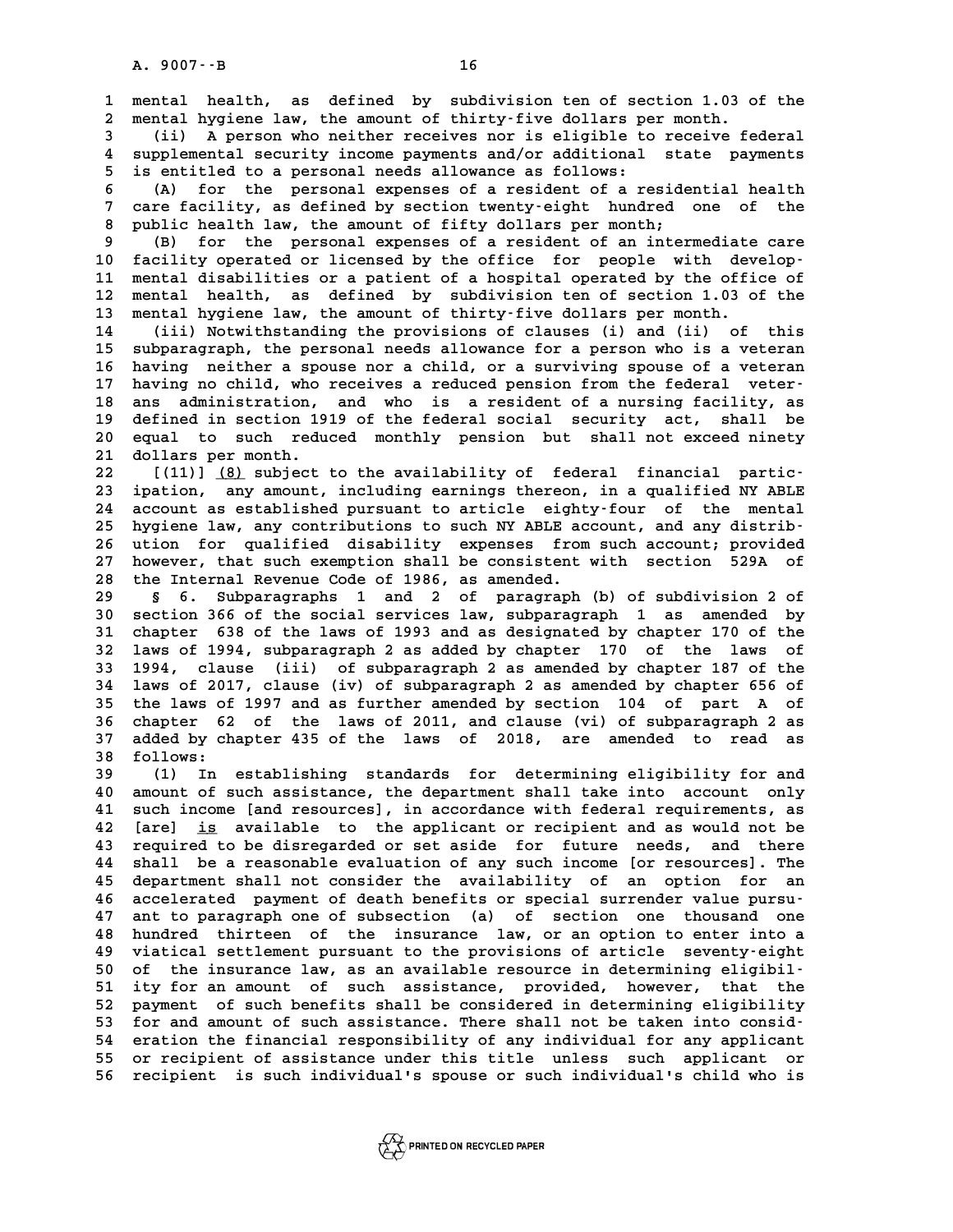mental health, as defined by subdivision ten of section 1.03 of the mental hygiene law, the amount of thirty-five dollars per month.

(ii) A person who neither receives nor is eligible to receive federal supplemental security income payments and/or additional state payments is entitled to a personal needs allowance as follows:

(A) for the personal expenses of a resident of a residential health care facility, as defined by section twenty-eight hundred one of the public health law, the amount of fifty dollars per month;

(B) for the personal expenses of a resident of an intermediate care facility operated or licensed by the office for people with developmental disabilities or a patient of a hospital operated by the office of mental health, as defined by subdivision ten of section 1.03 of the mental hygiene law, the amount of thirty-five dollars per month.

(iii) Notwithstanding the provisions of clauses (i) and (ii) of this subparagraph, the personal needs allowance for a person who is a veteran having neither a spouse nor a child, or a surviving spouse of a veteran having no child, who receives a reduced pension from the federal veterans administration, and who is a resident of a nursing facility, as defined in section 1919 of the federal social security act, shall be equal to such reduced monthly pension but shall not exceed ninety dollars per month.

[(11)] _(8)_ subject to the availability of federal financial participation, any amount, including earnings thereon, in a qualified NY ABLE account as established pursuant to article eighty-four of the mental hygiene law, any contributions to such NY ABLE account, and any distribution for qualified disability expenses from such account; provided however, that such exemption shall be consistent with section 529A of the Internal Revenue Code of 1986, as amended.

§ 6. Subparagraphs 1 and 2 of paragraph (b) of subdivision 2 of section 366 of the social services law, subparagraph 1 as amended by chapter 638 of the laws of 1993 and as designated by chapter 170 of the laws of 1994, subparagraph 2 as added by chapter 170 of the laws of 1994, clause (iii) of subparagraph 2 as amended by chapter 187 of the laws of 2017, clause (iv) of subparagraph 2 as amended by chapter 656 of the laws of 1997 and as further amended by section 104 of part A of chapter 62 of the laws of 2011, and clause (vi) of subparagraph 2 as added by chapter 435 of the laws of 2018, are amended to read as follows:

(1) In establishing standards for determining eligibility for and amount of such assistance, the department shall take into account only such income [and resources], in accordance with federal requirements, as [are] _is_ available to the applicant or recipient and as would not be required to be disregarded or set aside for future needs, and there shall be a reasonable evaluation of any such income [or resources]. The department shall not consider the availability of an option for an accelerated payment of death benefits or special surrender value pursuant to paragraph one of subsection (a) of section one thousand one hundred thirteen of the insurance law, or an option to enter into a viatical settlement pursuant to the provisions of article seventy-eight of the insurance law, as an available resource in determining eligibility for an amount of such assistance, provided, however, that the payment of such benefits shall be considered in determining eligibility for and amount of such assistance. There shall not be taken into consideration the financial responsibility of any individual for any applicant or recipient of assistance under this title unless such applicant or recipient is such individual's spouse or such individual's child who is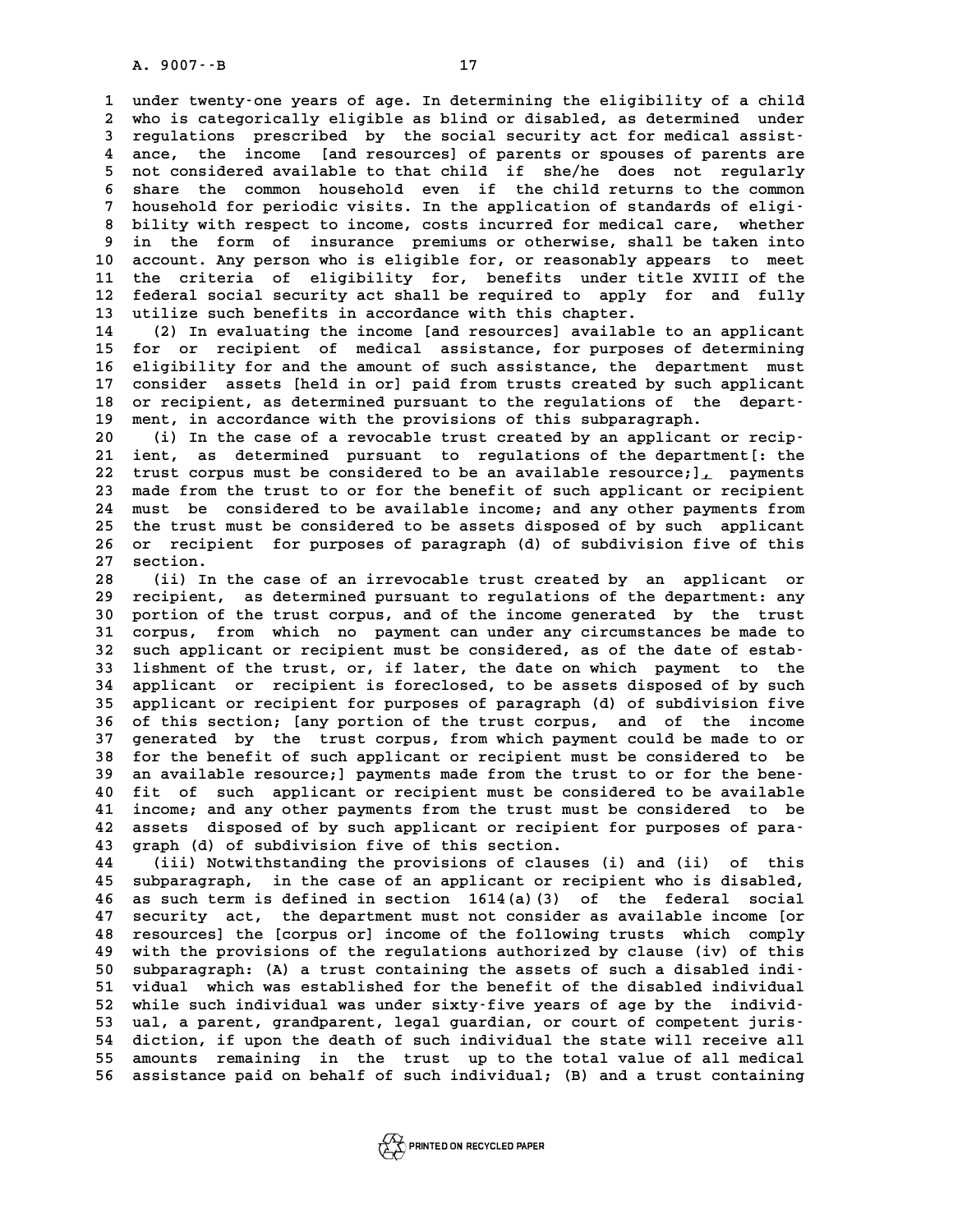under twenty-one years of age. In determining the eligibility of a child who is categorically eligible as blind or disabled, as determined under regulations prescribed by the social security act for medical assistance, the income [and resources] of parents or spouses of parents are not considered available to that child if she/he does not regularly share the common household even if the child returns to the common household for periodic visits. In the application of standards of eligibility with respect to income, costs incurred for medical care, whether in the form of insurance premiums or otherwise, shall be taken into account. Any person who is eligible for, or reasonably appears to meet the criteria of eligibility for, benefits under title XVIII of the federal social security act shall be required to apply for and fully utilize such benefits in accordance with this chapter.

(2) In evaluating the income [and resources] available to an applicant for or recipient of medical assistance, for purposes of determining eligibility for and the amount of such assistance, the department must consider assets [held in or] paid from trusts created by such applicant or recipient, as determined pursuant to the regulations of the department, in accordance with the provisions of this subparagraph.

(i) In the case of a revocable trust created by an applicant or recipient, as determined pursuant to regulations of the department[: the trust corpus must be considered to be an available resource;], payments made from the trust to or for the benefit of such applicant or recipient must be considered to be available income; and any other payments from the trust must be considered to be assets disposed of by such applicant or recipient for purposes of paragraph (d) of subdivision five of this section.

(ii) In the case of an irrevocable trust created by an applicant or recipient, as determined pursuant to regulations of the department: any portion of the trust corpus, and of the income generated by the trust corpus, from which no payment can under any circumstances be made to such applicant or recipient must be considered, as of the date of establishment of the trust, or, if later, the date on which payment to the applicant or recipient is foreclosed, to be assets disposed of by such applicant or recipient for purposes of paragraph (d) of subdivision five of this section; [any portion of the trust corpus, and of the income generated by the trust corpus, from which payment could be made to or for the benefit of such applicant or recipient must be considered to be an available resource;] payments made from the trust to or for the benefit of such applicant or recipient must be considered to be available income; and any other payments from the trust must be considered to be assets disposed of by such applicant or recipient for purposes of paragraph (d) of subdivision five of this section.

(iii) Notwithstanding the provisions of clauses (i) and (ii) of this subparagraph, in the case of an applicant or recipient who is disabled, as such term is defined in section 1614(a)(3) of the federal social security act, the department must not consider as available income [or resources] the [corpus or] income of the following trusts which comply with the provisions of the regulations authorized by clause (iv) of this subparagraph: (A) a trust containing the assets of such a disabled individual which was established for the benefit of the disabled individual while such individual was under sixty-five years of age by the individual, a parent, grandparent, legal guardian, or court of competent jurisdiction, if upon the death of such individual the state will receive all amounts remaining in the trust up to the total value of all medical assistance paid on behalf of such individual; (B) and a trust containing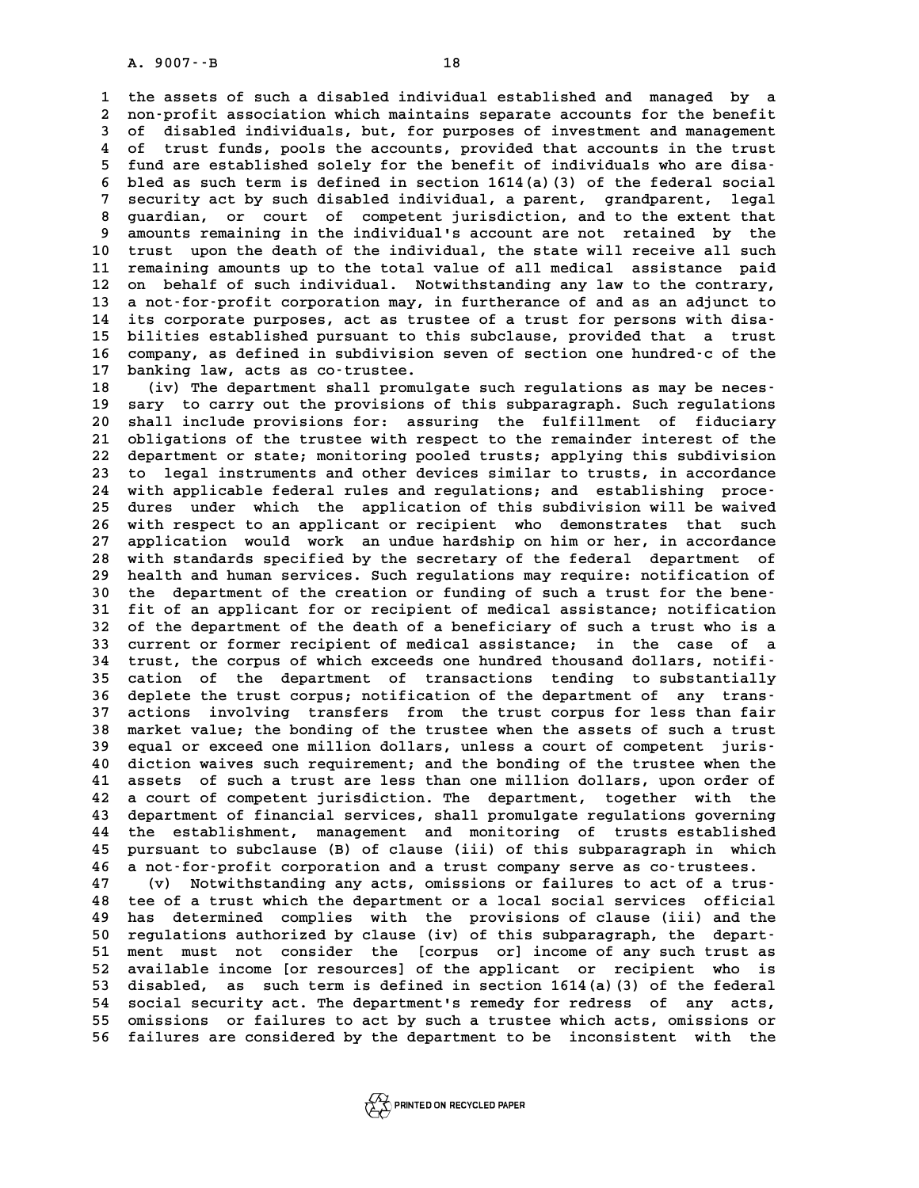the assets of such a disabled individual established and managed by a non-profit association which maintains separate accounts for the benefit of disabled individuals, but, for purposes of investment and management of trust funds, pools the accounts, provided that accounts in the trust fund are established solely for the benefit of individuals who are disabled as such term is defined in section 1614(a)(3) of the federal social security act by such disabled individual, a parent, grandparent, legal guardian, or court of competent jurisdiction, and to the extent that amounts remaining in the individual's account are not retained by the trust upon the death of the individual, the state will receive all such remaining amounts up to the total value of all medical assistance paid on behalf of such individual. Notwithstanding any law to the contrary, a not-for-profit corporation may, in furtherance of and as an adjunct to its corporate purposes, act as trustee of a trust for persons with disabilities established pursuant to this subclause, provided that a trust company, as defined in subdivision seven of section one hundred-c of the banking law, acts as co-trustee.

(iv) The department shall promulgate such regulations as may be necessary to carry out the provisions of this subparagraph. Such regulations shall include provisions for: assuring the fulfillment of fiduciary obligations of the trustee with respect to the remainder interest of the department or state; monitoring pooled trusts; applying this subdivision to legal instruments and other devices similar to trusts, in accordance with applicable federal rules and regulations; and establishing procedures under which the application of this subdivision will be waived with respect to an applicant or recipient who demonstrates that such application would work an undue hardship on him or her, in accordance with standards specified by the secretary of the federal department of health and human services. Such regulations may require: notification of the department of the creation or funding of such a trust for the benefit of an applicant for or recipient of medical assistance; notification of the department of the death of a beneficiary of such a trust who is a current or former recipient of medical assistance; in the case of a trust, the corpus of which exceeds one hundred thousand dollars, notification of the department of transactions tending to substantially deplete the trust corpus; notification of the department of any transactions involving transfers from the trust corpus for less than fair market value; the bonding of the trustee when the assets of such a trust equal or exceed one million dollars, unless a court of competent jurisdiction waives such requirement; and the bonding of the trustee when the assets of such a trust are less than one million dollars, upon order of a court of competent jurisdiction. The department, together with the department of financial services, shall promulgate regulations governing the establishment, management and monitoring of trusts established pursuant to subclause (B) of clause (iii) of this subparagraph in which a not-for-profit corporation and a trust company serve as co-trustees.

(v) Notwithstanding any acts, omissions or failures to act of a trustee of a trust which the department or a local social services official has determined complies with the provisions of clause (iii) and the regulations authorized by clause (iv) of this subparagraph, the department must not consider the [corpus or] income of any such trust as available income [or resources] of the applicant or recipient who is disabled, as such term is defined in section 1614(a)(3) of the federal social security act. The department's remedy for redress of any acts, omissions or failures to act by such a trustee which acts, omissions or failures are considered by the department to be inconsistent with the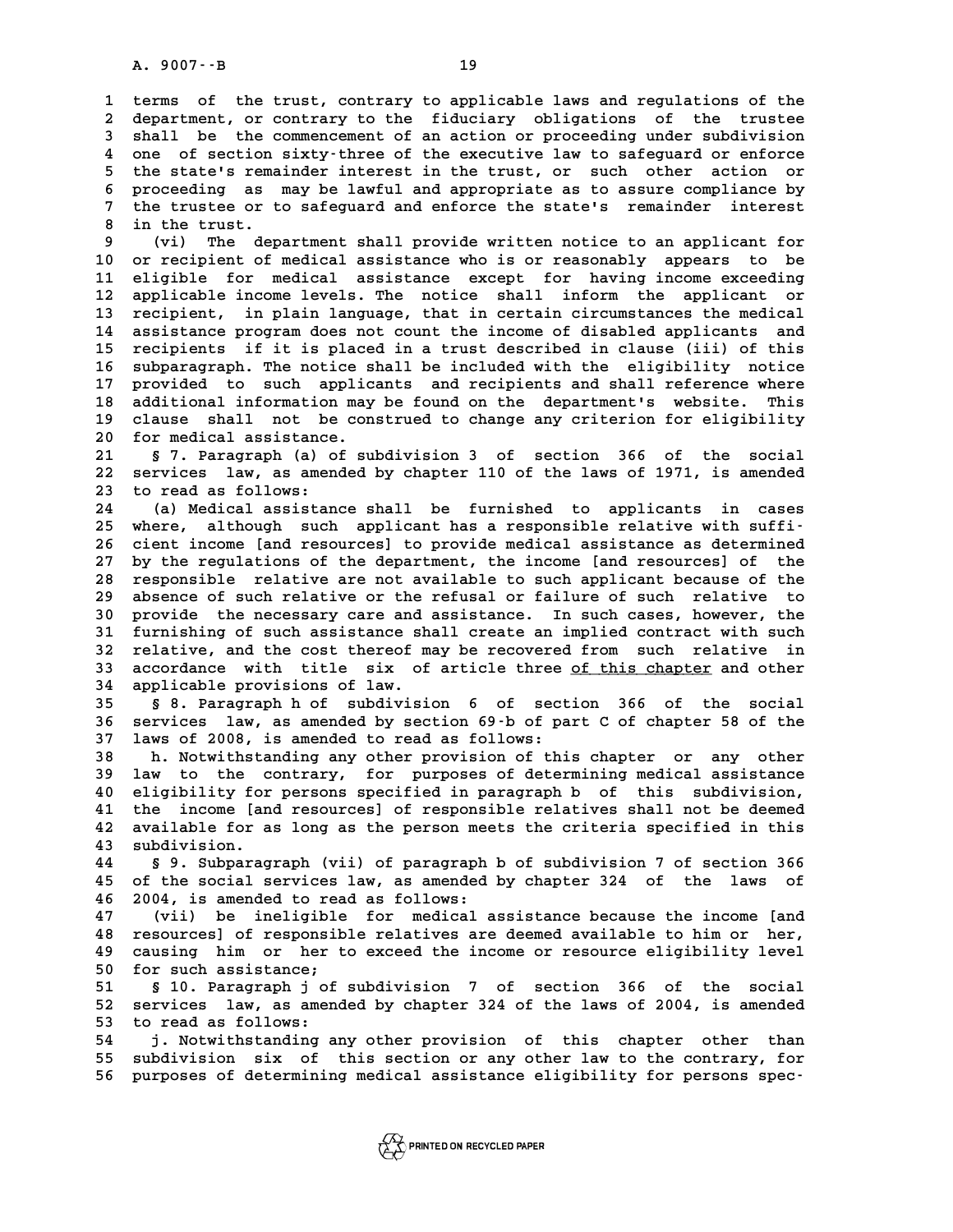terms of the trust, contrary to applicable laws and regulations of the department, or contrary to the fiduciary obligations of the trustee shall be the commencement of an action or proceeding under subdivision one of section sixty-three of the executive law to safeguard or enforce the state's remainder interest in the trust, or such other action or proceeding as may be lawful and appropriate as to assure compliance by the trustee or to safeguard and enforce the state's remainder interest in the trust.

(vi) The department shall provide written notice to an applicant for or recipient of medical assistance who is or reasonably appears to be eligible for medical assistance except for having income exceeding applicable income levels. The notice shall inform the applicant or recipient, in plain language, that in certain circumstances the medical assistance program does not count the income of disabled applicants and recipients if it is placed in a trust described in clause (iii) of this subparagraph. The notice shall be included with the eligibility notice provided to such applicants and recipients and shall reference where additional information may be found on the department's website. This clause shall not be construed to change any criterion for eligibility for medical assistance.

§ 7. Paragraph (a) of subdivision 3 of section 366 of the social services law, as amended by chapter 110 of the laws of 1971, is amended to read as follows:

(a) Medical assistance shall be furnished to applicants in cases where, although such applicant has a responsible relative with sufficient income [and resources] to provide medical assistance as determined by the regulations of the department, the income [and resources] of the responsible relative are not available to such applicant because of the absence of such relative or the refusal or failure of such relative to provide the necessary care and assistance. In such cases, however, the furnishing of such assistance shall create an implied contract with such relative, and the cost thereof may be recovered from such relative in accordance with title six of article three <u>of this chapter</u> and other applicable provisions of law.

§ 8. Paragraph h of subdivision 6 of section 366 of the social services law, as amended by section 69-b of part C of chapter 58 of the laws of 2008, is amended to read as follows:

h. Notwithstanding any other provision of this chapter or any other law to the contrary, for purposes of determining medical assistance eligibility for persons specified in paragraph b of this subdivision, the income [and resources] of responsible relatives shall not be deemed available for as long as the person meets the criteria specified in this subdivision.

§ 9. Subparagraph (vii) of paragraph b of subdivision 7 of section 366 of the social services law, as amended by chapter 324 of the laws of 2004, is amended to read as follows:

(vii) be ineligible for medical assistance because the income [and resources] of responsible relatives are deemed available to him or her, causing him or her to exceed the income or resource eligibility level for such assistance;

§ 10. Paragraph j of subdivision 7 of section 366 of the social services law, as amended by chapter 324 of the laws of 2004, is amended to read as follows:

j. Notwithstanding any other provision of this chapter other than subdivision six of this section or any other law to the contrary, for purposes of determining medical assistance eligibility for persons spec-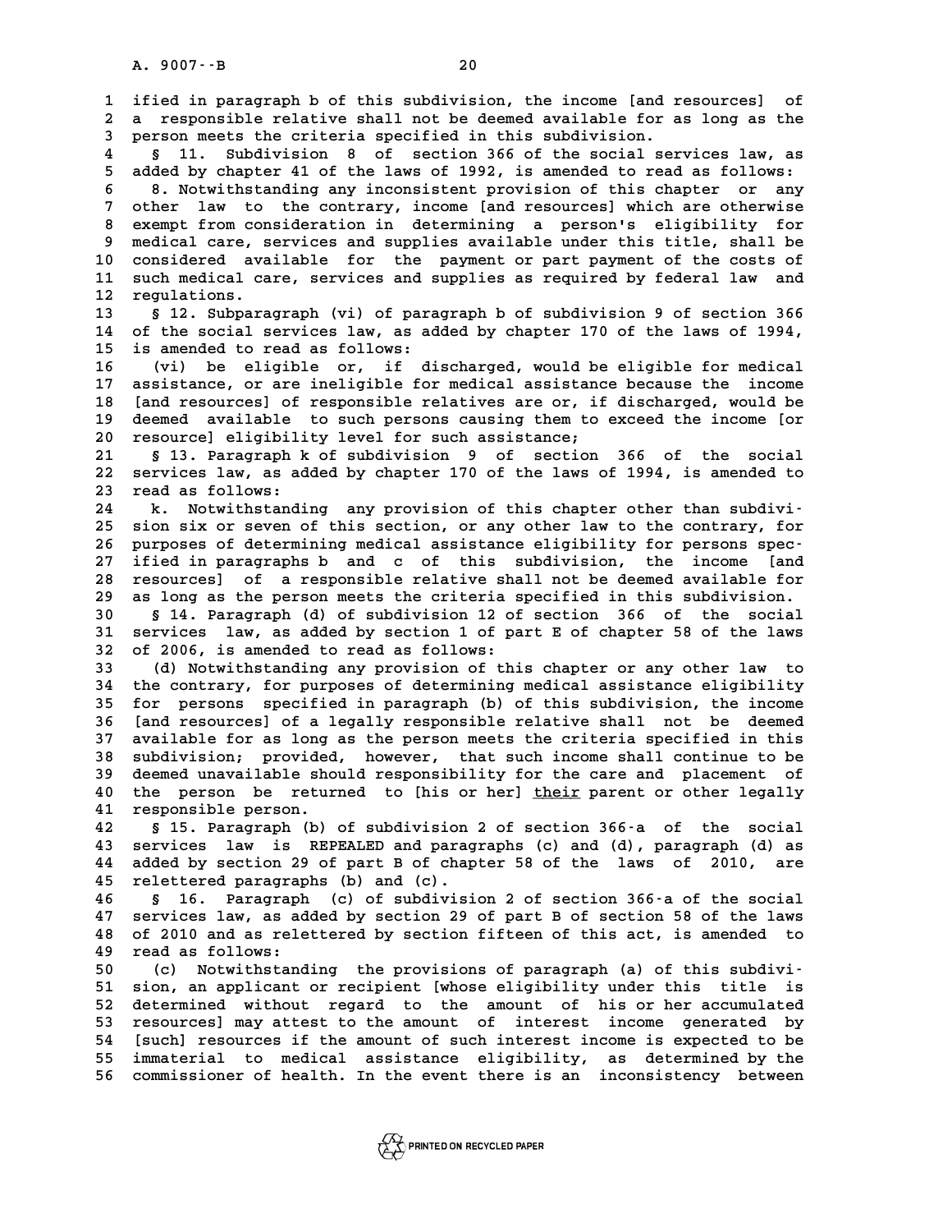ified in paragraph b of this subdivision, the income [and resources] of a responsible relative shall not be deemed available for as long as the person meets the criteria specified in this subdivision.

§ 11. Subdivision 8 of section 366 of the social services law, as added by chapter 41 of the laws of 1992, is amended to read as follows:

8. Notwithstanding any inconsistent provision of this chapter or any other law to the contrary, income [and resources] which are otherwise exempt from consideration in determining a person's eligibility for medical care, services and supplies available under this title, shall be considered available for the payment or part payment of the costs of such medical care, services and supplies as required by federal law and regulations.

§ 12. Subparagraph (vi) of paragraph b of subdivision 9 of section 366 of the social services law, as added by chapter 170 of the laws of 1994, is amended to read as follows:

(vi) be eligible or, if discharged, would be eligible for medical assistance, or are ineligible for medical assistance because the income [and resources] of responsible relatives are or, if discharged, would be deemed available to such persons causing them to exceed the income [or resource] eligibility level for such assistance;

§ 13. Paragraph k of subdivision 9 of section 366 of the social services law, as added by chapter 170 of the laws of 1994, is amended to read as follows:

k. Notwithstanding any provision of this chapter other than subdivision six or seven of this section, or any other law to the contrary, for purposes of determining medical assistance eligibility for persons specified in paragraphs b and c of this subdivision, the income [and resources] of a responsible relative shall not be deemed available for as long as the person meets the criteria specified in this subdivision.

§ 14. Paragraph (d) of subdivision 12 of section 366 of the social services law, as added by section 1 of part E of chapter 58 of the laws of 2006, is amended to read as follows:

(d) Notwithstanding any provision of this chapter or any other law to the contrary, for purposes of determining medical assistance eligibility for persons specified in paragraph (b) of this subdivision, the income [and resources] of a legally responsible relative shall not be deemed available for as long as the person meets the criteria specified in this subdivision; provided, however, that such income shall continue to be deemed unavailable should responsibility for the care and placement of the person be returned to [his or her] <u>their</u> parent or other legally responsible person.

§ 15. Paragraph (b) of subdivision 2 of section 366-a of the social services law is REPEALED and paragraphs (c) and (d), paragraph (d) as added by section 29 of part B of chapter 58 of the laws of 2010, are relettered paragraphs (b) and (c).

§ 16. Paragraph (c) of subdivision 2 of section 366-a of the social services law, as added by section 29 of part B of section 58 of the laws of 2010 and as relettered by section fifteen of this act, is amended to read as follows:

(c) Notwithstanding the provisions of paragraph (a) of this subdivision, an applicant or recipient [whose eligibility under this title is determined without regard to the amount of his or her accumulated resources] may attest to the amount of interest income generated by [such] resources if the amount of such interest income is expected to be immaterial to medical assistance eligibility, as determined by the commissioner of health. In the event there is an inconsistency between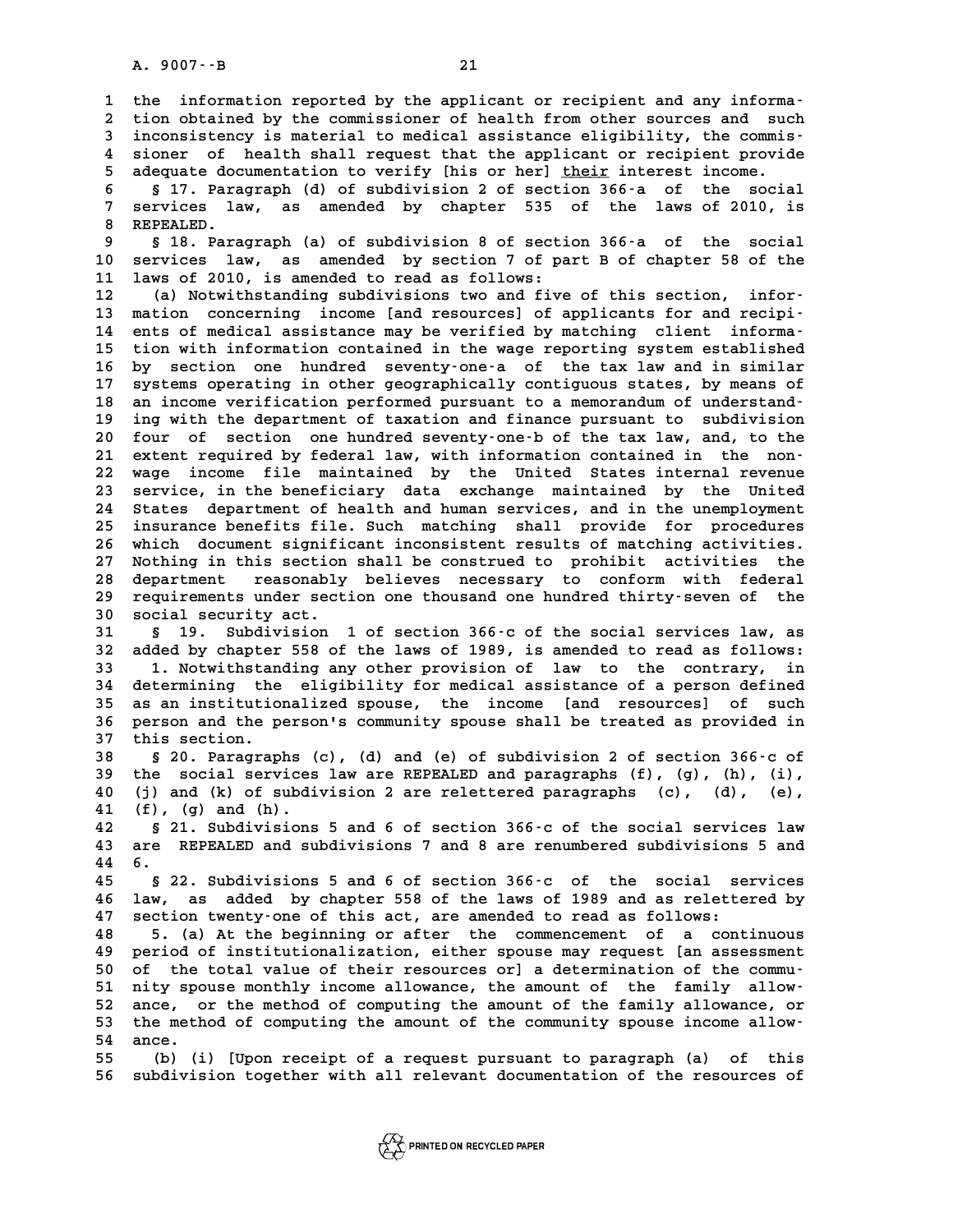the information reported by the applicant or recipient and any information obtained by the commissioner of health from other sources and such inconsistency is material to medical assistance eligibility, the commissioner of health shall request that the applicant or recipient provide adequate documentation to verify [his or her] <u>their</u> interest income.

§ 17. Paragraph (d) of subdivision 2 of section 366-a of the social services law, as amended by chapter 535 of the laws of 2010, is REPEALED.

§ 18. Paragraph (a) of subdivision 8 of section 366-a of the social services law, as amended by section 7 of part B of chapter 58 of the laws of 2010, is amended to read as follows:

(a) Notwithstanding subdivisions two and five of this section, information concerning income [and resources] of applicants for and recipients of medical assistance may be verified by matching client information with information contained in the wage reporting system established by section one hundred seventy-one-a of the tax law and in similar systems operating in other geographically contiguous states, by means of an income verification performed pursuant to a memorandum of understanding with the department of taxation and finance pursuant to subdivision four of section one hundred seventy-one-b of the tax law, and, to the extent required by federal law, with information contained in the non-wage income file maintained by the United States internal revenue service, in the beneficiary data exchange maintained by the United States department of health and human services, and in the unemployment insurance benefits file. Such matching shall provide for procedures which document significant inconsistent results of matching activities. Nothing in this section shall be construed to prohibit activities the department reasonably believes necessary to conform with federal requirements under section one thousand one hundred thirty-seven of the social security act.

§ 19. Subdivision 1 of section 366-c of the social services law, as added by chapter 558 of the laws of 1989, is amended to read as follows:

1. Notwithstanding any other provision of law to the contrary, in determining the eligibility for medical assistance of a person defined as an institutionalized spouse, the income [and resources] of such person and the person's community spouse shall be treated as provided in this section.

§ 20. Paragraphs (c), (d) and (e) of subdivision 2 of section 366-c of the social services law are REPEALED and paragraphs (f), (g), (h), (i), (j) and (k) of subdivision 2 are relettered paragraphs (c), (d), (e), (f), (g) and (h).

§ 21. Subdivisions 5 and 6 of section 366-c of the social services law are REPEALED and subdivisions 7 and 8 are renumbered subdivisions 5 and 6.

§ 22. Subdivisions 5 and 6 of section 366-c of the social services law, as added by chapter 558 of the laws of 1989 and as relettered by section twenty-one of this act, are amended to read as follows:

5. (a) At the beginning or after the commencement of a continuous period of institutionalization, either spouse may request [an assessment of the total value of their resources or] a determination of the community spouse monthly income allowance, the amount of the family allowance, or the method of computing the amount of the family allowance, or the method of computing the amount of the community spouse income allowance.

(b) (i) [Upon receipt of a request pursuant to paragraph (a) of this subdivision together with all relevant documentation of the resources of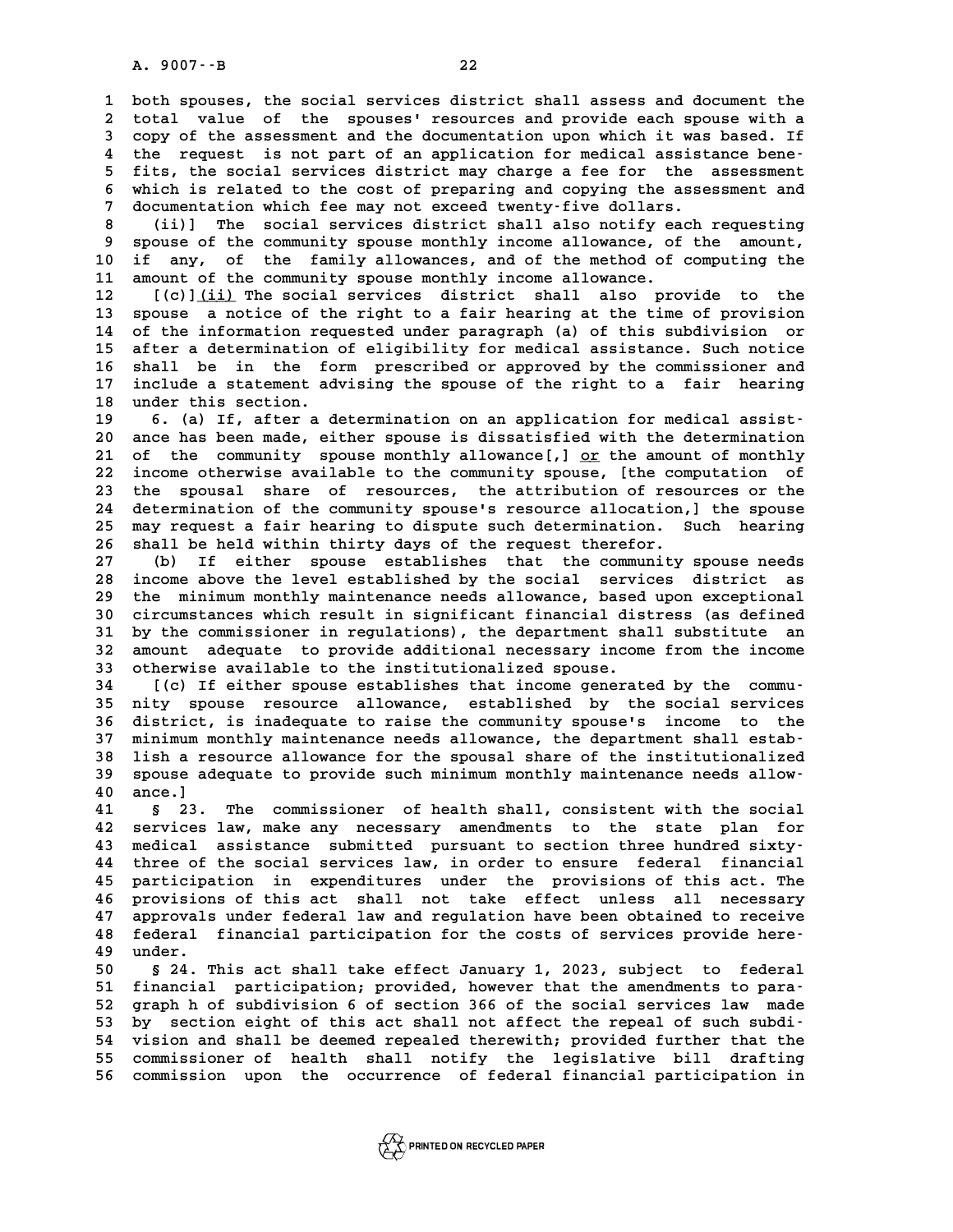both spouses, the social services district shall assess and document the total value of the spouses' resources and provide each spouse with a copy of the assessment and the documentation upon which it was based. If the request is not part of an application for medical assistance benefits, the social services district may charge a fee for the assessment which is related to the cost of preparing and copying the assessment and documentation which fee may not exceed twenty-five dollars.

(ii)] The social services district shall also notify each requesting spouse of the community spouse monthly income allowance, of the amount, if any, of the family allowances, and of the method of computing the amount of the community spouse monthly income allowance.

[(c)] (ii) The social services district shall also provide to the spouse a notice of the right to a fair hearing at the time of provision of the information requested under paragraph (a) of this subdivision or after a determination of eligibility for medical assistance. Such notice shall be in the form prescribed or approved by the commissioner and include a statement advising the spouse of the right to a fair hearing under this section.

6. (a) If, after a determination on an application for medical assistance has been made, either spouse is dissatisfied with the determination of the community spouse monthly allowance[,] or the amount of monthly income otherwise available to the community spouse, [the computation of the spousal share of resources, the attribution of resources or the determination of the community spouse's resource allocation,] the spouse may request a fair hearing to dispute such determination. Such hearing shall be held within thirty days of the request therefor.

(b) If either spouse establishes that the community spouse needs income above the level established by the social services district as the minimum monthly maintenance needs allowance, based upon exceptional circumstances which result in significant financial distress (as defined by the commissioner in regulations), the department shall substitute an amount adequate to provide additional necessary income from the income otherwise available to the institutionalized spouse.

[(c) If either spouse establishes that income generated by the community spouse resource allowance, established by the social services district, is inadequate to raise the community spouse's income to the minimum monthly maintenance needs allowance, the department shall establish a resource allowance for the spousal share of the institutionalized spouse adequate to provide such minimum monthly maintenance needs allowance.]

§ 23. The commissioner of health shall, consistent with the social services law, make any necessary amendments to the state plan for medical assistance submitted pursuant to section three hundred sixty-three of the social services law, in order to ensure federal financial participation in expenditures under the provisions of this act. The provisions of this act shall not take effect unless all necessary approvals under federal law and regulation have been obtained to receive federal financial participation for the costs of services provide hereunder.

§ 24. This act shall take effect January 1, 2023, subject to federal financial participation; provided, however that the amendments to paragraph h of subdivision 6 of section 366 of the social services law made by section eight of this act shall not affect the repeal of such subdivision and shall be deemed repealed therewith; provided further that the commissioner of health shall notify the legislative bill drafting commission upon the occurrence of federal financial participation in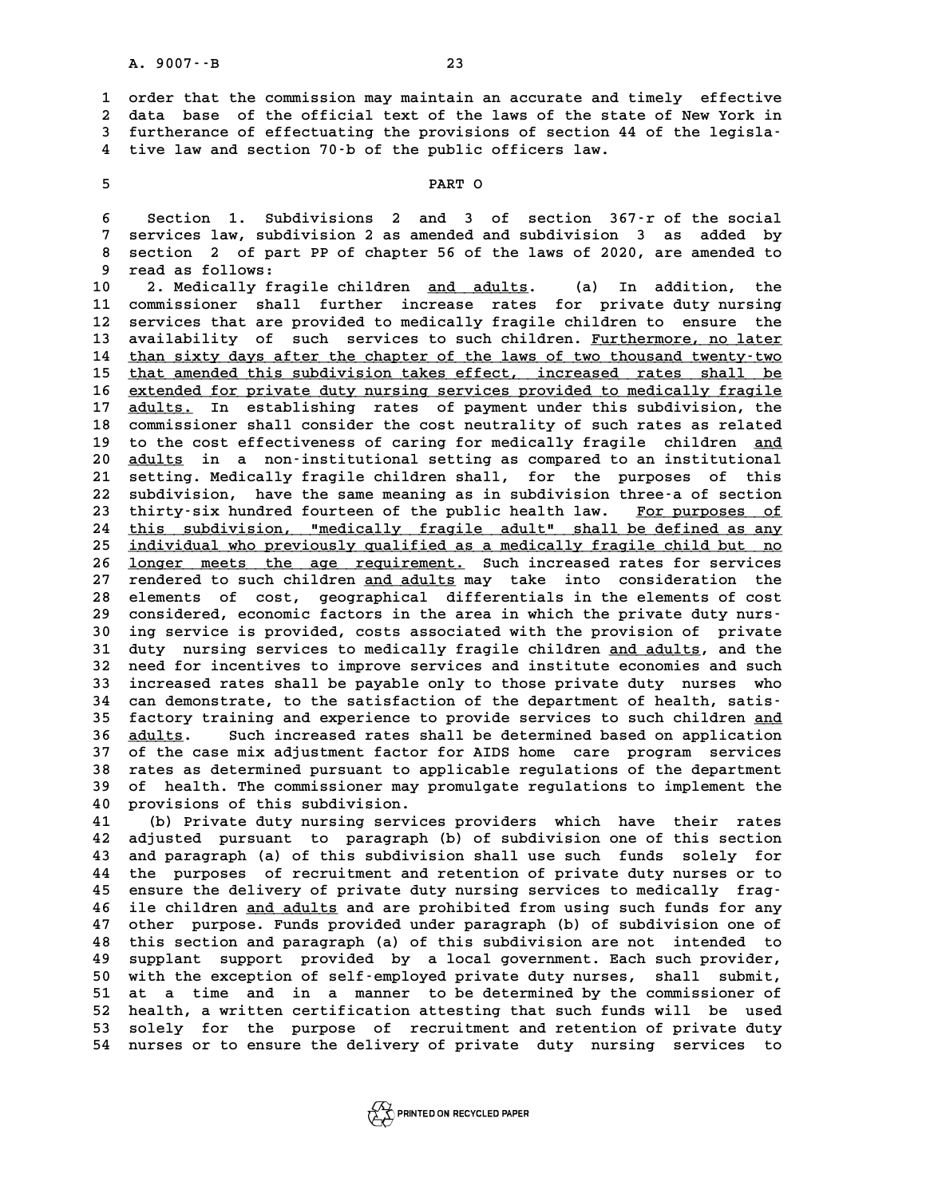order that the commission may maintain an accurate and timely effective data base of the official text of the laws of the state of New York in furtherance of effectuating the provisions of section 44 of the legislative law and section 70-b of the public officers law.

PART O

Section 1. Subdivisions 2 and 3 of section 367-r of the social services law, subdivision 2 as amended and subdivision 3 as added by section 2 of part PP of chapter 56 of the laws of 2020, are amended to read as follows:

2. Medically fragile children <u>and adults</u>. (a) In addition, the commissioner shall further increase rates for private duty nursing services that are provided to medically fragile children to ensure the availability of such services to such children. <u>Furthermore, no later than sixty days after the chapter of the laws of two thousand twenty-two that amended this subdivision takes effect, increased rates shall be extended for private duty nursing services provided to medically fragile adults.</u> In establishing rates of payment under this subdivision, the commissioner shall consider the cost neutrality of such rates as related to the cost effectiveness of caring for medically fragile children <u>and adults</u> in a non-institutional setting as compared to an institutional setting. Medically fragile children shall, for the purposes of this subdivision, have the same meaning as in subdivision three-a of section thirty-six hundred fourteen of the public health law. <u>For purposes of this subdivision, "medically fragile adult" shall be defined as any individual who previously qualified as a medically fragile child but no longer meets the age requirement.</u> Such increased rates for services rendered to such children <u>and adults</u> may take into consideration the elements of cost, geographical differentials in the elements of cost considered, economic factors in the area in which the private duty nursing service is provided, costs associated with the provision of private duty nursing services to medically fragile children <u>and adults</u>, and the need for incentives to improve services and institute economies and such increased rates shall be payable only to those private duty nurses who can demonstrate, to the satisfaction of the department of health, satisfactory training and experience to provide services to such children <u>and adults</u>. Such increased rates shall be determined based on application of the case mix adjustment factor for AIDS home care program services rates as determined pursuant to applicable regulations of the department of health. The commissioner may promulgate regulations to implement the provisions of this subdivision.

(b) Private duty nursing services providers which have their rates adjusted pursuant to paragraph (b) of subdivision one of this section and paragraph (a) of this subdivision shall use such funds solely for the purposes of recruitment and retention of private duty nurses or to ensure the delivery of private duty nursing services to medically fragile children <u>and adults</u> and are prohibited from using such funds for any other purpose. Funds provided under paragraph (b) of subdivision one of this section and paragraph (a) of this subdivision are not intended to supplant support provided by a local government. Each such provider, with the exception of self-employed private duty nurses, shall submit, at a time and in a manner to be determined by the commissioner of health, a written certification attesting that such funds will be used solely for the purpose of recruitment and retention of private duty nurses or to ensure the delivery of private duty nursing services to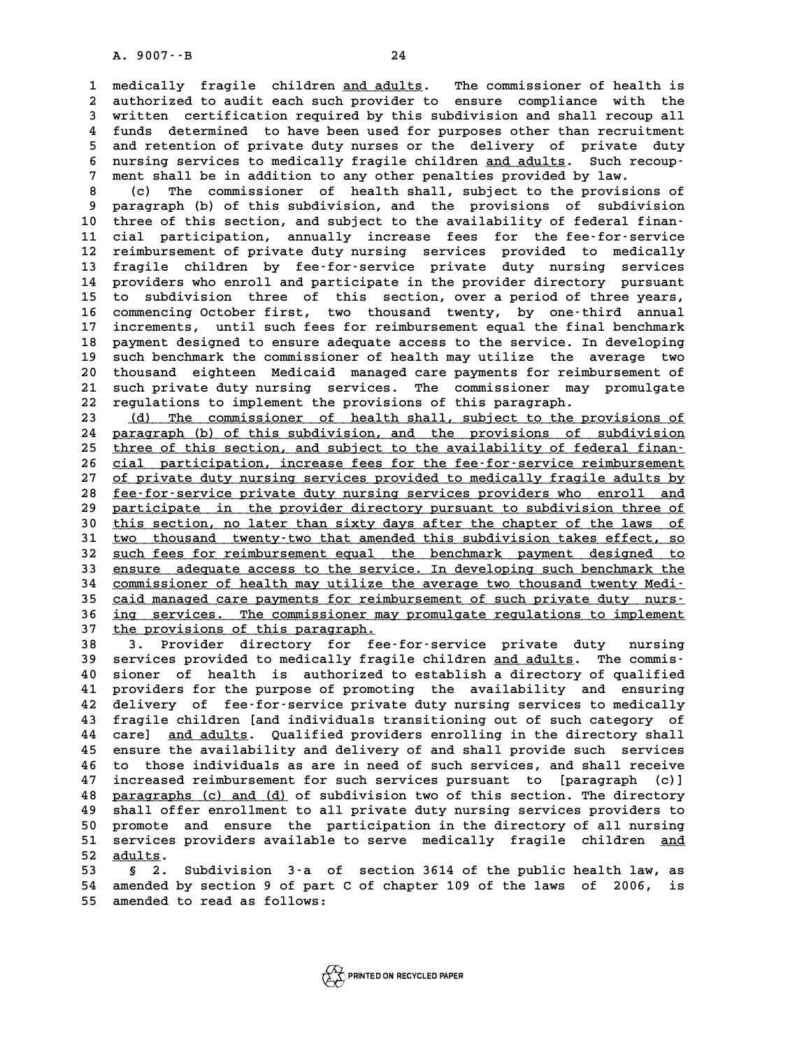medically fragile children <u>and adults</u>. The commissioner of health is authorized to audit each such provider to ensure compliance with the written certification required by this subdivision and shall recoup all funds determined to have been used for purposes other than recruitment and retention of private duty nurses or the delivery of private duty nursing services to medically fragile children <u>and adults</u>. Such recoupment shall be in addition to any other penalties provided by law.

(c) The commissioner of health shall, subject to the provisions of paragraph (b) of this subdivision, and the provisions of subdivision three of this section, and subject to the availability of federal financial participation, annually increase fees for the fee-for-service reimbursement of private duty nursing services provided to medically fragile children by fee-for-service private duty nursing services providers who enroll and participate in the provider directory pursuant to subdivision three of this section, over a period of three years, commencing October first, two thousand twenty, by one-third annual increments, until such fees for reimbursement equal the final benchmark payment designed to ensure adequate access to the service. In developing such benchmark the commissioner of health may utilize the average two thousand eighteen Medicaid managed care payments for reimbursement of such private duty nursing services. The commissioner may promulgate regulations to implement the provisions of this paragraph.

<u>(d) The commissioner of health shall, subject to the provisions of paragraph (b) of this subdivision, and the provisions of subdivision three of this section, and subject to the availability of federal financial participation, increase fees for the fee-for-service reimbursement of private duty nursing services provided to medically fragile adults by fee-for-service private duty nursing services providers who enroll and participate in the provider directory pursuant to subdivision three of this section, no later than sixty days after the chapter of the laws of two thousand twenty-two that amended this subdivision takes effect, so such fees for reimbursement equal the benchmark payment designed to ensure adequate access to the service. In developing such benchmark the commissioner of health may utilize the average two thousand twenty Medicaid managed care payments for reimbursement of such private duty nursing services. The commissioner may promulgate regulations to implement the provisions of this paragraph.</u>

3. Provider directory for fee-for-service private duty nursing services provided to medically fragile children <u>and adults</u>. The commissioner of health is authorized to establish a directory of qualified providers for the purpose of promoting the availability and ensuring delivery of fee-for-service private duty nursing services to medically fragile children [and individuals transitioning out of such category of care] <u>and adults</u>. Qualified providers enrolling in the directory shall ensure the availability and delivery of and shall provide such services to those individuals as are in need of such services, and shall receive increased reimbursement for such services pursuant to [paragraph (c)] <u>paragraphs (c) and (d)</u> of subdivision two of this section. The directory shall offer enrollment to all private duty nursing services providers to promote and ensure the participation in the directory of all nursing services providers available to serve medically fragile children <u>and adults</u>.

§ 2. Subdivision 3-a of section 3614 of the public health law, as amended by section 9 of part C of chapter 109 of the laws of 2006, is amended to read as follows: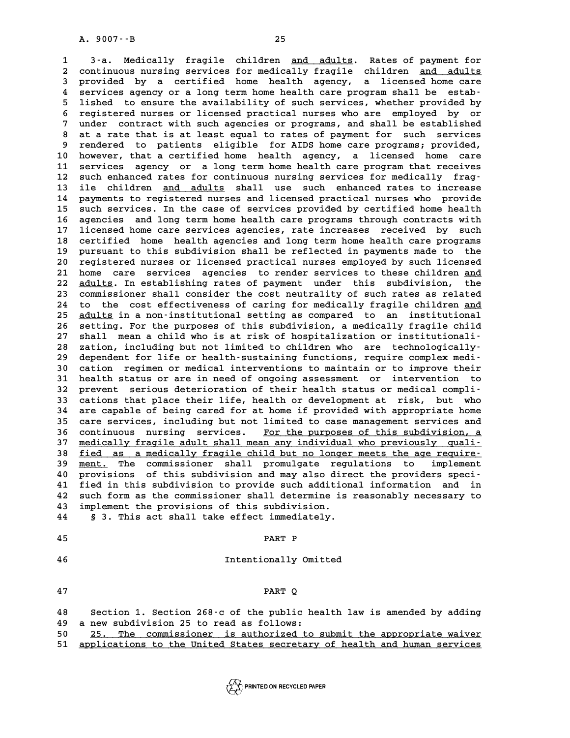3-a. Medically fragile children <u>and adults</u>. Rates of payment for continuous nursing services for medically fragile children <u>and adults</u> provided by a certified home health agency, a licensed home care services agency or a long term home health care program shall be established to ensure the availability of such services, whether provided by registered nurses or licensed practical nurses who are employed by or under contract with such agencies or programs, and shall be established at a rate that is at least equal to rates of payment for such services rendered to patients eligible for AIDS home care programs; provided, however, that a certified home health agency, a licensed home care services agency or a long term home health care program that receives such enhanced rates for continuous nursing services for medically fragile children <u>and adults</u> shall use such enhanced rates to increase payments to registered nurses and licensed practical nurses who provide such services. In the case of services provided by certified home health agencies and long term home health care programs through contracts with licensed home care services agencies, rate increases received by such certified home health agencies and long term home health care programs pursuant to this subdivision shall be reflected in payments made to the registered nurses or licensed practical nurses employed by such licensed home care services agencies to render services to these children <u>and adults</u>. In establishing rates of payment under this subdivision, the commissioner shall consider the cost neutrality of such rates as related to the cost effectiveness of caring for medically fragile children <u>and adults</u> in a non-institutional setting as compared to an institutional setting. For the purposes of this subdivision, a medically fragile child shall mean a child who is at risk of hospitalization or institutionalization, including but not limited to children who are technologically-dependent for life or health-sustaining functions, require complex medication regimen or medical interventions to maintain or to improve their health status or are in need of ongoing assessment or intervention to prevent serious deterioration of their health status or medical complications that place their life, health or development at risk, but who are capable of being cared for at home if provided with appropriate home care services, including but not limited to case management services and continuous nursing services. <u>For the purposes of this subdivision, a medically fragile adult shall mean any individual who previously qualified as a medically fragile child but no longer meets the age requirement.</u> The commissioner shall promulgate regulations to implement provisions of this subdivision and may also direct the providers specified in this subdivision to provide such additional information and in such form as the commissioner shall determine is reasonably necessary to implement the provisions of this subdivision.

§ 3. This act shall take effect immediately.

## PART P

Intentionally Omitted

## PART Q

Section 1. Section 268-c of the public health law is amended by adding a new subdivision 25 to read as follows:

<u>25. The commissioner is authorized to submit the appropriate waiver applications to the United States secretary of health and human services</u>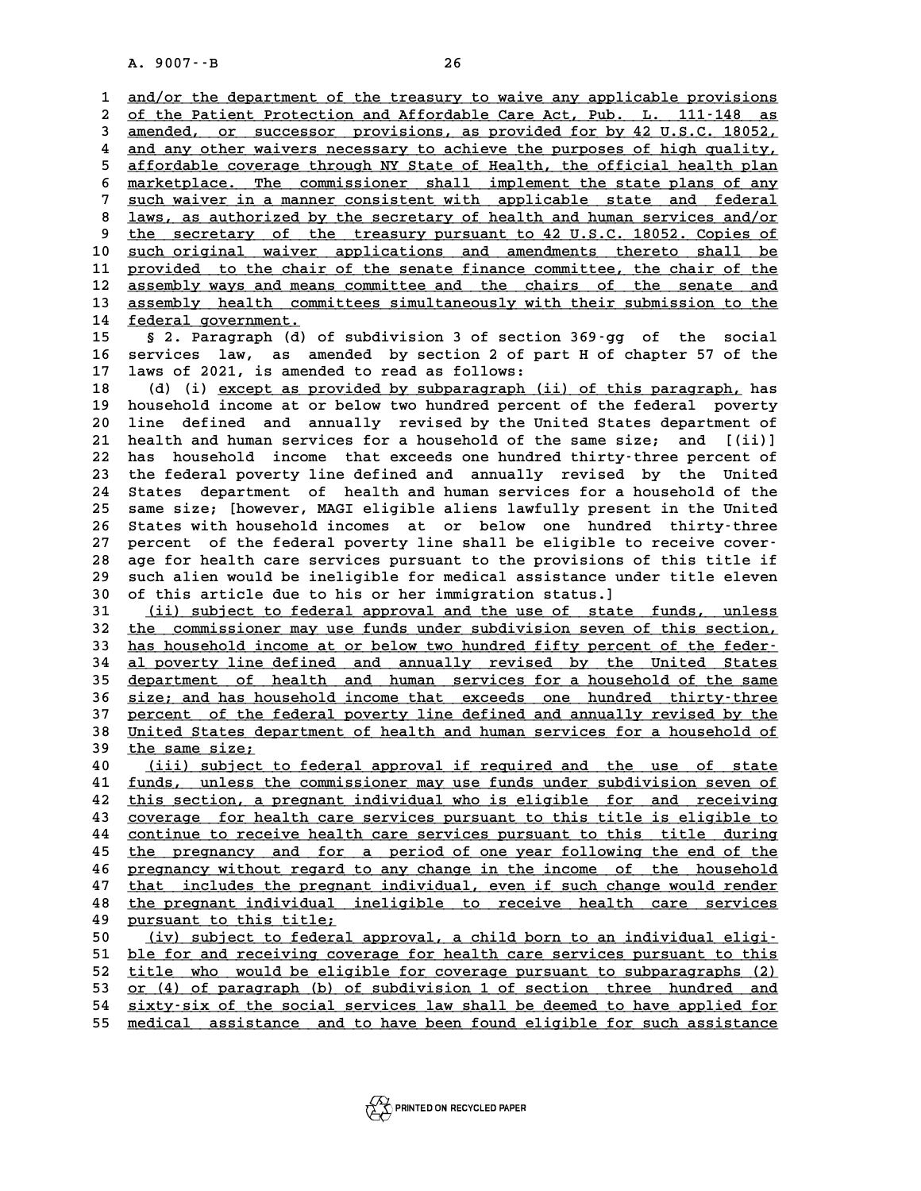and/or the department of the treasury to waive any applicable provisions of the Patient Protection and Affordable Care Act, Pub. L. 111-148 as amended, or successor provisions, as provided for by 42 U.S.C. 18052, and any other waivers necessary to achieve the purposes of high quality, affordable coverage through NY State of Health, the official health plan marketplace. The commissioner shall implement the state plans of any such waiver in a manner consistent with applicable state and federal laws, as authorized by the secretary of health and human services and/or the secretary of the treasury pursuant to 42 U.S.C. 18052. Copies of such original waiver applications and amendments thereto shall be provided to the chair of the senate finance committee, the chair of the assembly ways and means committee and the chairs of the senate and assembly health committees simultaneously with their submission to the federal government.

§ 2. Paragraph (d) of subdivision 3 of section 369-gg of the social services law, as amended by section 2 of part H of chapter 57 of the laws of 2021, is amended to read as follows:

(d) (i) except as provided by subparagraph (ii) of this paragraph, has household income at or below two hundred percent of the federal poverty line defined and annually revised by the United States department of health and human services for a household of the same size; and [(ii)] has household income that exceeds one hundred thirty-three percent of the federal poverty line defined and annually revised by the United States department of health and human services for a household of the same size; [however, MAGI eligible aliens lawfully present in the United States with household incomes at or below one hundred thirty-three percent of the federal poverty line shall be eligible to receive coverage for health care services pursuant to the provisions of this title if such alien would be ineligible for medical assistance under title eleven of this article due to his or her immigration status.]

(ii) subject to federal approval and the use of state funds, unless the commissioner may use funds under subdivision seven of this section, has household income at or below two hundred fifty percent of the federal poverty line defined and annually revised by the United States department of health and human services for a household of the same size; and has household income that exceeds one hundred thirty-three percent of the federal poverty line defined and annually revised by the United States department of health and human services for a household of the same size;

(iii) subject to federal approval if required and the use of state funds, unless the commissioner may use funds under subdivision seven of this section, a pregnant individual who is eligible for and receiving coverage for health care services pursuant to this title is eligible to continue to receive health care services pursuant to this title during the pregnancy and for a period of one year following the end of the pregnancy without regard to any change in the income of the household that includes the pregnant individual, even if such change would render the pregnant individual ineligible to receive health care services pursuant to this title;

(iv) subject to federal approval, a child born to an individual eligible for and receiving coverage for health care services pursuant to this title who would be eligible for coverage pursuant to subparagraphs (2) or (4) of paragraph (b) of subdivision 1 of section three hundred and sixty-six of the social services law shall be deemed to have applied for medical assistance and to have been found eligible for such assistance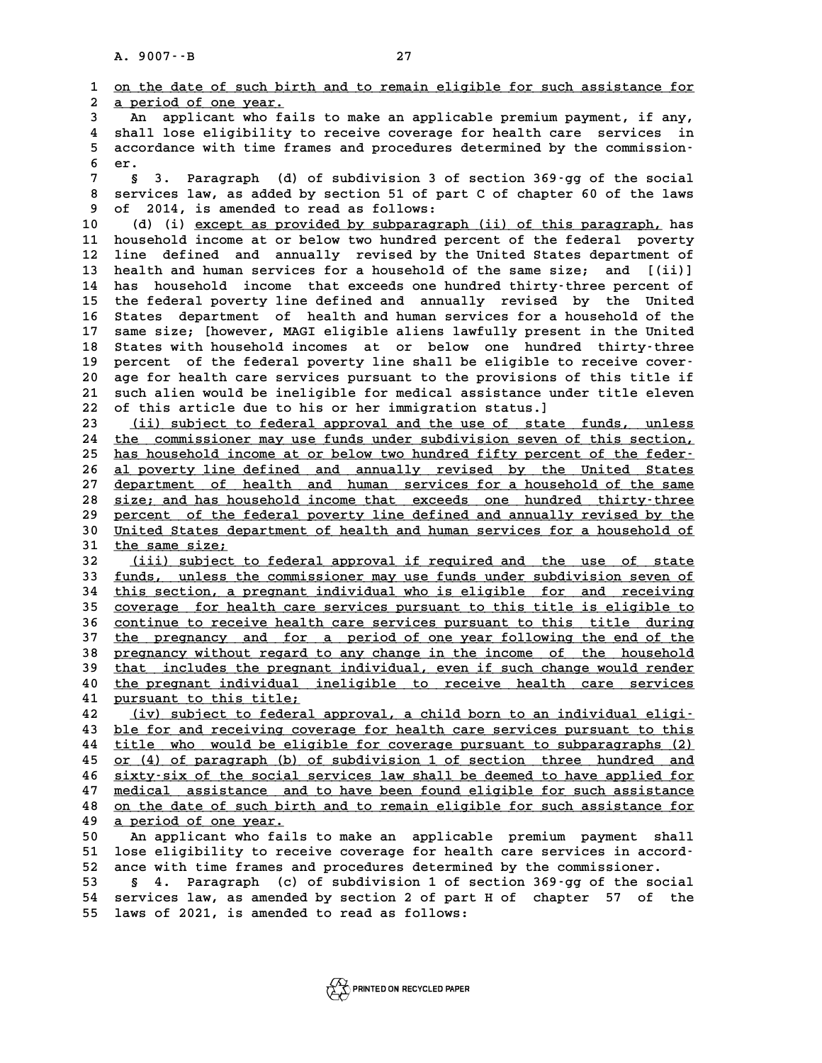on the date of such birth and to remain eligible for such assistance for a period of one year.

An applicant who fails to make an applicable premium payment, if any, shall lose eligibility to receive coverage for health care services in accordance with time frames and procedures determined by the commissioner.

§ 3. Paragraph (d) of subdivision 3 of section 369-gg of the social services law, as added by section 51 of part C of chapter 60 of the laws of 2014, is amended to read as follows:

(d) (i) except as provided by subparagraph (ii) of this paragraph, has household income at or below two hundred percent of the federal poverty line defined and annually revised by the United States department of health and human services for a household of the same size; and [(ii)] has household income that exceeds one hundred thirty-three percent of the federal poverty line defined and annually revised by the United States department of health and human services for a household of the same size; [however, MAGI eligible aliens lawfully present in the United States with household incomes at or below one hundred thirty-three percent of the federal poverty line shall be eligible to receive coverage for health care services pursuant to the provisions of this title if such alien would be ineligible for medical assistance under title eleven of this article due to his or her immigration status.]

(ii) subject to federal approval and the use of state funds, unless the commissioner may use funds under subdivision seven of this section, has household income at or below two hundred fifty percent of the federal poverty line defined and annually revised by the United States department of health and human services for a household of the same size; and has household income that exceeds one hundred thirty-three percent of the federal poverty line defined and annually revised by the United States department of health and human services for a household of the same size;

(iii) subject to federal approval if required and the use of state funds, unless the commissioner may use funds under subdivision seven of this section, a pregnant individual who is eligible for and receiving coverage for health care services pursuant to this title is eligible to continue to receive health care services pursuant to this title during the pregnancy and for a period of one year following the end of the pregnancy without regard to any change in the income of the household that includes the pregnant individual, even if such change would render the pregnant individual ineligible to receive health care services pursuant to this title;

(iv) subject to federal approval, a child born to an individual eligible for and receiving coverage for health care services pursuant to this title who would be eligible for coverage pursuant to subparagraphs (2) or (4) of paragraph (b) of subdivision 1 of section three hundred and sixty-six of the social services law shall be deemed to have applied for medical assistance and to have been found eligible for such assistance on the date of such birth and to remain eligible for such assistance for a period of one year.

An applicant who fails to make an applicable premium payment shall lose eligibility to receive coverage for health care services in accordance with time frames and procedures determined by the commissioner.

§ 4. Paragraph (c) of subdivision 1 of section 369-gg of the social services law, as amended by section 2 of part H of chapter 57 of the laws of 2021, is amended to read as follows: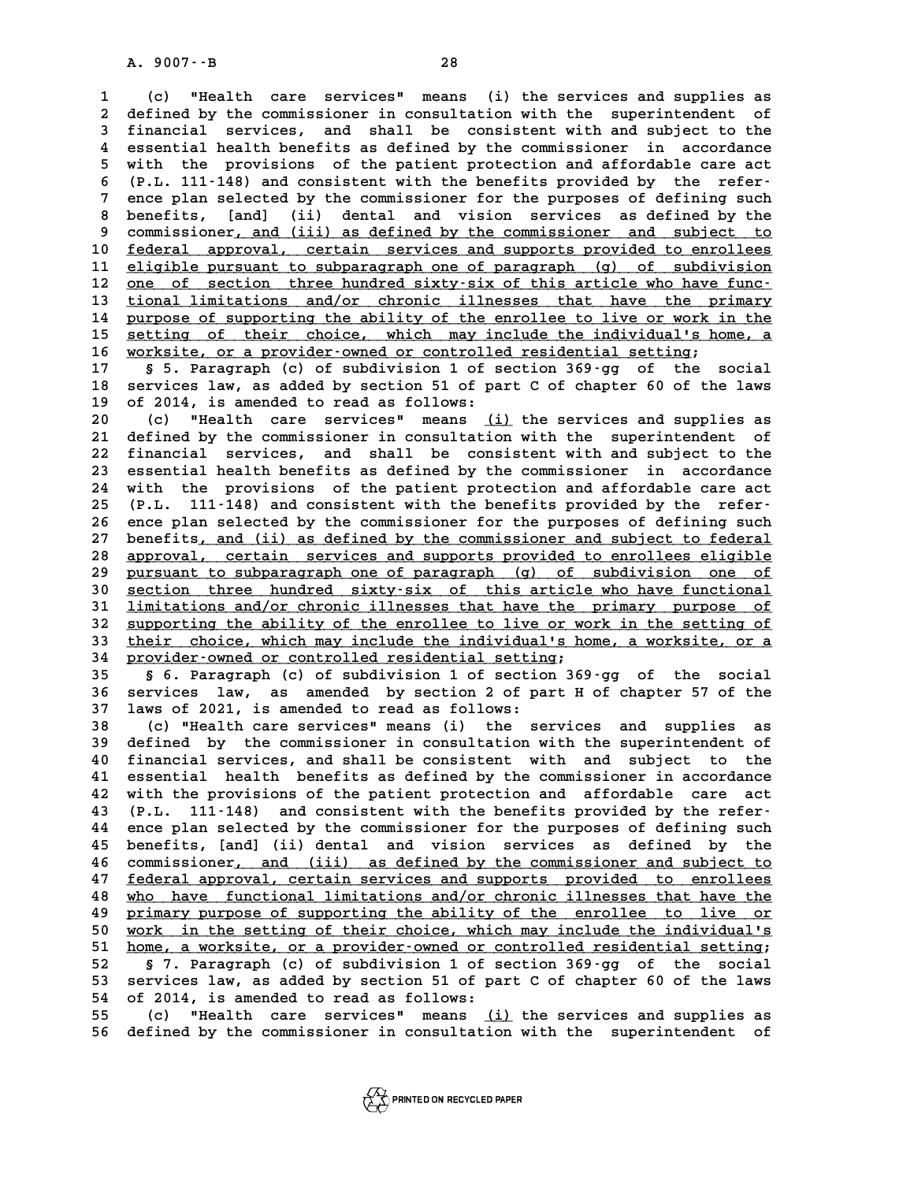(c) "Health care services" means (i) the services and supplies as defined by the commissioner in consultation with the superintendent of financial services, and shall be consistent with and subject to the essential health benefits as defined by the commissioner in accordance with the provisions of the patient protection and affordable care act (P.L. 111-148) and consistent with the benefits provided by the reference plan selected by the commissioner for the purposes of defining such benefits, [and] (ii) dental and vision services as defined by the commissioner, and (iii) as defined by the commissioner and subject to federal approval, certain services and supports provided to enrollees eligible pursuant to subparagraph one of paragraph (g) of subdivision one of section three hundred sixty-six of this article who have functional limitations and/or chronic illnesses that have the primary purpose of supporting the ability of the enrollee to live or work in the setting of their choice, which may include the individual's home, a worksite, or a provider-owned or controlled residential setting;

§ 5. Paragraph (c) of subdivision 1 of section 369-gg of the social services law, as added by section 51 of part C of chapter 60 of the laws of 2014, is amended to read as follows:

(c) "Health care services" means (i) the services and supplies as defined by the commissioner in consultation with the superintendent of financial services, and shall be consistent with and subject to the essential health benefits as defined by the commissioner in accordance with the provisions of the patient protection and affordable care act (P.L. 111-148) and consistent with the benefits provided by the reference plan selected by the commissioner for the purposes of defining such benefits, and (ii) as defined by the commissioner and subject to federal approval, certain services and supports provided to enrollees eligible pursuant to subparagraph one of paragraph (g) of subdivision one of section three hundred sixty-six of this article who have functional limitations and/or chronic illnesses that have the primary purpose of supporting the ability of the enrollee to live or work in the setting of their choice, which may include the individual's home, a worksite, or a provider-owned or controlled residential setting;

§ 6. Paragraph (c) of subdivision 1 of section 369-gg of the social services law, as amended by section 2 of part H of chapter 57 of the laws of 2021, is amended to read as follows:

(c) "Health care services" means (i) the services and supplies as defined by the commissioner in consultation with the superintendent of financial services, and shall be consistent with and subject to the essential health benefits as defined by the commissioner in accordance with the provisions of the patient protection and affordable care act (P.L. 111-148) and consistent with the benefits provided by the reference plan selected by the commissioner for the purposes of defining such benefits, [and] (ii) dental and vision services as defined by the commissioner, and (iii) as defined by the commissioner and subject to federal approval, certain services and supports provided to enrollees who have functional limitations and/or chronic illnesses that have the primary purpose of supporting the ability of the enrollee to live or work in the setting of their choice, which may include the individual's home, a worksite, or a provider-owned or controlled residential setting;

§ 7. Paragraph (c) of subdivision 1 of section 369-gg of the social services law, as added by section 51 of part C of chapter 60 of the laws of 2014, is amended to read as follows:

(c) "Health care services" means (i) the services and supplies as defined by the commissioner in consultation with the superintendent of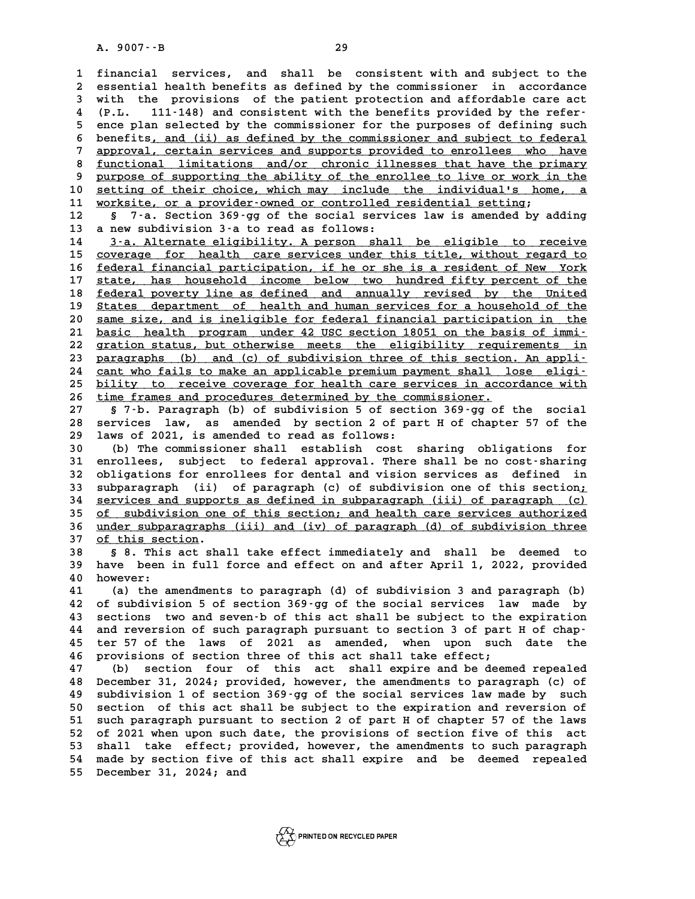financial services, and shall be consistent with and subject to the essential health benefits as defined by the commissioner in accordance with the provisions of the patient protection and affordable care act (P.L. 111-148) and consistent with the benefits provided by the reference plan selected by the commissioner for the purposes of defining such benefits, and (ii) as defined by the commissioner and subject to federal approval, certain services and supports provided to enrollees who have functional limitations and/or chronic illnesses that have the primary purpose of supporting the ability of the enrollee to live or work in the setting of their choice, which may include the individual's home, a worksite, or a provider-owned or controlled residential setting;

§ 7-a. Section 369-gg of the social services law is amended by adding a new subdivision 3-a to read as follows:

3-a. Alternate eligibility. A person shall be eligible to receive coverage for health care services under this title, without regard to federal financial participation, if he or she is a resident of New York state, has household income below two hundred fifty percent of the federal poverty line as defined and annually revised by the United States department of health and human services for a household of the same size, and is ineligible for federal financial participation in the basic health program under 42 USC section 18051 on the basis of immigration status, but otherwise meets the eligibility requirements in paragraphs (b) and (c) of subdivision three of this section. An applicant who fails to make an applicable premium payment shall lose eligibility to receive coverage for health care services in accordance with time frames and procedures determined by the commissioner.

§ 7-b. Paragraph (b) of subdivision 5 of section 369-gg of the social services law, as amended by section 2 of part H of chapter 57 of the laws of 2021, is amended to read as follows:

(b) The commissioner shall establish cost sharing obligations for enrollees, subject to federal approval. There shall be no cost-sharing obligations for enrollees for dental and vision services as defined in subparagraph (ii) of paragraph (c) of subdivision one of this section; services and supports as defined in subparagraph (iii) of paragraph (c) of subdivision one of this section; and health care services authorized under subparagraphs (iii) and (iv) of paragraph (d) of subdivision three of this section.

§ 8. This act shall take effect immediately and shall be deemed to have been in full force and effect on and after April 1, 2022, provided however:

(a) the amendments to paragraph (d) of subdivision 3 and paragraph (b) of subdivision 5 of section 369-gg of the social services law made by sections two and seven-b of this act shall be subject to the expiration and reversion of such paragraph pursuant to section 3 of part H of chapter 57 of the laws of 2021 as amended, when upon such date the provisions of section three of this act shall take effect;

(b) section four of this act shall expire and be deemed repealed December 31, 2024; provided, however, the amendments to paragraph (c) of subdivision 1 of section 369-gg of the social services law made by such section of this act shall be subject to the expiration and reversion of such paragraph pursuant to section 2 of part H of chapter 57 of the laws of 2021 when upon such date, the provisions of section five of this act shall take effect; provided, however, the amendments to such paragraph made by section five of this act shall expire and be deemed repealed December 31, 2024; and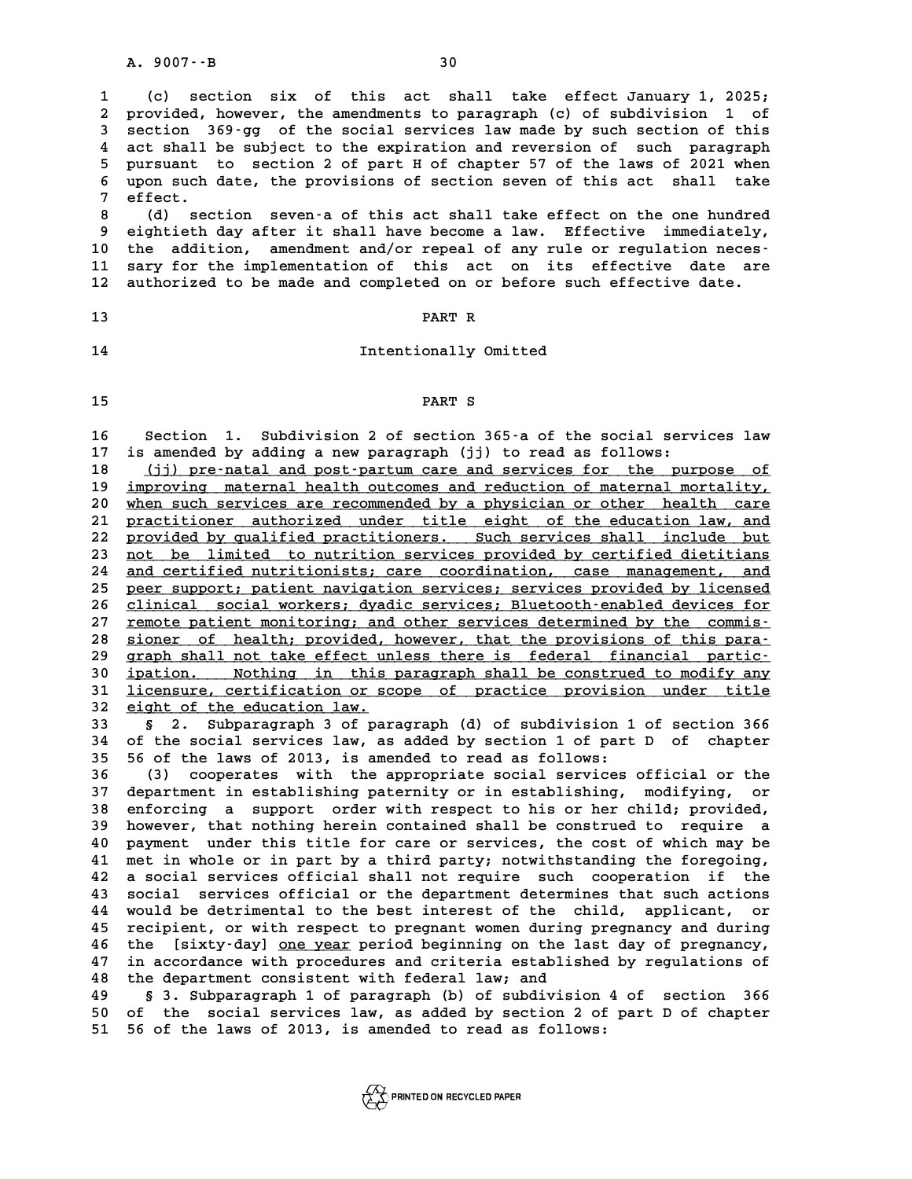(c) section six of this act shall take effect January 1, 2025; provided, however, the amendments to paragraph (c) of subdivision 1 of section 369-gg of the social services law made by such section of this act shall be subject to the expiration and reversion of such paragraph pursuant to section 2 of part H of chapter 57 of the laws of 2021 when upon such date, the provisions of section seven of this act shall take effect.

(d) section seven-a of this act shall take effect on the one hundred eightieth day after it shall have become a law. Effective immediately, the addition, amendment and/or repeal of any rule or regulation necessary for the implementation of this act on its effective date are authorized to be made and completed on or before such effective date.

## PART R

Intentionally Omitted

## PART S

Section 1. Subdivision 2 of section 365-a of the social services law is amended by adding a new paragraph (jj) to read as follows:

(jj) pre-natal and post-partum care and services for the purpose of improving maternal health outcomes and reduction of maternal mortality, when such services are recommended by a physician or other health care practitioner authorized under title eight of the education law, and provided by qualified practitioners. Such services shall include but not be limited to nutrition services provided by certified dietitians and certified nutritionists; care coordination, case management, and peer support; patient navigation services; services provided by licensed clinical social workers; dyadic services; Bluetooth-enabled devices for remote patient monitoring; and other services determined by the commissioner of health; provided, however, that the provisions of this paragraph shall not take effect unless there is federal financial participation. Nothing in this paragraph shall be construed to modify any licensure, certification or scope of practice provision under title eight of the education law.

§ 2. Subparagraph 3 of paragraph (d) of subdivision 1 of section 366 of the social services law, as added by section 1 of part D of chapter 56 of the laws of 2013, is amended to read as follows:

(3) cooperates with the appropriate social services official or the department in establishing paternity or in establishing, modifying, or enforcing a support order with respect to his or her child; provided, however, that nothing herein contained shall be construed to require a payment under this title for care or services, the cost of which may be met in whole or in part by a third party; notwithstanding the foregoing, a social services official shall not require such cooperation if the social services official or the department determines that such actions would be detrimental to the best interest of the child, applicant, or recipient, or with respect to pregnant women during pregnancy and during the [sixty-day] one year period beginning on the last day of pregnancy, in accordance with procedures and criteria established by regulations of the department consistent with federal law; and

§ 3. Subparagraph 1 of paragraph (b) of subdivision 4 of section 366 of the social services law, as added by section 2 of part D of chapter 56 of the laws of 2013, is amended to read as follows: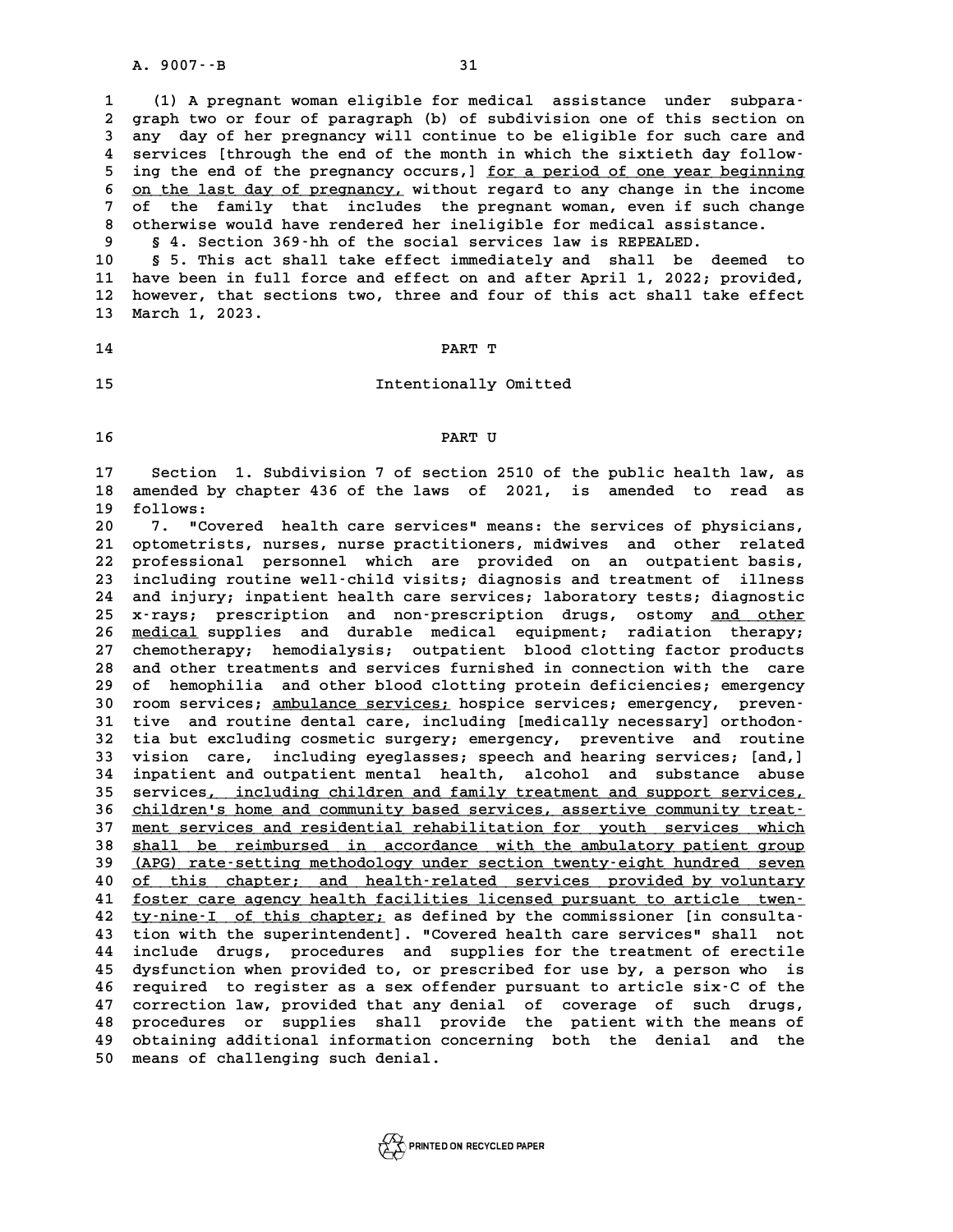(1) A pregnant woman eligible for medical assistance under subparagraph two or four of paragraph (b) of subdivision one of this section on any day of her pregnancy will continue to be eligible for such care and services [through the end of the month in which the sixtieth day following the end of the pregnancy occurs,] <u>for a period of one year beginning on the last day of pregnancy,</u> without regard to any change in the income of the family that includes the pregnant woman, even if such change otherwise would have rendered her ineligible for medical assistance.

§ 4. Section 369-hh of the social services law is REPEALED.

§ 5. This act shall take effect immediately and shall be deemed to have been in full force and effect on and after April 1, 2022; provided, however, that sections two, three and four of this act shall take effect March 1, 2023.

PART T

Intentionally Omitted

PART U

Section 1. Subdivision 7 of section 2510 of the public health law, as amended by chapter 436 of the laws of 2021, is amended to read as follows:

7. "Covered health care services" means: the services of physicians, optometrists, nurses, nurse practitioners, midwives and other related professional personnel which are provided on an outpatient basis, including routine well-child visits; diagnosis and treatment of illness and injury; inpatient health care services; laboratory tests; diagnostic x-rays; prescription and non-prescription drugs, ostomy <u>and other medical</u> supplies and durable medical equipment; radiation therapy; chemotherapy; hemodialysis; outpatient blood clotting factor products and other treatments and services furnished in connection with the care of hemophilia and other blood clotting protein deficiencies; emergency room services; <u>ambulance services;</u> hospice services; emergency, preventive and routine dental care, including [medically necessary] orthodontia but excluding cosmetic surgery; emergency, preventive and routine vision care, including eyeglasses; speech and hearing services; [and,] inpatient and outpatient mental health, alcohol and substance abuse services<u>, including children and family treatment and support services, children's home and community based services, assertive community treatment services and residential rehabilitation for youth services which shall be reimbursed in accordance with the ambulatory patient group (APG) rate-setting methodology under section twenty-eight hundred seven of this chapter; and health-related services provided by voluntary foster care agency health facilities licensed pursuant to article twenty-nine-I of this chapter;</u> as defined by the commissioner [in consultation with the superintendent]. "Covered health care services" shall not include drugs, procedures and supplies for the treatment of erectile dysfunction when provided to, or prescribed for use by, a person who is required to register as a sex offender pursuant to article six-C of the correction law, provided that any denial of coverage of such drugs, procedures or supplies shall provide the patient with the means of obtaining additional information concerning both the denial and the means of challenging such denial.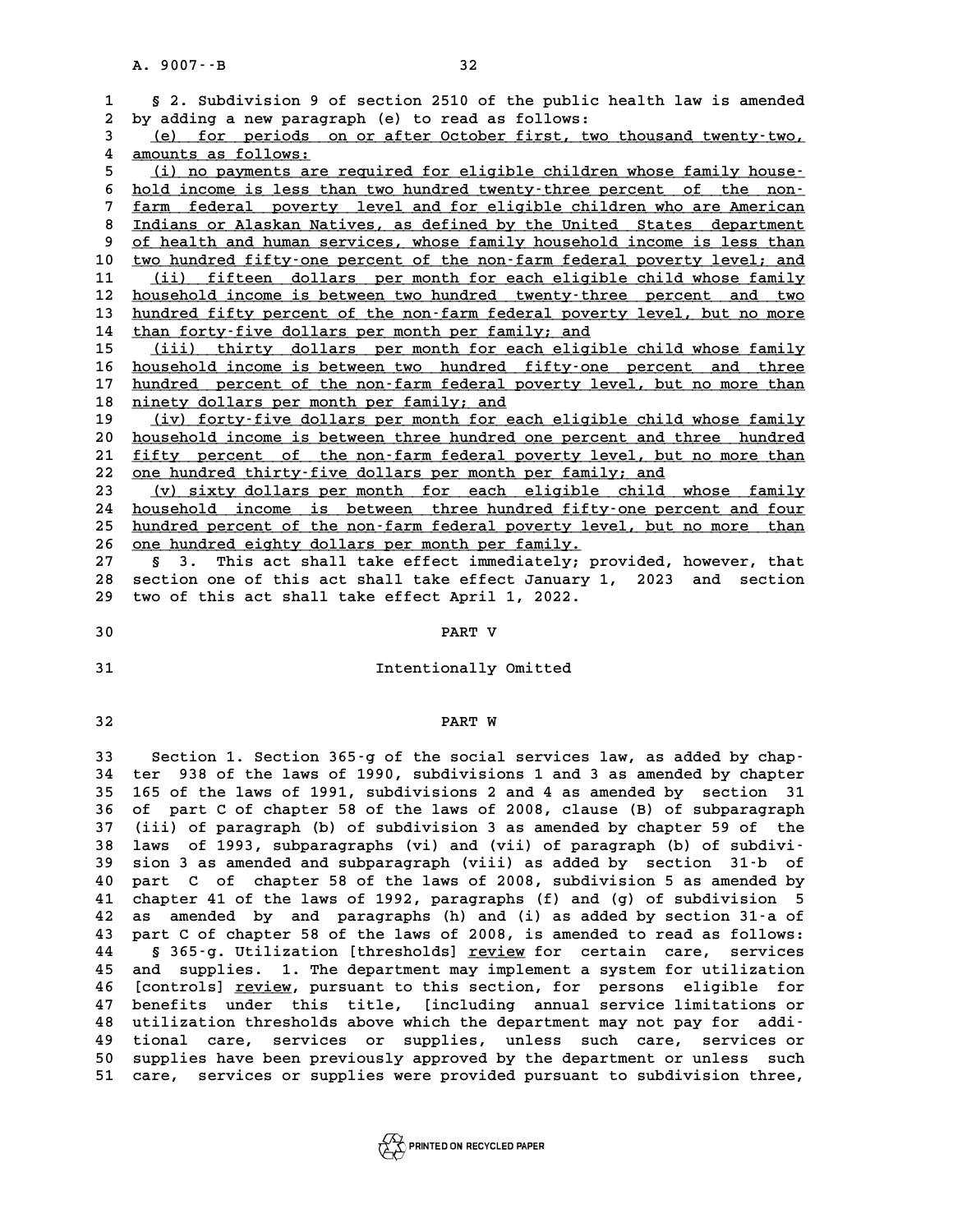§ 2. Subdivision 9 of section 2510 of the public health law is amended by adding a new paragraph (e) to read as follows:

(e) for periods on or after October first, two thousand twenty-two, amounts as follows:

(i) no payments are required for eligible children whose family household income is less than two hundred twenty-three percent of the non-farm federal poverty level and for eligible children who are American Indians or Alaskan Natives, as defined by the United States department of health and human services, whose family household income is less than two hundred fifty-one percent of the non-farm federal poverty level; and

(ii) fifteen dollars per month for each eligible child whose family household income is between two hundred twenty-three percent and two hundred fifty percent of the non-farm federal poverty level, but no more than forty-five dollars per month per family; and

(iii) thirty dollars per month for each eligible child whose family household income is between two hundred fifty-one percent and three hundred percent of the non-farm federal poverty level, but no more than ninety dollars per month per family; and

(iv) forty-five dollars per month for each eligible child whose family household income is between three hundred one percent and three hundred fifty percent of the non-farm federal poverty level, but no more than one hundred thirty-five dollars per month per family; and

(v) sixty dollars per month for each eligible child whose family household income is between three hundred fifty-one percent and four hundred percent of the non-farm federal poverty level, but no more than one hundred eighty dollars per month per family.

§ 3. This act shall take effect immediately; provided, however, that section one of this act shall take effect January 1, 2023 and section two of this act shall take effect April 1, 2022.

PART V

Intentionally Omitted

PART W

Section 1. Section 365-g of the social services law, as added by chapter 938 of the laws of 1990, subdivisions 1 and 3 as amended by chapter 165 of the laws of 1991, subdivisions 2 and 4 as amended by section 31 of part C of chapter 58 of the laws of 2008, clause (B) of subparagraph (iii) of paragraph (b) of subdivision 3 as amended by chapter 59 of the laws of 1993, subparagraphs (vi) and (vii) of paragraph (b) of subdivision 3 as amended and subparagraph (viii) as added by section 31-b of part C of chapter 58 of the laws of 2008, subdivision 5 as amended by chapter 41 of the laws of 1992, paragraphs (f) and (g) of subdivision 5 as amended by and paragraphs (h) and (i) as added by section 31-a of part C of chapter 58 of the laws of 2008, is amended to read as follows:

§ 365-g. Utilization [thresholds] review for certain care, services and supplies. 1. The department may implement a system for utilization [controls] review, pursuant to this section, for persons eligible for benefits under this title, [including annual service limitations or utilization thresholds above which the department may not pay for additional care, services or supplies, unless such care, services or supplies have been previously approved by the department or unless such care, services or supplies were provided pursuant to subdivision three,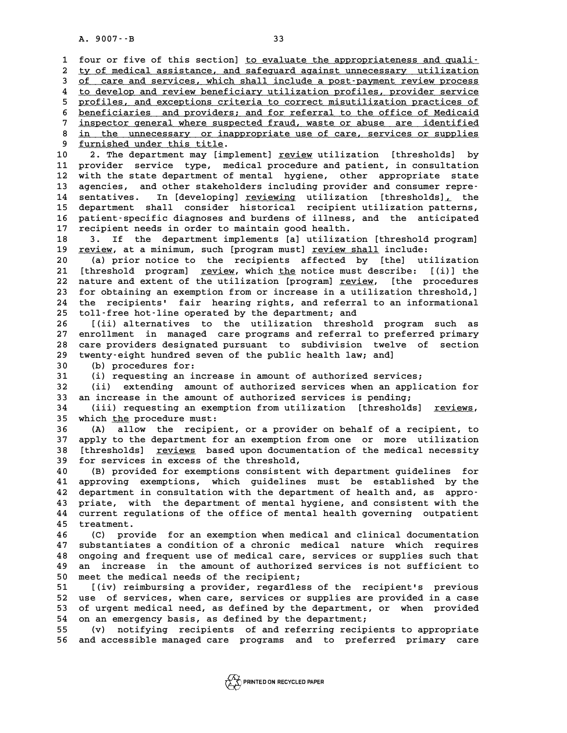four or five of this section] to evaluate the appropriateness and quality of medical assistance, and safeguard against unnecessary utilization of care and services, which shall include a post-payment review process to develop and review beneficiary utilization profiles, provider service profiles, and exceptions criteria to correct misutilization practices of beneficiaries and providers; and for referral to the office of Medicaid inspector general where suspected fraud, waste or abuse are identified in the unnecessary or inappropriate use of care, services or supplies furnished under this title.

2. The department may [implement] review utilization [thresholds] by provider service type, medical procedure and patient, in consultation with the state department of mental hygiene, other appropriate state agencies, and other stakeholders including provider and consumer representatives. In [developing] reviewing utilization [thresholds], the department shall consider historical recipient utilization patterns, patient-specific diagnoses and burdens of illness, and the anticipated recipient needs in order to maintain good health.

3. If the department implements [a] utilization [threshold program] review, at a minimum, such [program must] review shall include:

(a) prior notice to the recipients affected by [the] utilization [threshold program] review, which the notice must describe: [(i)] the nature and extent of the utilization [program] review, [the procedures for obtaining an exemption from or increase in a utilization threshold,] the recipients' fair hearing rights, and referral to an informational toll-free hot-line operated by the department; and

[(ii) alternatives to the utilization threshold program such as enrollment in managed care programs and referral to preferred primary care providers designated pursuant to subdivision twelve of section twenty-eight hundred seven of the public health law; and]

(b) procedures for:

(i) requesting an increase in amount of authorized services;

(ii) extending amount of authorized services when an application for an increase in the amount of authorized services is pending;

(iii) requesting an exemption from utilization [thresholds] reviews, which the procedure must:

(A) allow the recipient, or a provider on behalf of a recipient, to apply to the department for an exemption from one or more utilization [thresholds] reviews based upon documentation of the medical necessity for services in excess of the threshold,

(B) provided for exemptions consistent with department guidelines for approving exemptions, which guidelines must be established by the department in consultation with the department of health and, as appropriate, with the department of mental hygiene, and consistent with the current regulations of the office of mental health governing outpatient treatment.

(C) provide for an exemption when medical and clinical documentation substantiates a condition of a chronic medical nature which requires ongoing and frequent use of medical care, services or supplies such that an increase in the amount of authorized services is not sufficient to meet the medical needs of the recipient;

[(iv) reimbursing a provider, regardless of the recipient's previous use of services, when care, services or supplies are provided in a case of urgent medical need, as defined by the department, or when provided on an emergency basis, as defined by the department;

(v) notifying recipients of and referring recipients to appropriate and accessible managed care programs and to preferred primary care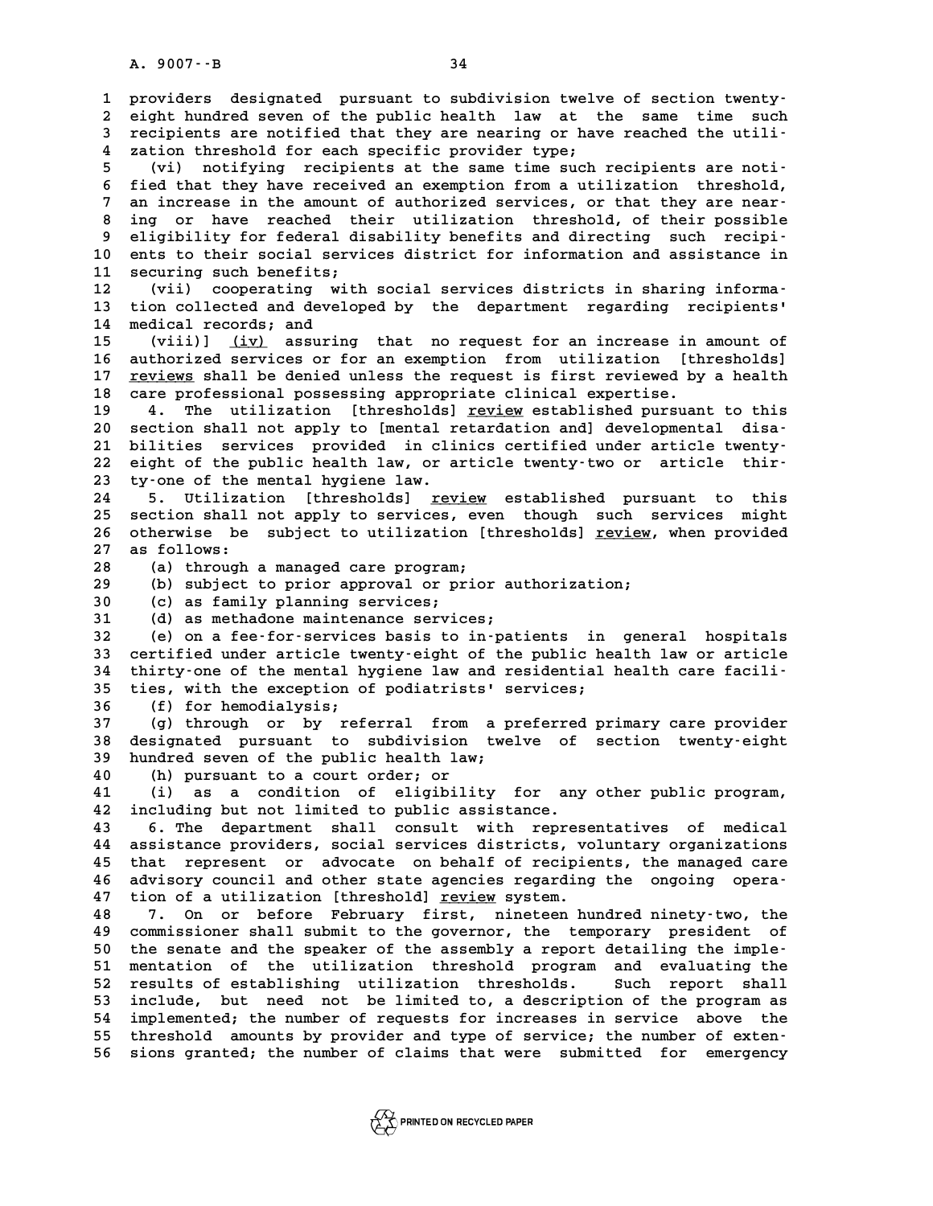providers designated pursuant to subdivision twelve of section twenty-eight hundred seven of the public health law at the same time such recipients are notified that they are nearing or have reached the utilization threshold for each specific provider type;

(vi) notifying recipients at the same time such recipients are notified that they have received an exemption from a utilization threshold, an increase in the amount of authorized services, or that they are nearing or have reached their utilization threshold, of their possible eligibility for federal disability benefits and directing such recipients to their social services district for information and assistance in securing such benefits;

(vii) cooperating with social services districts in sharing information collected and developed by the department regarding recipients' medical records; and

(viii)] <u>(iv)</u> assuring that no request for an increase in amount of authorized services or for an exemption from utilization [thresholds] <u>reviews</u> shall be denied unless the request is first reviewed by a health care professional possessing appropriate clinical expertise.

4. The utilization [thresholds] <u>review</u> established pursuant to this section shall not apply to [mental retardation and] developmental disabilities services provided in clinics certified under article twenty-eight of the public health law, or article twenty-two or article thirty-one of the mental hygiene law.

5. Utilization [thresholds] <u>review</u> established pursuant to this section shall not apply to services, even though such services might otherwise be subject to utilization [thresholds] <u>review</u>, when provided as follows:

(a) through a managed care program;

(b) subject to prior approval or prior authorization;

(c) as family planning services;

(d) as methadone maintenance services;

(e) on a fee-for-services basis to in-patients in general hospitals certified under article twenty-eight of the public health law or article thirty-one of the mental hygiene law and residential health care facilities, with the exception of podiatrists' services;

(f) for hemodialysis;

(g) through or by referral from a preferred primary care provider designated pursuant to subdivision twelve of section twenty-eight hundred seven of the public health law;

(h) pursuant to a court order; or

(i) as a condition of eligibility for any other public program, including but not limited to public assistance.

6. The department shall consult with representatives of medical assistance providers, social services districts, voluntary organizations that represent or advocate on behalf of recipients, the managed care advisory council and other state agencies regarding the ongoing operation of a utilization [threshold] <u>review</u> system.

7. On or before February first, nineteen hundred ninety-two, the commissioner shall submit to the governor, the temporary president of the senate and the speaker of the assembly a report detailing the implementation of the utilization threshold program and evaluating the results of establishing utilization thresholds. Such report shall include, but need not be limited to, a description of the program as implemented; the number of requests for increases in service above the threshold amounts by provider and type of service; the number of extensions granted; the number of claims that were submitted for emergency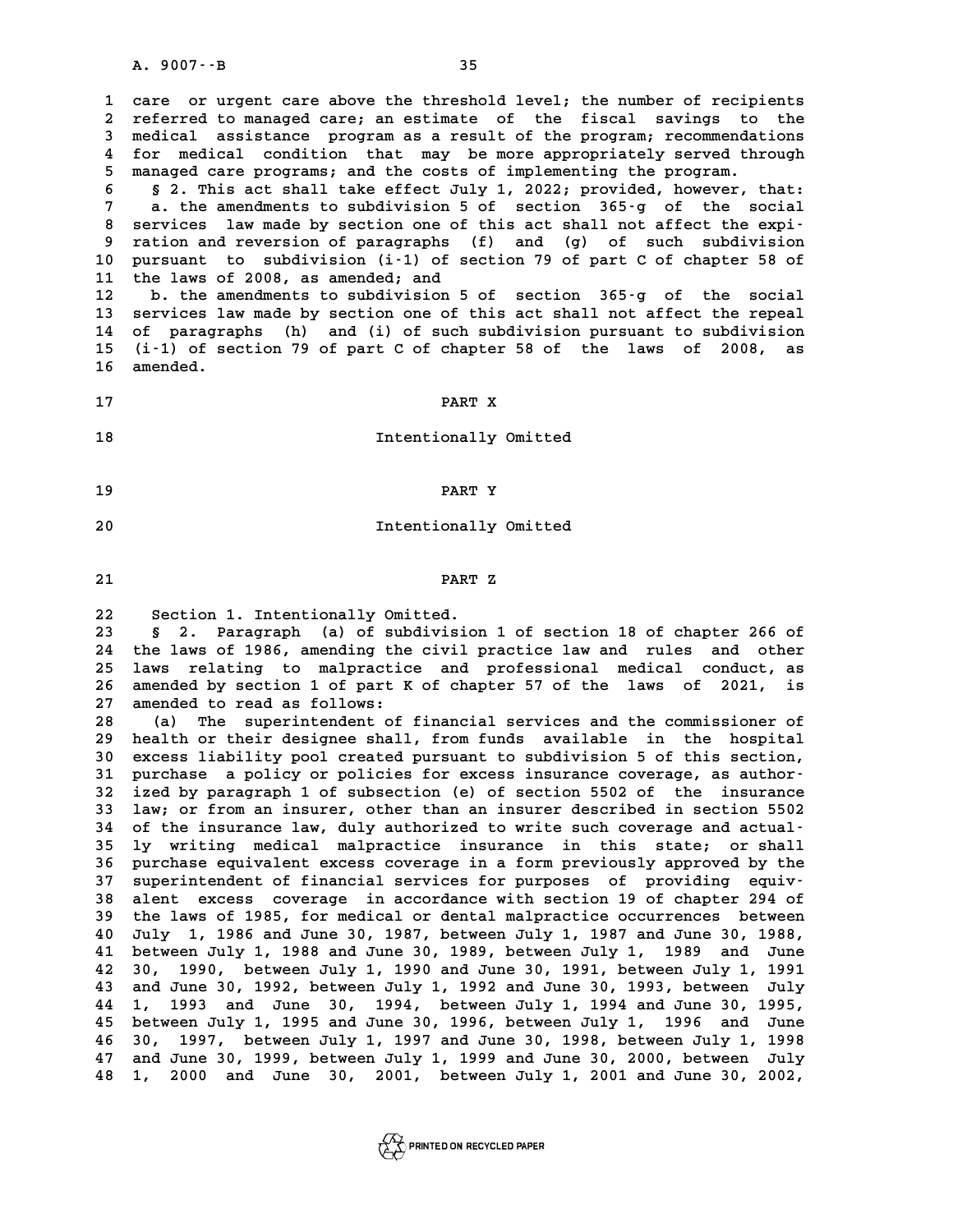care or urgent care above the threshold level; the number of recipients referred to managed care; an estimate of the fiscal savings to the medical assistance program as a result of the program; recommendations for medical condition that may be more appropriately served through managed care programs; and the costs of implementing the program.

§ 2. This act shall take effect July 1, 2022; provided, however, that:

a. the amendments to subdivision 5 of section 365-g of the social services law made by section one of this act shall not affect the expiration and reversion of paragraphs (f) and (g) of such subdivision pursuant to subdivision (i-1) of section 79 of part C of chapter 58 of the laws of 2008, as amended; and

b. the amendments to subdivision 5 of section 365-g of the social services law made by section one of this act shall not affect the repeal of paragraphs (h) and (i) of such subdivision pursuant to subdivision (i-1) of section 79 of part C of chapter 58 of the laws of 2008, as amended.

PART X

Intentionally Omitted

PART Y

Intentionally Omitted

PART Z

Section 1. Intentionally Omitted.

§ 2. Paragraph (a) of subdivision 1 of section 18 of chapter 266 of the laws of 1986, amending the civil practice law and rules and other laws relating to malpractice and professional medical conduct, as amended by section 1 of part K of chapter 57 of the laws of 2021, is amended to read as follows:

(a) The superintendent of financial services and the commissioner of health or their designee shall, from funds available in the hospital excess liability pool created pursuant to subdivision 5 of this section, purchase a policy or policies for excess insurance coverage, as authorized by paragraph 1 of subsection (e) of section 5502 of the insurance law; or from an insurer, other than an insurer described in section 5502 of the insurance law, duly authorized to write such coverage and actually writing medical malpractice insurance in this state; or shall purchase equivalent excess coverage in a form previously approved by the superintendent of financial services for purposes of providing equivalent excess coverage in accordance with section 19 of chapter 294 of the laws of 1985, for medical or dental malpractice occurrences between July 1, 1986 and June 30, 1987, between July 1, 1987 and June 30, 1988, between July 1, 1988 and June 30, 1989, between July 1, 1989 and June 30, 1990, between July 1, 1990 and June 30, 1991, between July 1, 1991 and June 30, 1992, between July 1, 1992 and June 30, 1993, between July 1, 1993 and June 30, 1994, between July 1, 1994 and June 30, 1995, between July 1, 1995 and June 30, 1996, between July 1, 1996 and June 30, 1997, between July 1, 1997 and June 30, 1998, between July 1, 1998 and June 30, 1999, between July 1, 1999 and June 30, 2000, between July 1, 2000 and June 30, 2001, between July 1, 2001 and June 30, 2002,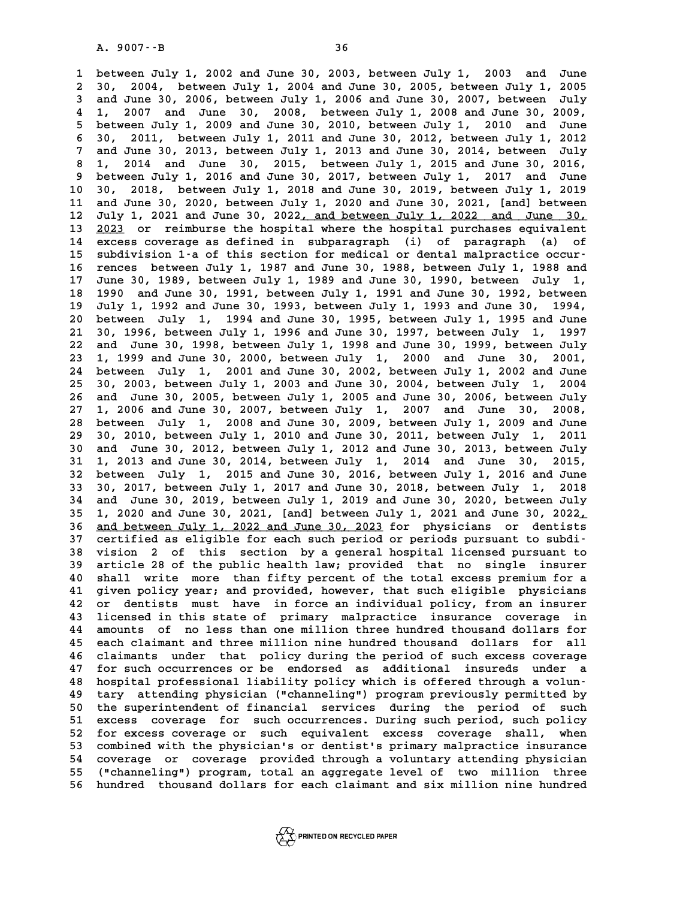between July 1, 2002 and June 30, 2003, between July 1, 2003 and June 30, 2004, between July 1, 2004 and June 30, 2005, between July 1, 2005 and June 30, 2006, between July 1, 2006 and June 30, 2007, between July 1, 2007 and June 30, 2008, between July 1, 2008 and June 30, 2009, between July 1, 2009 and June 30, 2010, between July 1, 2010 and June 30, 2011, between July 1, 2011 and June 30, 2012, between July 1, 2012 and June 30, 2013, between July 1, 2013 and June 30, 2014, between July 1, 2014 and June 30, 2015, between July 1, 2015 and June 30, 2016, between July 1, 2016 and June 30, 2017, between July 1, 2017 and June 30, 2018, between July 1, 2018 and June 30, 2019, between July 1, 2019 and June 30, 2020, between July 1, 2020 and June 30, 2021, [and] between July 1, 2021 and June 30, 2022, and between July 1, 2022 and June 30, 2023 or reimburse the hospital where the hospital purchases equivalent excess coverage as defined in subparagraph (i) of paragraph (a) of subdivision 1-a of this section for medical or dental malpractice occurrences between July 1, 1987 and June 30, 1988, between July 1, 1988 and June 30, 1989, between July 1, 1989 and June 30, 1990, between July 1, 1990 and June 30, 1991, between July 1, 1991 and June 30, 1992, between July 1, 1992 and June 30, 1993, between July 1, 1993 and June 30, 1994, between July 1, 1994 and June 30, 1995, between July 1, 1995 and June 30, 1996, between July 1, 1996 and June 30, 1997, between July 1, 1997 and June 30, 1998, between July 1, 1998 and June 30, 1999, between July 1, 1999 and June 30, 2000, between July 1, 2000 and June 30, 2001, between July 1, 2001 and June 30, 2002, between July 1, 2002 and June 30, 2003, between July 1, 2003 and June 30, 2004, between July 1, 2004 and June 30, 2005, between July 1, 2005 and June 30, 2006, between July 1, 2006 and June 30, 2007, between July 1, 2007 and June 30, 2008, between July 1, 2008 and June 30, 2009, between July 1, 2009 and June 30, 2010, between July 1, 2010 and June 30, 2011, between July 1, 2011 and June 30, 2012, between July 1, 2012 and June 30, 2013, between July 1, 2013 and June 30, 2014, between July 1, 2014 and June 30, 2015, between July 1, 2015 and June 30, 2016, between July 1, 2016 and June 30, 2017, between July 1, 2017 and June 30, 2018, between July 1, 2018 and June 30, 2019, between July 1, 2019 and June 30, 2020, between July 1, 2020 and June 30, 2021, [and] between July 1, 2021 and June 30, 2022, and between July 1, 2022 and June 30, 2023 for physicians or dentists certified as eligible for each such period or periods pursuant to subdivision 2 of this section by a general hospital licensed pursuant to article 28 of the public health law; provided that no single insurer shall write more than fifty percent of the total excess premium for a given policy year; and provided, however, that such eligible physicians or dentists must have in force an individual policy, from an insurer licensed in this state of primary malpractice insurance coverage in amounts of no less than one million three hundred thousand dollars for each claimant and three million nine hundred thousand dollars for all claimants under that policy during the period of such excess coverage for such occurrences or be endorsed as additional insureds under a hospital professional liability policy which is offered through a voluntary attending physician ("channeling") program previously permitted by the superintendent of financial services during the period of such excess coverage for such occurrences. During such period, such policy for excess coverage or such equivalent excess coverage shall, when combined with the physician's or dentist's primary malpractice insurance coverage or coverage provided through a voluntary attending physician ("channeling") program, total an aggregate level of two million three hundred thousand dollars for each claimant and six million nine hundred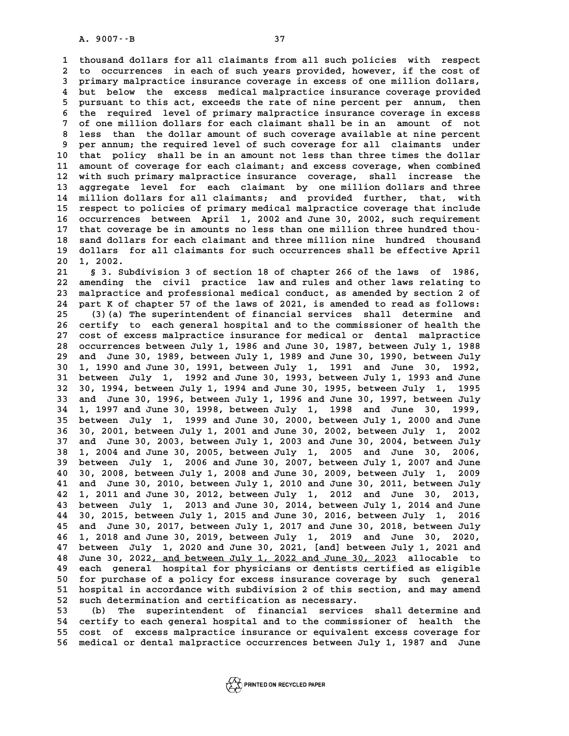thousand dollars for all claimants from all such policies with respect to occurrences in each of such years provided, however, if the cost of primary malpractice insurance coverage in excess of one million dollars, but below the excess medical malpractice insurance coverage provided pursuant to this act, exceeds the rate of nine percent per annum, then the required level of primary malpractice insurance coverage in excess of one million dollars for each claimant shall be in an amount of not less than the dollar amount of such coverage available at nine percent per annum; the required level of such coverage for all claimants under that policy shall be in an amount not less than three times the dollar amount of coverage for each claimant; and excess coverage, when combined with such primary malpractice insurance coverage, shall increase the aggregate level for each claimant by one million dollars and three million dollars for all claimants; and provided further, that, with respect to policies of primary medical malpractice coverage that include occurrences between April 1, 2002 and June 30, 2002, such requirement that coverage be in amounts no less than one million three hundred thousand dollars for each claimant and three million nine hundred thousand dollars for all claimants for such occurrences shall be effective April 1, 2002.

§ 3. Subdivision 3 of section 18 of chapter 266 of the laws of 1986, amending the civil practice law and rules and other laws relating to malpractice and professional medical conduct, as amended by section 2 of part K of chapter 57 of the laws of 2021, is amended to read as follows:

(3)(a) The superintendent of financial services shall determine and certify to each general hospital and to the commissioner of health the cost of excess malpractice insurance for medical or dental malpractice occurrences between July 1, 1986 and June 30, 1987, between July 1, 1988 and June 30, 1989, between July 1, 1989 and June 30, 1990, between July 1, 1990 and June 30, 1991, between July 1, 1991 and June 30, 1992, between July 1, 1992 and June 30, 1993, between July 1, 1993 and June 30, 1994, between July 1, 1994 and June 30, 1995, between July 1, 1995 and June 30, 1996, between July 1, 1996 and June 30, 1997, between July 1, 1997 and June 30, 1998, between July 1, 1998 and June 30, 1999, between July 1, 1999 and June 30, 2000, between July 1, 2000 and June 30, 2001, between July 1, 2001 and June 30, 2002, between July 1, 2002 and June 30, 2003, between July 1, 2003 and June 30, 2004, between July 1, 2004 and June 30, 2005, between July 1, 2005 and June 30, 2006, between July 1, 2006 and June 30, 2007, between July 1, 2007 and June 30, 2008, between July 1, 2008 and June 30, 2009, between July 1, 2009 and June 30, 2010, between July 1, 2010 and June 30, 2011, between July 1, 2011 and June 30, 2012, between July 1, 2012 and June 30, 2013, between July 1, 2013 and June 30, 2014, between July 1, 2014 and June 30, 2015, between July 1, 2015 and June 30, 2016, between July 1, 2016 and June 30, 2017, between July 1, 2017 and June 30, 2018, between July 1, 2018 and June 30, 2019, between July 1, 2019 and June 30, 2020, between July 1, 2020 and June 30, 2021, [and] between July 1, 2021 and June 30, 2022, and between July 1, 2022 and June 30, 2023 allocable to each general hospital for physicians or dentists certified as eligible for purchase of a policy for excess insurance coverage by such general hospital in accordance with subdivision 2 of this section, and may amend such determination and certification as necessary.

(b) The superintendent of financial services shall determine and certify to each general hospital and to the commissioner of health the cost of excess malpractice insurance or equivalent excess coverage for medical or dental malpractice occurrences between July 1, 1987 and June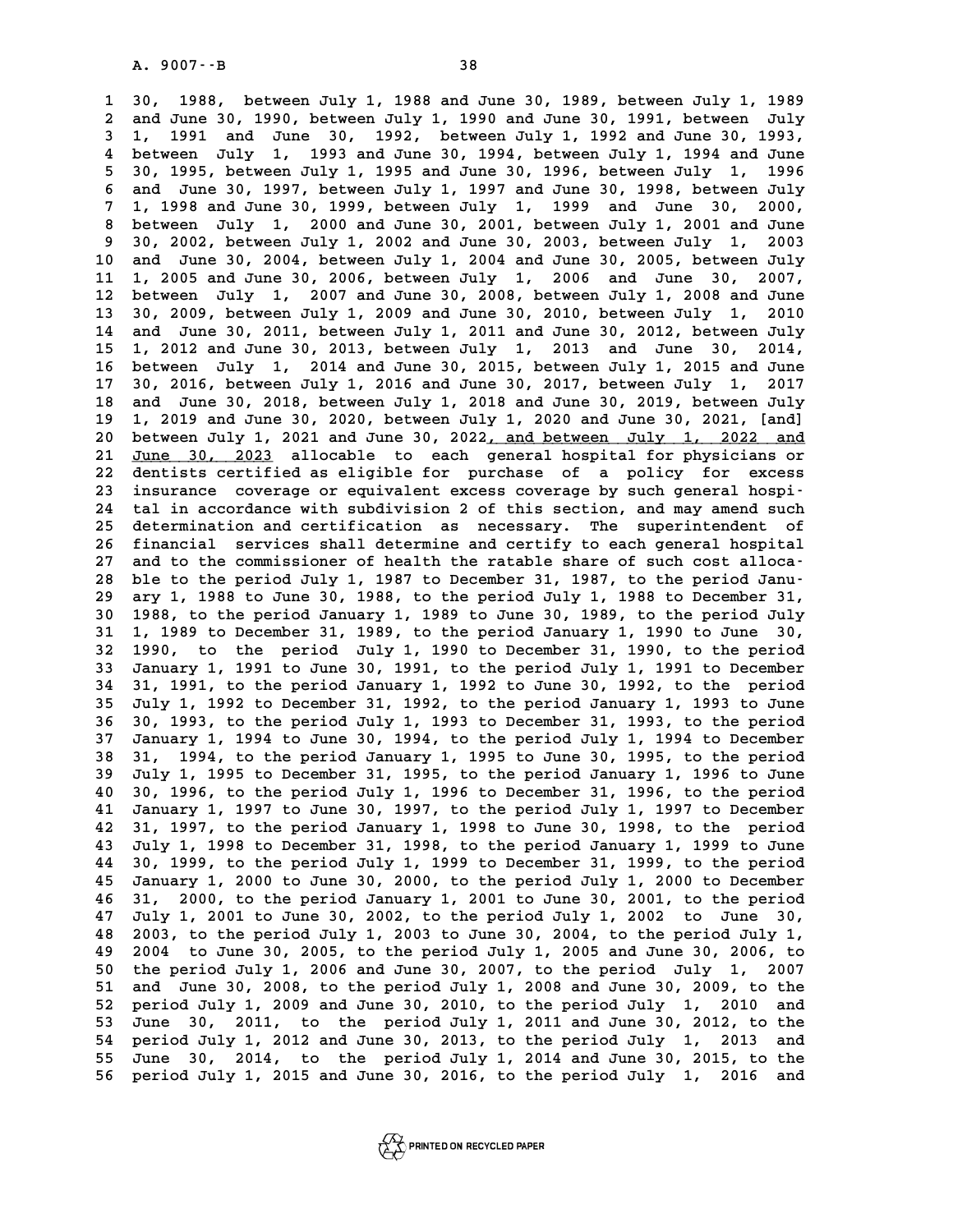30, 1988, between July 1, 1988 and June 30, 1989, between July 1, 1989 and June 30, 1990, between July 1, 1990 and June 30, 1991, between July 1, 1991 and June 30, 1992, between July 1, 1992 and June 30, 1993, between July 1, 1993 and June 30, 1994, between July 1, 1994 and June 30, 1995, between July 1, 1995 and June 30, 1996, between July 1, 1996 and June 30, 1997, between July 1, 1997 and June 30, 1998, between July 1, 1998 and June 30, 1999, between July 1, 1999 and June 30, 2000, between July 1, 2000 and June 30, 2001, between July 1, 2001 and June 30, 2002, between July 1, 2002 and June 30, 2003, between July 1, 2003 and June 30, 2004, between July 1, 2004 and June 30, 2005, between July 1, 2005 and June 30, 2006, between July 1, 2006 and June 30, 2007, between July 1, 2007 and June 30, 2008, between July 1, 2008 and June 30, 2009, between July 1, 2009 and June 30, 2010, between July 1, 2010 and June 30, 2011, between July 1, 2011 and June 30, 2012, between July 1, 2012 and June 30, 2013, between July 1, 2013 and June 30, 2014, between July 1, 2014 and June 30, 2015, between July 1, 2015 and June 30, 2016, between July 1, 2016 and June 30, 2017, between July 1, 2017 and June 30, 2018, between July 1, 2018 and June 30, 2019, between July 1, 2019 and June 30, 2020, between July 1, 2020 and June 30, 2021, [and] between July 1, 2021 and June 30, 2022, and between July 1, 2022 and June 30, 2023 allocable to each general hospital for physicians or dentists certified as eligible for purchase of a policy for excess insurance coverage or equivalent excess coverage by such general hospital in accordance with subdivision 2 of this section, and may amend such determination and certification as necessary. The superintendent of financial services shall determine and certify to each general hospital and to the commissioner of health the ratable share of such cost allocable to the period July 1, 1987 to December 31, 1987, to the period January 1, 1988 to June 30, 1988, to the period July 1, 1988 to December 31, 1988, to the period January 1, 1989 to June 30, 1989, to the period July 1, 1989 to December 31, 1989, to the period January 1, 1990 to June 30, 1990, to the period July 1, 1990 to December 31, 1990, to the period January 1, 1991 to June 30, 1991, to the period July 1, 1991 to December 31, 1991, to the period January 1, 1992 to June 30, 1992, to the period July 1, 1992 to December 31, 1992, to the period January 1, 1993 to June 30, 1993, to the period July 1, 1993 to December 31, 1993, to the period January 1, 1994 to June 30, 1994, to the period July 1, 1994 to December 31, 1994, to the period January 1, 1995 to June 30, 1995, to the period July 1, 1995 to December 31, 1995, to the period January 1, 1996 to June 30, 1996, to the period July 1, 1996 to December 31, 1996, to the period January 1, 1997 to June 30, 1997, to the period July 1, 1997 to December 31, 1997, to the period January 1, 1998 to June 30, 1998, to the period July 1, 1998 to December 31, 1998, to the period January 1, 1999 to June 30, 1999, to the period July 1, 1999 to December 31, 1999, to the period January 1, 2000 to June 30, 2000, to the period July 1, 2000 to December 31, 2000, to the period January 1, 2001 to June 30, 2001, to the period July 1, 2001 to June 30, 2002, to the period July 1, 2002 to June 30, 2003, to the period July 1, 2003 to June 30, 2004, to the period July 1, 2004 to June 30, 2005, to the period July 1, 2005 and June 30, 2006, to the period July 1, 2006 and June 30, 2007, to the period July 1, 2007 and June 30, 2008, to the period July 1, 2008 and June 30, 2009, to the period July 1, 2009 and June 30, 2010, to the period July 1, 2010 and June 30, 2011, to the period July 1, 2011 and June 30, 2012, to the period July 1, 2012 and June 30, 2013, to the period July 1, 2013 and June 30, 2014, to the period July 1, 2014 and June 30, 2015, to the period July 1, 2015 and June 30, 2016, to the period July 1, 2016 and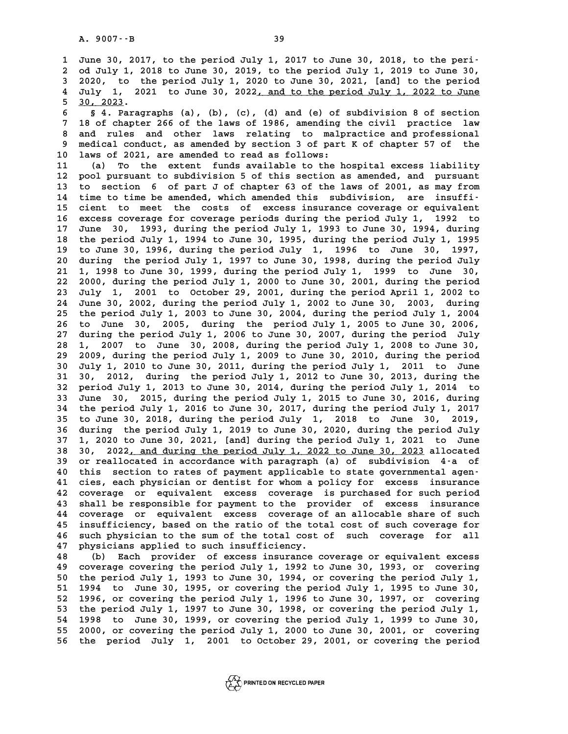June 30, 2017, to the period July 1, 2017 to June 30, 2018, to the period July 1, 2018 to June 30, 2019, to the period July 1, 2019 to June 30, 2020, to the period July 1, 2020 to June 30, 2021, [and] to the period July 1, 2021 to June 30, 2022, and to the period July 1, 2022 to June 30, 2023.

§ 4. Paragraphs (a), (b), (c), (d) and (e) of subdivision 8 of section 18 of chapter 266 of the laws of 1986, amending the civil practice law and rules and other laws relating to malpractice and professional medical conduct, as amended by section 3 of part K of chapter 57 of the laws of 2021, are amended to read as follows:

(a) To the extent funds available to the hospital excess liability pool pursuant to subdivision 5 of this section as amended, and pursuant to section 6 of part J of chapter 63 of the laws of 2001, as may from time to time be amended, which amended this subdivision, are insufficient to meet the costs of excess insurance coverage or equivalent excess coverage for coverage periods during the period July 1, 1992 to June 30, 1993, during the period July 1, 1993 to June 30, 1994, during the period July 1, 1994 to June 30, 1995, during the period July 1, 1995 to June 30, 1996, during the period July 1, 1996 to June 30, 1997, during the period July 1, 1997 to June 30, 1998, during the period July 1, 1998 to June 30, 1999, during the period July 1, 1999 to June 30, 2000, during the period July 1, 2000 to June 30, 2001, during the period July 1, 2001 to October 29, 2001, during the period April 1, 2002 to June 30, 2002, during the period July 1, 2002 to June 30, 2003, during the period July 1, 2003 to June 30, 2004, during the period July 1, 2004 to June 30, 2005, during the period July 1, 2005 to June 30, 2006, during the period July 1, 2006 to June 30, 2007, during the period July 1, 2007 to June 30, 2008, during the period July 1, 2008 to June 30, 2009, during the period July 1, 2009 to June 30, 2010, during the period July 1, 2010 to June 30, 2011, during the period July 1, 2011 to June 30, 2012, during the period July 1, 2012 to June 30, 2013, during the period July 1, 2013 to June 30, 2014, during the period July 1, 2014 to June 30, 2015, during the period July 1, 2015 to June 30, 2016, during the period July 1, 2016 to June 30, 2017, during the period July 1, 2017 to June 30, 2018, during the period July 1, 2018 to June 30, 2019, during the period July 1, 2019 to June 30, 2020, during the period July 1, 2020 to June 30, 2021, [and] during the period July 1, 2021 to June 30, 2022, and during the period July 1, 2022 to June 30, 2023 allocated or reallocated in accordance with paragraph (a) of subdivision 4-a of this section to rates of payment applicable to state governmental agencies, each physician or dentist for whom a policy for excess insurance coverage or equivalent excess coverage is purchased for such period shall be responsible for payment to the provider of excess insurance coverage or equivalent excess coverage of an allocable share of such insufficiency, based on the ratio of the total cost of such coverage for such physician to the sum of the total cost of such coverage for all physicians applied to such insufficiency.

(b) Each provider of excess insurance coverage or equivalent excess coverage covering the period July 1, 1992 to June 30, 1993, or covering the period July 1, 1993 to June 30, 1994, or covering the period July 1, 1994 to June 30, 1995, or covering the period July 1, 1995 to June 30, 1996, or covering the period July 1, 1996 to June 30, 1997, or covering the period July 1, 1997 to June 30, 1998, or covering the period July 1, 1998 to June 30, 1999, or covering the period July 1, 1999 to June 30, 2000, or covering the period July 1, 2000 to June 30, 2001, or covering the period July 1, 2001 to October 29, 2001, or covering the period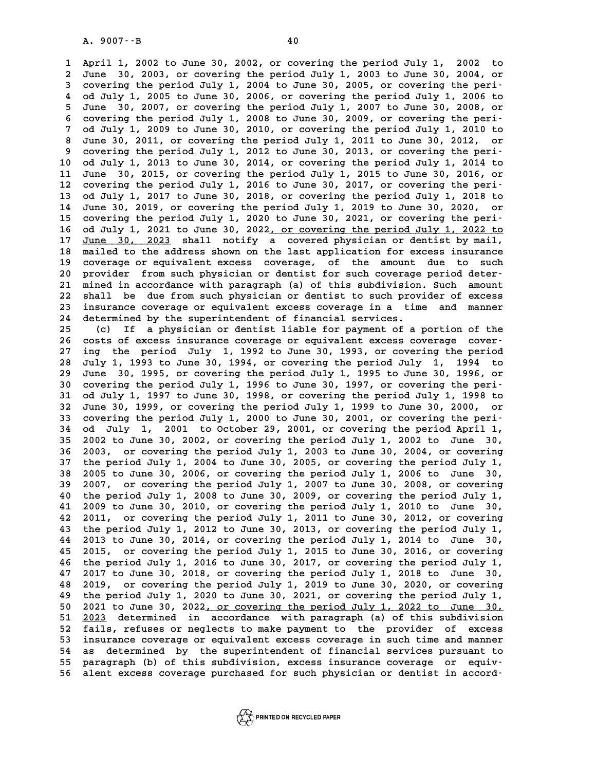April 1, 2002 to June 30, 2002, or covering the period July 1, 2002 to June 30, 2003, or covering the period July 1, 2003 to June 30, 2004, or covering the period July 1, 2004 to June 30, 2005, or covering the period July 1, 2005 to June 30, 2006, or covering the period July 1, 2006 to June 30, 2007, or covering the period July 1, 2007 to June 30, 2008, or covering the period July 1, 2008 to June 30, 2009, or covering the period July 1, 2009 to June 30, 2010, or covering the period July 1, 2010 to June 30, 2011, or covering the period July 1, 2011 to June 30, 2012, or covering the period July 1, 2012 to June 30, 2013, or covering the period July 1, 2013 to June 30, 2014, or covering the period July 1, 2014 to June 30, 2015, or covering the period July 1, 2015 to June 30, 2016, or covering the period July 1, 2016 to June 30, 2017, or covering the period July 1, 2017 to June 30, 2018, or covering the period July 1, 2018 to June 30, 2019, or covering the period July 1, 2019 to June 30, 2020, or covering the period July 1, 2020 to June 30, 2021, or covering the period July 1, 2021 to June 30, 2022, or covering the period July 1, 2022 to June 30, 2023 shall notify a covered physician or dentist by mail, mailed to the address shown on the last application for excess insurance coverage or equivalent excess coverage, of the amount due to such provider from such physician or dentist for such coverage period determined in accordance with paragraph (a) of this subdivision. Such amount shall be due from such physician or dentist to such provider of excess insurance coverage or equivalent excess coverage in a time and manner determined by the superintendent of financial services.

(c) If a physician or dentist liable for payment of a portion of the costs of excess insurance coverage or equivalent excess coverage covering the period July 1, 1992 to June 30, 1993, or covering the period July 1, 1993 to June 30, 1994, or covering the period July 1, 1994 to June 30, 1995, or covering the period July 1, 1995 to June 30, 1996, or covering the period July 1, 1996 to June 30, 1997, or covering the period July 1, 1997 to June 30, 1998, or covering the period July 1, 1998 to June 30, 1999, or covering the period July 1, 1999 to June 30, 2000, or covering the period July 1, 2000 to June 30, 2001, or covering the period July 1, 2001 to October 29, 2001, or covering the period April 1, 2002 to June 30, 2002, or covering the period July 1, 2002 to June 30, 2003, or covering the period July 1, 2003 to June 30, 2004, or covering the period July 1, 2004 to June 30, 2005, or covering the period July 1, 2005 to June 30, 2006, or covering the period July 1, 2006 to June 30, 2007, or covering the period July 1, 2007 to June 30, 2008, or covering the period July 1, 2008 to June 30, 2009, or covering the period July 1, 2009 to June 30, 2010, or covering the period July 1, 2010 to June 30, 2011, or covering the period July 1, 2011 to June 30, 2012, or covering the period July 1, 2012 to June 30, 2013, or covering the period July 1, 2013 to June 30, 2014, or covering the period July 1, 2014 to June 30, 2015, or covering the period July 1, 2015 to June 30, 2016, or covering the period July 1, 2016 to June 30, 2017, or covering the period July 1, 2017 to June 30, 2018, or covering the period July 1, 2018 to June 30, 2019, or covering the period July 1, 2019 to June 30, 2020, or covering the period July 1, 2020 to June 30, 2021, or covering the period July 1, 2021 to June 30, 2022, or covering the period July 1, 2022 to June 30, 2023 determined in accordance with paragraph (a) of this subdivision fails, refuses or neglects to make payment to the provider of excess insurance coverage or equivalent excess coverage in such time and manner as determined by the superintendent of financial services pursuant to paragraph (b) of this subdivision, excess insurance coverage or equivalent excess coverage purchased for such physician or dentist in accord-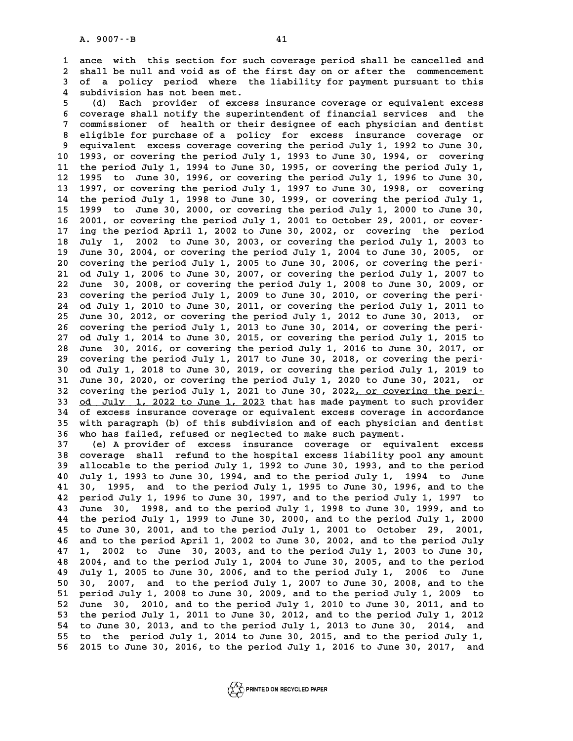ance with this section for such coverage period shall be cancelled and shall be null and void as of the first day on or after the commencement of a policy period where the liability for payment pursuant to this subdivision has not been met.

(d) Each provider of excess insurance coverage or equivalent excess coverage shall notify the superintendent of financial services and the commissioner of health or their designee of each physician and dentist eligible for purchase of a policy for excess insurance coverage or equivalent excess coverage covering the period July 1, 1992 to June 30, 1993, or covering the period July 1, 1993 to June 30, 1994, or covering the period July 1, 1994 to June 30, 1995, or covering the period July 1, 1995 to June 30, 1996, or covering the period July 1, 1996 to June 30, 1997, or covering the period July 1, 1997 to June 30, 1998, or covering the period July 1, 1998 to June 30, 1999, or covering the period July 1, 1999 to June 30, 2000, or covering the period July 1, 2000 to June 30, 2001, or covering the period July 1, 2001 to October 29, 2001, or covering the period April 1, 2002 to June 30, 2002, or covering the period July 1, 2002 to June 30, 2003, or covering the period July 1, 2003 to June 30, 2004, or covering the period July 1, 2004 to June 30, 2005, or covering the period July 1, 2005 to June 30, 2006, or covering the period July 1, 2006 to June 30, 2007, or covering the period July 1, 2007 to June 30, 2008, or covering the period July 1, 2008 to June 30, 2009, or covering the period July 1, 2009 to June 30, 2010, or covering the period July 1, 2010 to June 30, 2011, or covering the period July 1, 2011 to June 30, 2012, or covering the period July 1, 2012 to June 30, 2013, or covering the period July 1, 2013 to June 30, 2014, or covering the period July 1, 2014 to June 30, 2015, or covering the period July 1, 2015 to June 30, 2016, or covering the period July 1, 2016 to June 30, 2017, or covering the period July 1, 2017 to June 30, 2018, or covering the period July 1, 2018 to June 30, 2019, or covering the period July 1, 2019 to June 30, 2020, or covering the period July 1, 2020 to June 30, 2021, or covering the period July 1, 2021 to June 30, 2022<u>, or covering the period July 1, 2022 to June 1, 2023</u> that has made payment to such provider of excess insurance coverage or equivalent excess coverage in accordance with paragraph (b) of this subdivision and of each physician and dentist who has failed, refused or neglected to make such payment.

(e) A provider of excess insurance coverage or equivalent excess coverage shall refund to the hospital excess liability pool any amount allocable to the period July 1, 1992 to June 30, 1993, and to the period July 1, 1993 to June 30, 1994, and to the period July 1, 1994 to June 30, 1995, and to the period July 1, 1995 to June 30, 1996, and to the period July 1, 1996 to June 30, 1997, and to the period July 1, 1997 to June 30, 1998, and to the period July 1, 1998 to June 30, 1999, and to the period July 1, 1999 to June 30, 2000, and to the period July 1, 2000 to June 30, 2001, and to the period July 1, 2001 to October 29, 2001, and to the period April 1, 2002 to June 30, 2002, and to the period July 1, 2002 to June 30, 2003, and to the period July 1, 2003 to June 30, 2004, and to the period July 1, 2004 to June 30, 2005, and to the period July 1, 2005 to June 30, 2006, and to the period July 1, 2006 to June 30, 2007, and to the period July 1, 2007 to June 30, 2008, and to the period July 1, 2008 to June 30, 2009, and to the period July 1, 2009 to June 30, 2010, and to the period July 1, 2010 to June 30, 2011, and to the period July 1, 2011 to June 30, 2012, and to the period July 1, 2012 to June 30, 2013, and to the period July 1, 2013 to June 30, 2014, and to the period July 1, 2014 to June 30, 2015, and to the period July 1, 2015 to June 30, 2016, to the period July 1, 2016 to June 30, 2017, and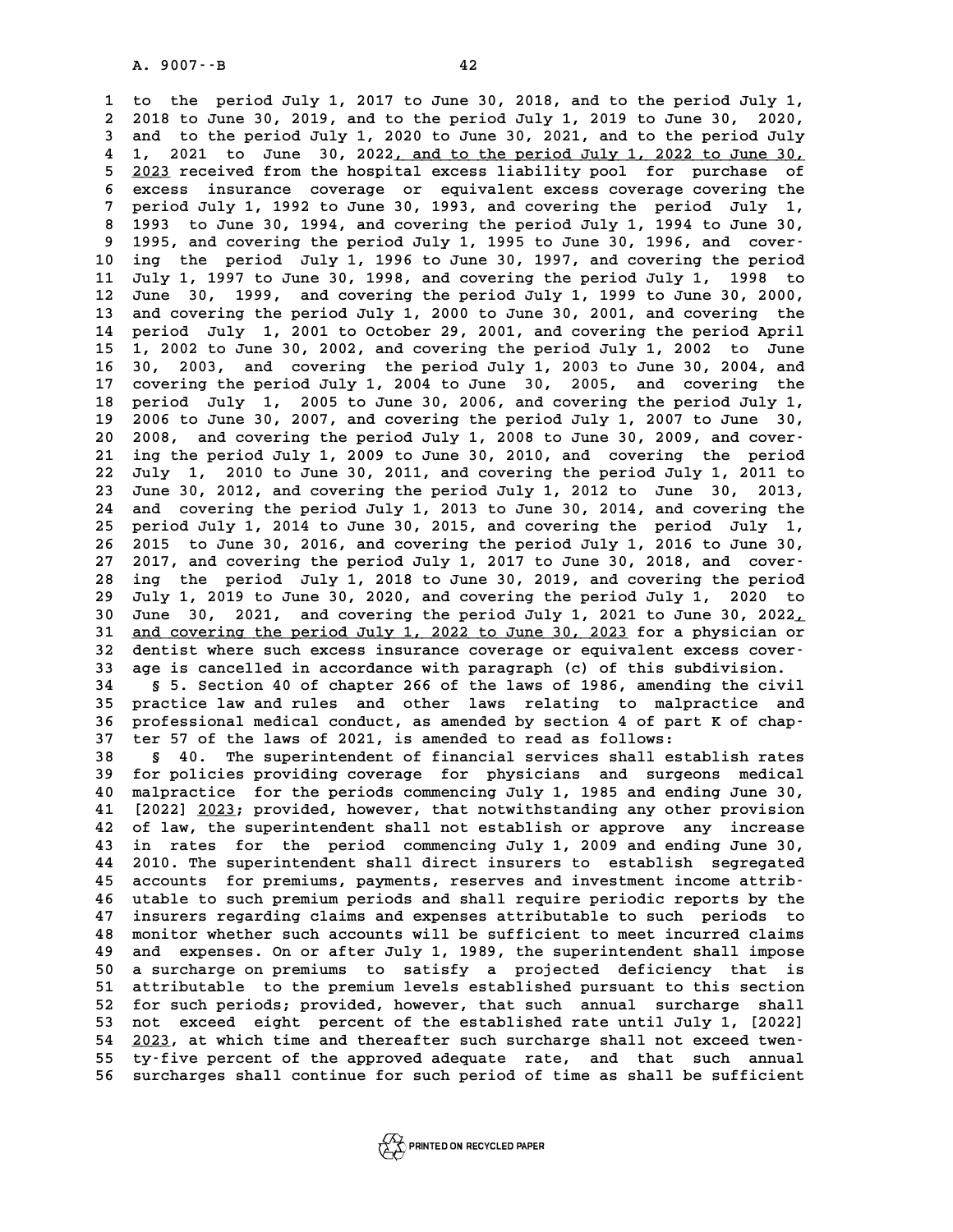to the period July 1, 2017 to June 30, 2018, and to the period July 1, 2018 to June 30, 2019, and to the period July 1, 2019 to June 30, 2020, and to the period July 1, 2020 to June 30, 2021, and to the period July 1, 2021 to June 30, 2022, and to the period July 1, 2022 to June 30, 2023 received from the hospital excess liability pool for purchase of excess insurance coverage or equivalent excess coverage covering the period July 1, 1992 to June 30, 1993, and covering the period July 1, 1993 to June 30, 1994, and covering the period July 1, 1994 to June 30, 1995, and covering the period July 1, 1995 to June 30, 1996, and covering the period July 1, 1996 to June 30, 1997, and covering the period July 1, 1997 to June 30, 1998, and covering the period July 1, 1998 to June 30, 1999, and covering the period July 1, 1999 to June 30, 2000, and covering the period July 1, 2000 to June 30, 2001, and covering the period July 1, 2001 to October 29, 2001, and covering the period April 1, 2002 to June 30, 2002, and covering the period July 1, 2002 to June 30, 2003, and covering the period July 1, 2003 to June 30, 2004, and covering the period July 1, 2004 to June 30, 2005, and covering the period July 1, 2005 to June 30, 2006, and covering the period July 1, 2006 to June 30, 2007, and covering the period July 1, 2007 to June 30, 2008, and covering the period July 1, 2008 to June 30, 2009, and covering the period July 1, 2009 to June 30, 2010, and covering the period July 1, 2010 to June 30, 2011, and covering the period July 1, 2011 to June 30, 2012, and covering the period July 1, 2012 to June 30, 2013, and covering the period July 1, 2013 to June 30, 2014, and covering the period July 1, 2014 to June 30, 2015, and covering the period July 1, 2015 to June 30, 2016, and covering the period July 1, 2016 to June 30, 2017, and covering the period July 1, 2017 to June 30, 2018, and covering the period July 1, 2018 to June 30, 2019, and covering the period July 1, 2019 to June 30, 2020, and covering the period July 1, 2020 to June 30, 2021, and covering the period July 1, 2021 to June 30, 2022, and covering the period July 1, 2022 to June 30, 2023 for a physician or dentist where such excess insurance coverage or equivalent excess coverage is cancelled in accordance with paragraph (c) of this subdivision.

§ 5. Section 40 of chapter 266 of the laws of 1986, amending the civil practice law and rules and other laws relating to malpractice and professional medical conduct, as amended by section 4 of part K of chapter 57 of the laws of 2021, is amended to read as follows:

§ 40. The superintendent of financial services shall establish rates for policies providing coverage for physicians and surgeons medical malpractice for the periods commencing July 1, 1985 and ending June 30, [2022] 2023; provided, however, that notwithstanding any other provision of law, the superintendent shall not establish or approve any increase in rates for the period commencing July 1, 2009 and ending June 30, 2010. The superintendent shall direct insurers to establish segregated accounts for premiums, payments, reserves and investment income attributable to such premium periods and shall require periodic reports by the insurers regarding claims and expenses attributable to such periods to monitor whether such accounts will be sufficient to meet incurred claims and expenses. On or after July 1, 1989, the superintendent shall impose a surcharge on premiums to satisfy a projected deficiency that is attributable to the premium levels established pursuant to this section for such periods; provided, however, that such annual surcharge shall not exceed eight percent of the established rate until July 1, [2022] 2023, at which time and thereafter such surcharge shall not exceed twenty-five percent of the approved adequate rate, and that such annual surcharges shall continue for such period of time as shall be sufficient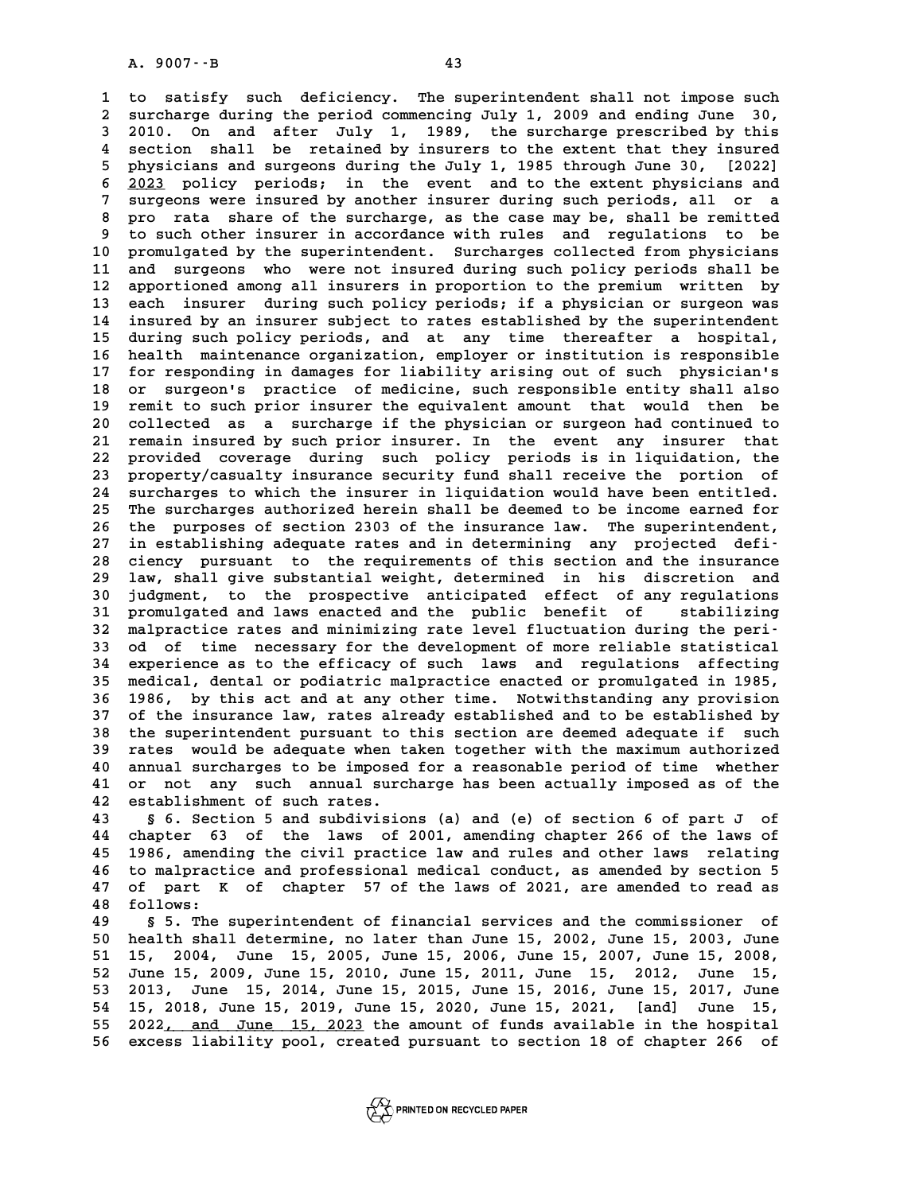to satisfy such deficiency. The superintendent shall not impose such surcharge during the period commencing July 1, 2009 and ending June 30, 2010. On and after July 1, 1989, the surcharge prescribed by this section shall be retained by insurers to the extent that they insured physicians and surgeons during the July 1, 1985 through June 30, [2022] 2023 policy periods; in the event and to the extent physicians and surgeons were insured by another insurer during such periods, all or a pro rata share of the surcharge, as the case may be, shall be remitted to such other insurer in accordance with rules and regulations to be promulgated by the superintendent. Surcharges collected from physicians and surgeons who were not insured during such policy periods shall be apportioned among all insurers in proportion to the premium written by each insurer during such policy periods; if a physician or surgeon was insured by an insurer subject to rates established by the superintendent during such policy periods, and at any time thereafter a hospital, health maintenance organization, employer or institution is responsible for responding in damages for liability arising out of such physician's or surgeon's practice of medicine, such responsible entity shall also remit to such prior insurer the equivalent amount that would then be collected as a surcharge if the physician or surgeon had continued to remain insured by such prior insurer. In the event any insurer that provided coverage during such policy periods is in liquidation, the property/casualty insurance security fund shall receive the portion of surcharges to which the insurer in liquidation would have been entitled. The surcharges authorized herein shall be deemed to be income earned for the purposes of section 2303 of the insurance law. The superintendent, in establishing adequate rates and in determining any projected deficiency pursuant to the requirements of this section and the insurance law, shall give substantial weight, determined in his discretion and judgment, to the prospective anticipated effect of any regulations promulgated and laws enacted and the public benefit of stabilizing malpractice rates and minimizing rate level fluctuation during the period of time necessary for the development of more reliable statistical experience as to the efficacy of such laws and regulations affecting medical, dental or podiatric malpractice enacted or promulgated in 1985, 1986, by this act and at any other time. Notwithstanding any provision of the insurance law, rates already established and to be established by the superintendent pursuant to this section are deemed adequate if such rates would be adequate when taken together with the maximum authorized annual surcharges to be imposed for a reasonable period of time whether or not any such annual surcharge has been actually imposed as of the establishment of such rates.

§ 6. Section 5 and subdivisions (a) and (e) of section 6 of part J of chapter 63 of the laws of 2001, amending chapter 266 of the laws of 1986, amending the civil practice law and rules and other laws relating to malpractice and professional medical conduct, as amended by section 5 of part K of chapter 57 of the laws of 2021, are amended to read as follows:

§ 5. The superintendent of financial services and the commissioner of health shall determine, no later than June 15, 2002, June 15, 2003, June 15, 2004, June 15, 2005, June 15, 2006, June 15, 2007, June 15, 2008, June 15, 2009, June 15, 2010, June 15, 2011, June 15, 2012, June 15, 2013, June 15, 2014, June 15, 2015, June 15, 2016, June 15, 2017, June 15, 2018, June 15, 2019, June 15, 2020, June 15, 2021, [and] June 15, 2022, and June 15, 2023 the amount of funds available in the hospital excess liability pool, created pursuant to section 18 of chapter 266 of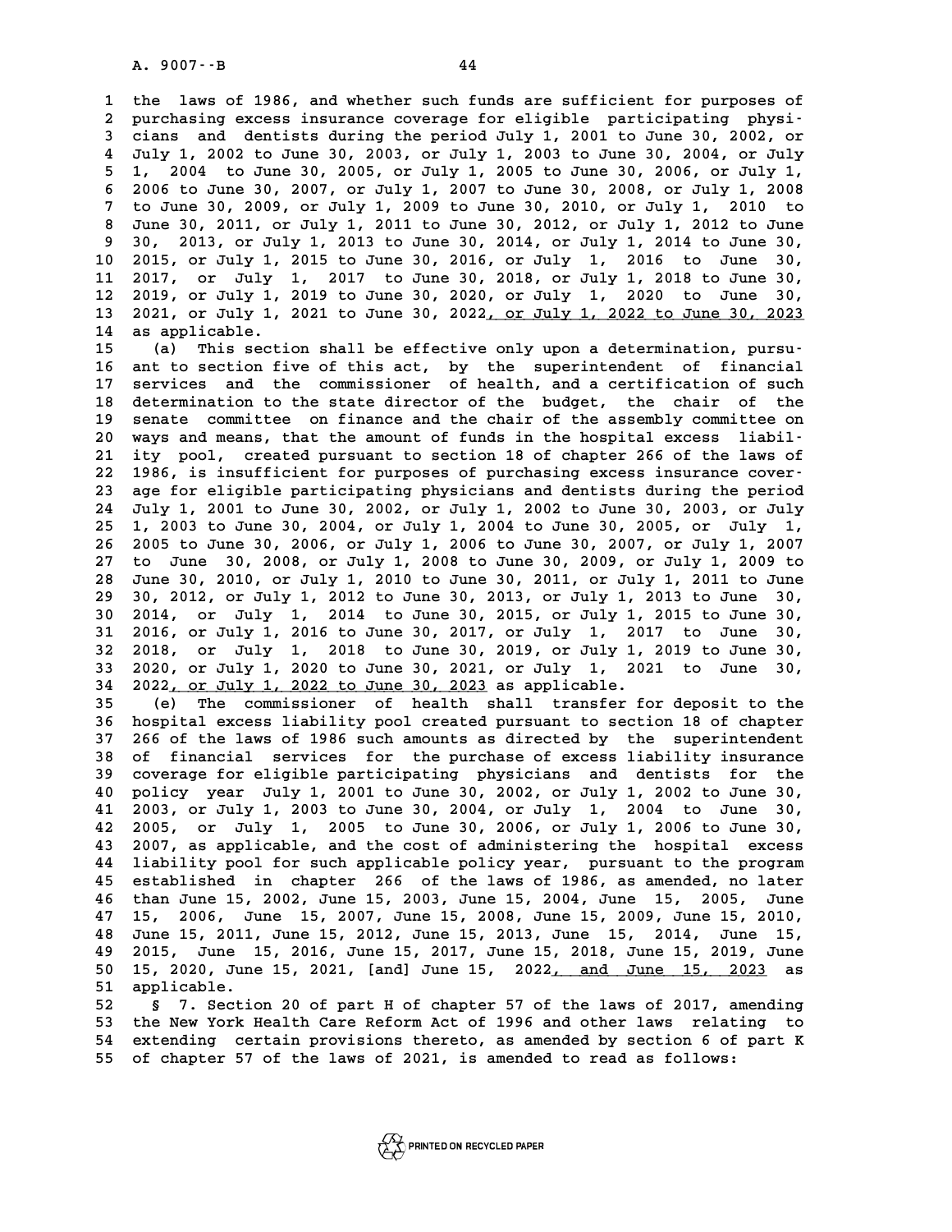the laws of 1986, and whether such funds are sufficient for purposes of purchasing excess insurance coverage for eligible participating physicians and dentists during the period July 1, 2001 to June 30, 2002, or July 1, 2002 to June 30, 2003, or July 1, 2003 to June 30, 2004, or July 1, 2004 to June 30, 2005, or July 1, 2005 to June 30, 2006, or July 1, 2006 to June 30, 2007, or July 1, 2007 to June 30, 2008, or July 1, 2008 to June 30, 2009, or July 1, 2009 to June 30, 2010, or July 1, 2010 to June 30, 2011, or July 1, 2011 to June 30, 2012, or July 1, 2012 to June 30, 2013, or July 1, 2013 to June 30, 2014, or July 1, 2014 to June 30, 2015, or July 1, 2015 to June 30, 2016, or July 1, 2016 to June 30, 2017, or July 1, 2017 to June 30, 2018, or July 1, 2018 to June 30, 2019, or July 1, 2019 to June 30, 2020, or July 1, 2020 to June 30, 2021, or July 1, 2021 to June 30, 2022, or July 1, 2022 to June 30, 2023 as applicable.

(a) This section shall be effective only upon a determination, pursuant to section five of this act, by the superintendent of financial services and the commissioner of health, and a certification of such determination to the state director of the budget, the chair of the senate committee on finance and the chair of the assembly committee on ways and means, that the amount of funds in the hospital excess liability pool, created pursuant to section 18 of chapter 266 of the laws of 1986, is insufficient for purposes of purchasing excess insurance coverage for eligible participating physicians and dentists during the period July 1, 2001 to June 30, 2002, or July 1, 2002 to June 30, 2003, or July 1, 2003 to June 30, 2004, or July 1, 2004 to June 30, 2005, or July 1, 2005 to June 30, 2006, or July 1, 2006 to June 30, 2007, or July 1, 2007 to June 30, 2008, or July 1, 2008 to June 30, 2009, or July 1, 2009 to June 30, 2010, or July 1, 2010 to June 30, 2011, or July 1, 2011 to June 30, 2012, or July 1, 2012 to June 30, 2013, or July 1, 2013 to June 30, 2014, or July 1, 2014 to June 30, 2015, or July 1, 2015 to June 30, 2016, or July 1, 2016 to June 30, 2017, or July 1, 2017 to June 30, 2018, or July 1, 2018 to June 30, 2019, or July 1, 2019 to June 30, 2020, or July 1, 2020 to June 30, 2021, or July 1, 2021 to June 30, 2022, or July 1, 2022 to June 30, 2023 as applicable.

(e) The commissioner of health shall transfer for deposit to the hospital excess liability pool created pursuant to section 18 of chapter 266 of the laws of 1986 such amounts as directed by the superintendent of financial services for the purchase of excess liability insurance coverage for eligible participating physicians and dentists for the policy year July 1, 2001 to June 30, 2002, or July 1, 2002 to June 30, 2003, or July 1, 2003 to June 30, 2004, or July 1, 2004 to June 30, 2005, or July 1, 2005 to June 30, 2006, or July 1, 2006 to June 30, 2007, as applicable, and the cost of administering the hospital excess liability pool for such applicable policy year, pursuant to the program established in chapter 266 of the laws of 1986, as amended, no later than June 15, 2002, June 15, 2003, June 15, 2004, June 15, 2005, June 15, 2006, June 15, 2007, June 15, 2008, June 15, 2009, June 15, 2010, June 15, 2011, June 15, 2012, June 15, 2013, June 15, 2014, June 15, 2015, June 15, 2016, June 15, 2017, June 15, 2018, June 15, 2019, June 15, 2020, June 15, 2021, [and] June 15, 2022, and June 15, 2023 as applicable.

§ 7. Section 20 of part H of chapter 57 of the laws of 2017, amending the New York Health Care Reform Act of 1996 and other laws relating to extending certain provisions thereto, as amended by section 6 of part K of chapter 57 of the laws of 2021, is amended to read as follows: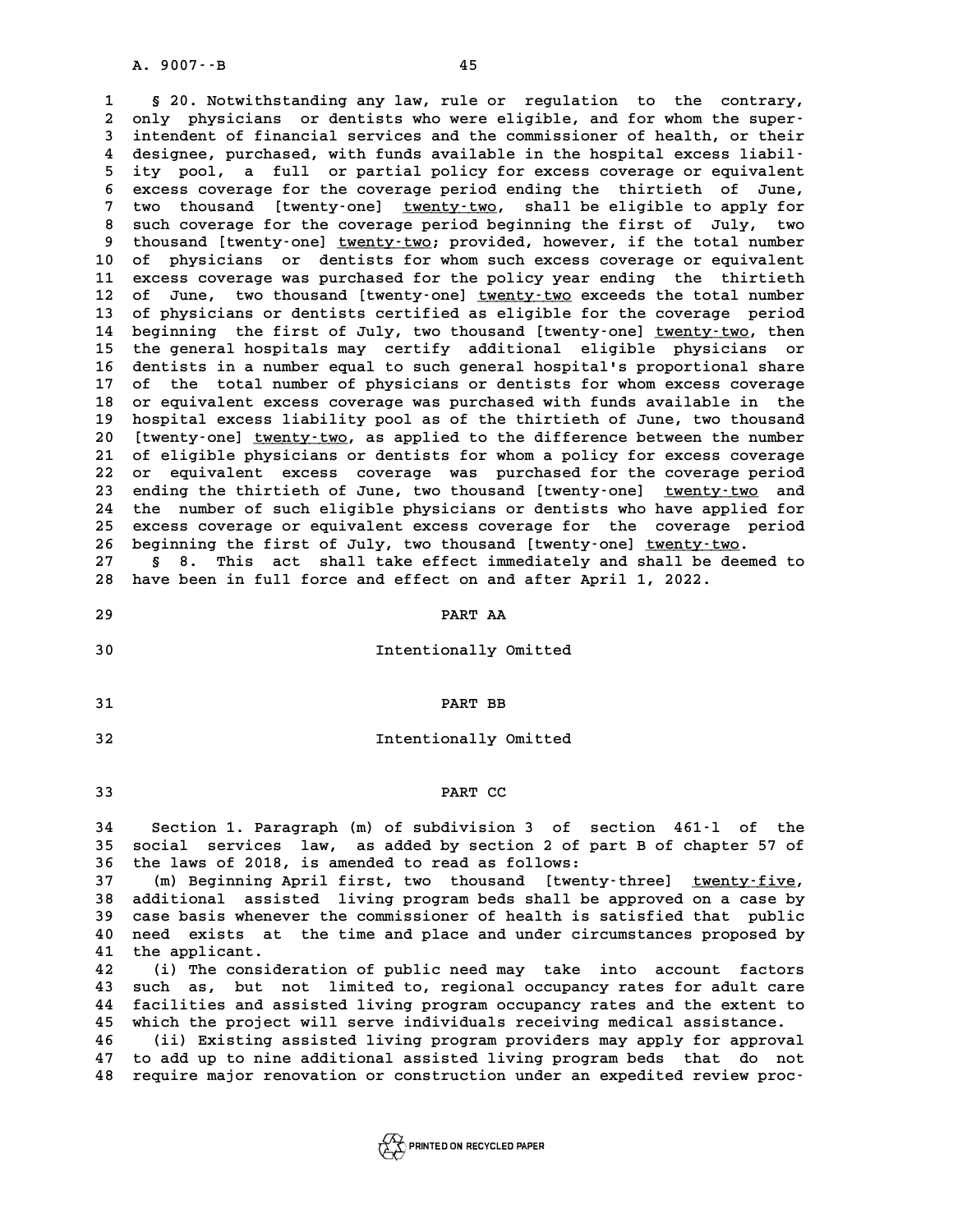§ 20. Notwithstanding any law, rule or regulation to the contrary, only physicians or dentists who were eligible, and for whom the superintendent of financial services and the commissioner of health, or their designee, purchased, with funds available in the hospital excess liability pool, a full or partial policy for excess coverage or equivalent excess coverage for the coverage period ending the thirtieth of June, two thousand [twenty-one] twenty-two, shall be eligible to apply for such coverage for the coverage period beginning the first of July, two thousand [twenty-one] twenty-two; provided, however, if the total number of physicians or dentists for whom such excess coverage or equivalent excess coverage was purchased for the policy year ending the thirtieth of June, two thousand [twenty-one] twenty-two exceeds the total number of physicians or dentists certified as eligible for the coverage period beginning the first of July, two thousand [twenty-one] twenty-two, then the general hospitals may certify additional eligible physicians or dentists in a number equal to such general hospital's proportional share of the total number of physicians or dentists for whom excess coverage or equivalent excess coverage was purchased with funds available in the hospital excess liability pool as of the thirtieth of June, two thousand [twenty-one] twenty-two, as applied to the difference between the number of eligible physicians or dentists for whom a policy for excess coverage or equivalent excess coverage was purchased for the coverage period ending the thirtieth of June, two thousand [twenty-one] twenty-two and the number of such eligible physicians or dentists who have applied for excess coverage or equivalent excess coverage for the coverage period beginning the first of July, two thousand [twenty-one] twenty-two.

§ 8. This act shall take effect immediately and shall be deemed to have been in full force and effect on and after April 1, 2022.

## PART AA

Intentionally Omitted

## PART BB

Intentionally Omitted

## PART CC

Section 1. Paragraph (m) of subdivision 3 of section 461-l of the social services law, as added by section 2 of part B of chapter 57 of the laws of 2018, is amended to read as follows:

(m) Beginning April first, two thousand [twenty-three] twenty-five, additional assisted living program beds shall be approved on a case by case basis whenever the commissioner of health is satisfied that public need exists at the time and place and under circumstances proposed by the applicant.

(i) The consideration of public need may take into account factors such as, but not limited to, regional occupancy rates for adult care facilities and assisted living program occupancy rates and the extent to which the project will serve individuals receiving medical assistance.

(ii) Existing assisted living program providers may apply for approval to add up to nine additional assisted living program beds that do not require major renovation or construction under an expedited review proc-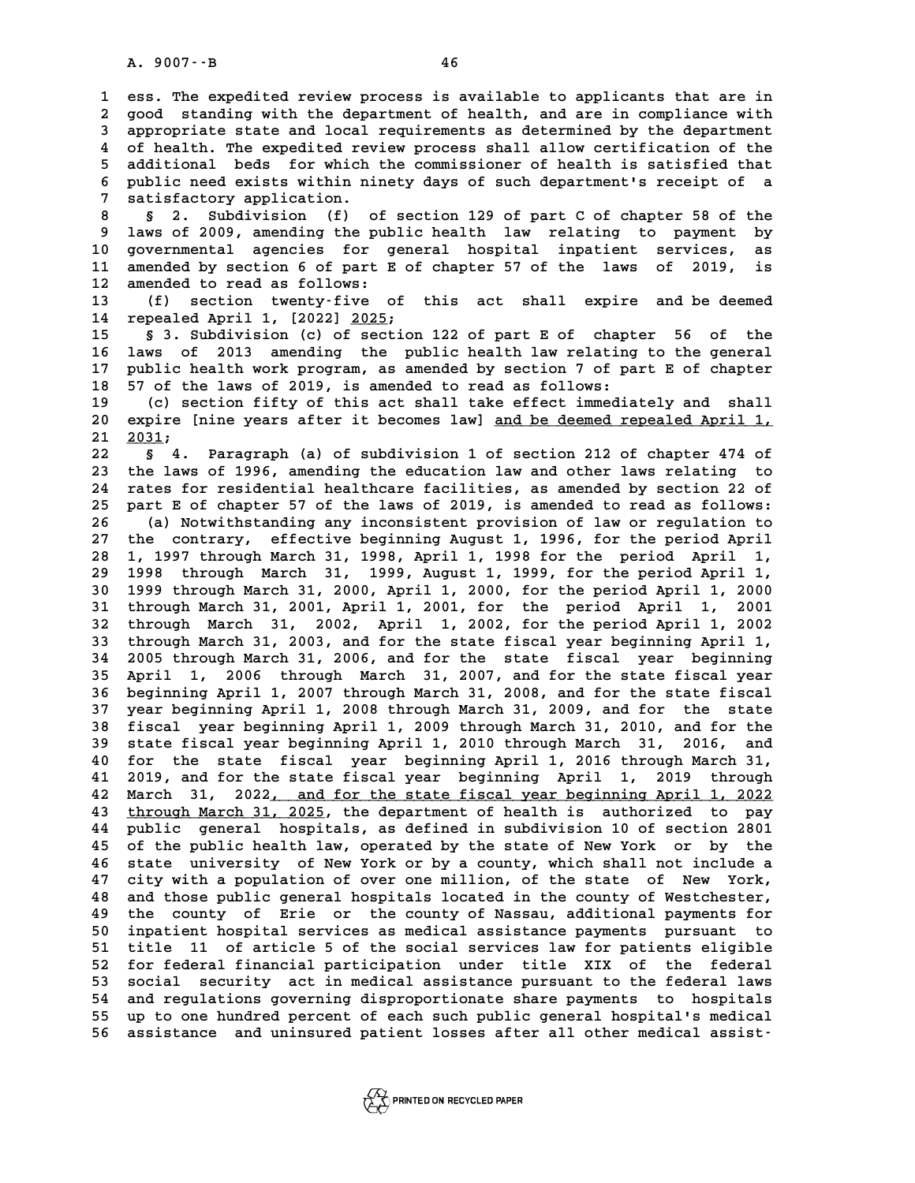ess. The expedited review process is available to applicants that are in good standing with the department of health, and are in compliance with appropriate state and local requirements as determined by the department of health. The expedited review process shall allow certification of the additional beds for which the commissioner of health is satisfied that public need exists within ninety days of such department's receipt of a satisfactory application.

§ 2. Subdivision (f) of section 129 of part C of chapter 58 of the laws of 2009, amending the public health law relating to payment by governmental agencies for general hospital inpatient services, as amended by section 6 of part E of chapter 57 of the laws of 2019, is amended to read as follows:

(f) section twenty-five of this act shall expire and be deemed repealed April 1, [2022] 2025;

§ 3. Subdivision (c) of section 122 of part E of chapter 56 of the laws of 2013 amending the public health law relating to the general public health work program, as amended by section 7 of part E of chapter 57 of the laws of 2019, is amended to read as follows:

(c) section fifty of this act shall take effect immediately and shall expire [nine years after it becomes law] and be deemed repealed April 1, 2031;

§ 4. Paragraph (a) of subdivision 1 of section 212 of chapter 474 of the laws of 1996, amending the education law and other laws relating to rates for residential healthcare facilities, as amended by section 22 of part E of chapter 57 of the laws of 2019, is amended to read as follows:

(a) Notwithstanding any inconsistent provision of law or regulation to the contrary, effective beginning August 1, 1996, for the period April 1, 1997 through March 31, 1998, April 1, 1998 for the period April 1, 1998 through March 31, 1999, August 1, 1999, for the period April 1, 1999 through March 31, 2000, April 1, 2000, for the period April 1, 2000 through March 31, 2001, April 1, 2001, for the period April 1, 2001 through March 31, 2002, April 1, 2002, for the period April 1, 2002 through March 31, 2003, and for the state fiscal year beginning April 1, 2005 through March 31, 2006, and for the state fiscal year beginning April 1, 2006 through March 31, 2007, and for the state fiscal year beginning April 1, 2007 through March 31, 2008, and for the state fiscal year beginning April 1, 2008 through March 31, 2009, and for the state fiscal year beginning April 1, 2009 through March 31, 2010, and for the state fiscal year beginning April 1, 2010 through March 31, 2016, and for the state fiscal year beginning April 1, 2016 through March 31, 2019, and for the state fiscal year beginning April 1, 2019 through March 31, 2022, and for the state fiscal year beginning April 1, 2022 through March 31, 2025, the department of health is authorized to pay public general hospitals, as defined in subdivision 10 of section 2801 of the public health law, operated by the state of New York or by the state university of New York or by a county, which shall not include a city with a population of over one million, of the state of New York, and those public general hospitals located in the county of Westchester, the county of Erie or the county of Nassau, additional payments for inpatient hospital services as medical assistance payments pursuant to title 11 of article 5 of the social services law for patients eligible for federal financial participation under title XIX of the federal social security act in medical assistance pursuant to the federal laws and regulations governing disproportionate share payments to hospitals up to one hundred percent of each such public general hospital's medical assistance and uninsured patient losses after all other medical assist-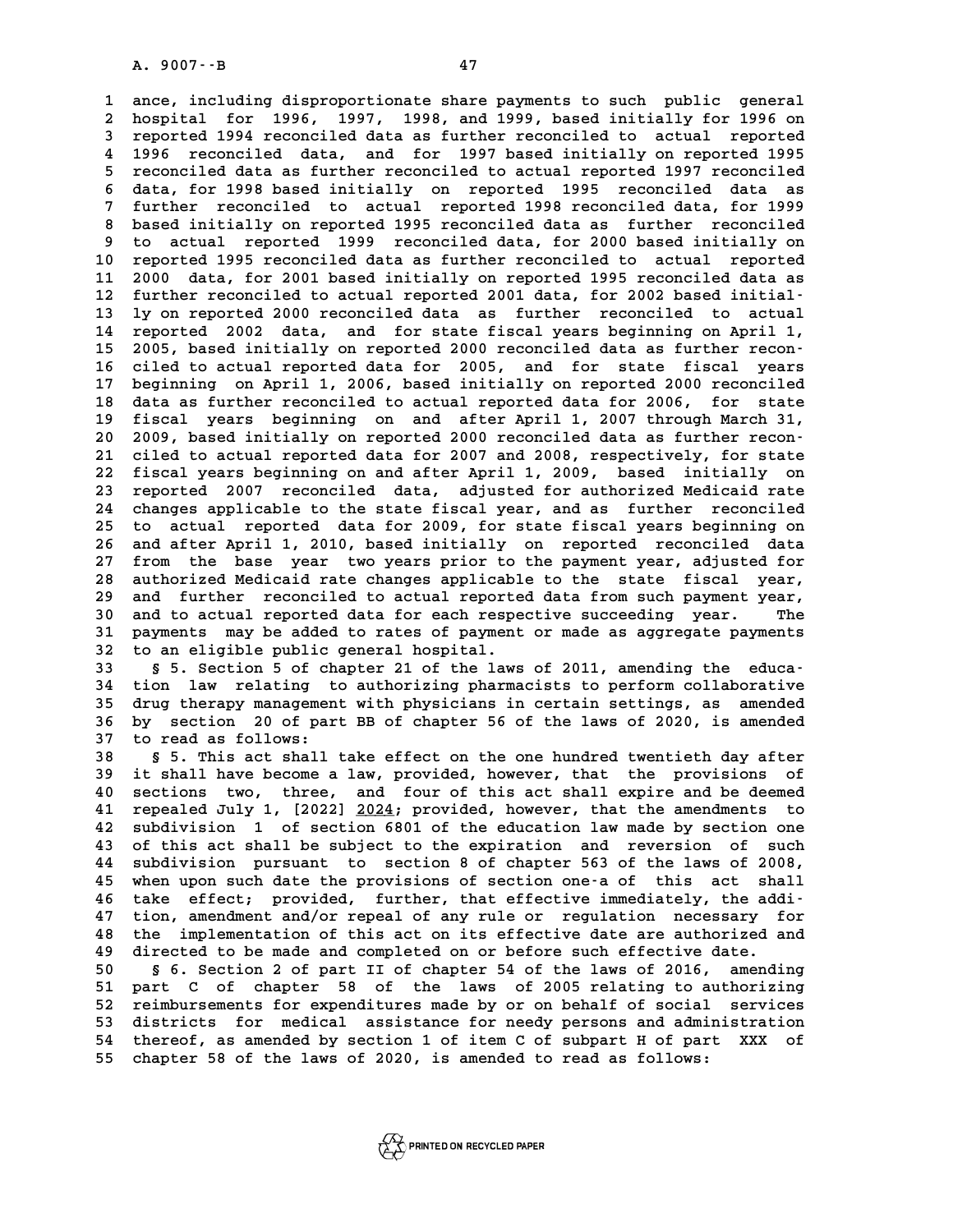ance, including disproportionate share payments to such public general hospital for 1996, 1997, 1998, and 1999, based initially for 1996 on reported 1994 reconciled data as further reconciled to actual reported 1996 reconciled data, and for 1997 based initially on reported 1995 reconciled data as further reconciled to actual reported 1997 reconciled data, for 1998 based initially on reported 1995 reconciled data as further reconciled to actual reported 1998 reconciled data, for 1999 based initially on reported 1995 reconciled data as further reconciled to actual reported 1999 reconciled data, for 2000 based initially on reported 1995 reconciled data as further reconciled to actual reported 2000 data, for 2001 based initially on reported 1995 reconciled data as further reconciled to actual reported 2001 data, for 2002 based initially on reported 2000 reconciled data as further reconciled to actual reported 2002 data, and for state fiscal years beginning on April 1, 2005, based initially on reported 2000 reconciled data as further reconciled to actual reported data for 2005, and for state fiscal years beginning on April 1, 2006, based initially on reported 2000 reconciled data as further reconciled to actual reported data for 2006, for state fiscal years beginning on and after April 1, 2007 through March 31, 2009, based initially on reported 2000 reconciled data as further reconciled to actual reported data for 2007 and 2008, respectively, for state fiscal years beginning on and after April 1, 2009, based initially on reported 2007 reconciled data, adjusted for authorized Medicaid rate changes applicable to the state fiscal year, and as further reconciled to actual reported data for 2009, for state fiscal years beginning on and after April 1, 2010, based initially on reported reconciled data from the base year two years prior to the payment year, adjusted for authorized Medicaid rate changes applicable to the state fiscal year, and further reconciled to actual reported data from such payment year, and to actual reported data for each respective succeeding year. The payments may be added to rates of payment or made as aggregate payments to an eligible public general hospital.

§ 5. Section 5 of chapter 21 of the laws of 2011, amending the education law relating to authorizing pharmacists to perform collaborative drug therapy management with physicians in certain settings, as amended by section 20 of part BB of chapter 56 of the laws of 2020, is amended to read as follows:

§ 5. This act shall take effect on the one hundred twentieth day after it shall have become a law, provided, however, that the provisions of sections two, three, and four of this act shall expire and be deemed repealed July 1, [2022] <u>2024</u>; provided, however, that the amendments to subdivision 1 of section 6801 of the education law made by section one of this act shall be subject to the expiration and reversion of such subdivision pursuant to section 8 of chapter 563 of the laws of 2008, when upon such date the provisions of section one-a of this act shall take effect; provided, further, that effective immediately, the addition, amendment and/or repeal of any rule or regulation necessary for the implementation of this act on its effective date are authorized and directed to be made and completed on or before such effective date.

§ 6. Section 2 of part II of chapter 54 of the laws of 2016, amending part C of chapter 58 of the laws of 2005 relating to authorizing reimbursements for expenditures made by or on behalf of social services districts for medical assistance for needy persons and administration thereof, as amended by section 1 of item C of subpart H of part XXX of chapter 58 of the laws of 2020, is amended to read as follows: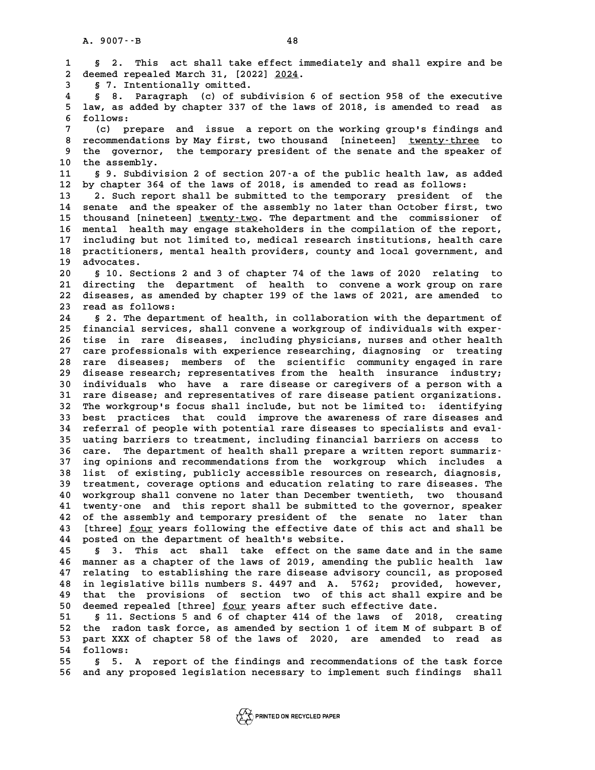§ 2. This act shall take effect immediately and shall expire and be deemed repealed March 31, [2022] 2024.

§ 7. Intentionally omitted.

§ 8. Paragraph (c) of subdivision 6 of section 958 of the executive law, as added by chapter 337 of the laws of 2018, is amended to read as follows:

(c) prepare and issue a report on the working group's findings and recommendations by May first, two thousand [nineteen] twenty-three to the governor, the temporary president of the senate and the speaker of the assembly.

§ 9. Subdivision 2 of section 207-a of the public health law, as added by chapter 364 of the laws of 2018, is amended to read as follows:

2. Such report shall be submitted to the temporary president of the senate and the speaker of the assembly no later than October first, two thousand [nineteen] twenty-two. The department and the commissioner of mental health may engage stakeholders in the compilation of the report, including but not limited to, medical research institutions, health care practitioners, mental health providers, county and local government, and advocates.

§ 10. Sections 2 and 3 of chapter 74 of the laws of 2020 relating to directing the department of health to convene a work group on rare diseases, as amended by chapter 199 of the laws of 2021, are amended to read as follows:

§ 2. The department of health, in collaboration with the department of financial services, shall convene a workgroup of individuals with expertise in rare diseases, including physicians, nurses and other health care professionals with experience researching, diagnosing or treating rare diseases; members of the scientific community engaged in rare disease research; representatives from the health insurance industry; individuals who have a rare disease or caregivers of a person with a rare disease; and representatives of rare disease patient organizations. The workgroup's focus shall include, but not be limited to: identifying best practices that could improve the awareness of rare diseases and referral of people with potential rare diseases to specialists and evaluating barriers to treatment, including financial barriers on access to care. The department of health shall prepare a written report summarizing opinions and recommendations from the workgroup which includes a list of existing, publicly accessible resources on research, diagnosis, treatment, coverage options and education relating to rare diseases. The workgroup shall convene no later than December twentieth, two thousand twenty-one and this report shall be submitted to the governor, speaker of the assembly and temporary president of the senate no later than [three] four years following the effective date of this act and shall be posted on the department of health's website.

§ 3. This act shall take effect on the same date and in the same manner as a chapter of the laws of 2019, amending the public health law relating to establishing the rare disease advisory council, as proposed in legislative bills numbers S. 4497 and A. 5762; provided, however, that the provisions of section two of this act shall expire and be deemed repealed [three] four years after such effective date.

§ 11. Sections 5 and 6 of chapter 414 of the laws of 2018, creating the radon task force, as amended by section 1 of item M of subpart B of part XXX of chapter 58 of the laws of 2020, are amended to read as follows:

§ 5. A report of the findings and recommendations of the task force and any proposed legislation necessary to implement such findings shall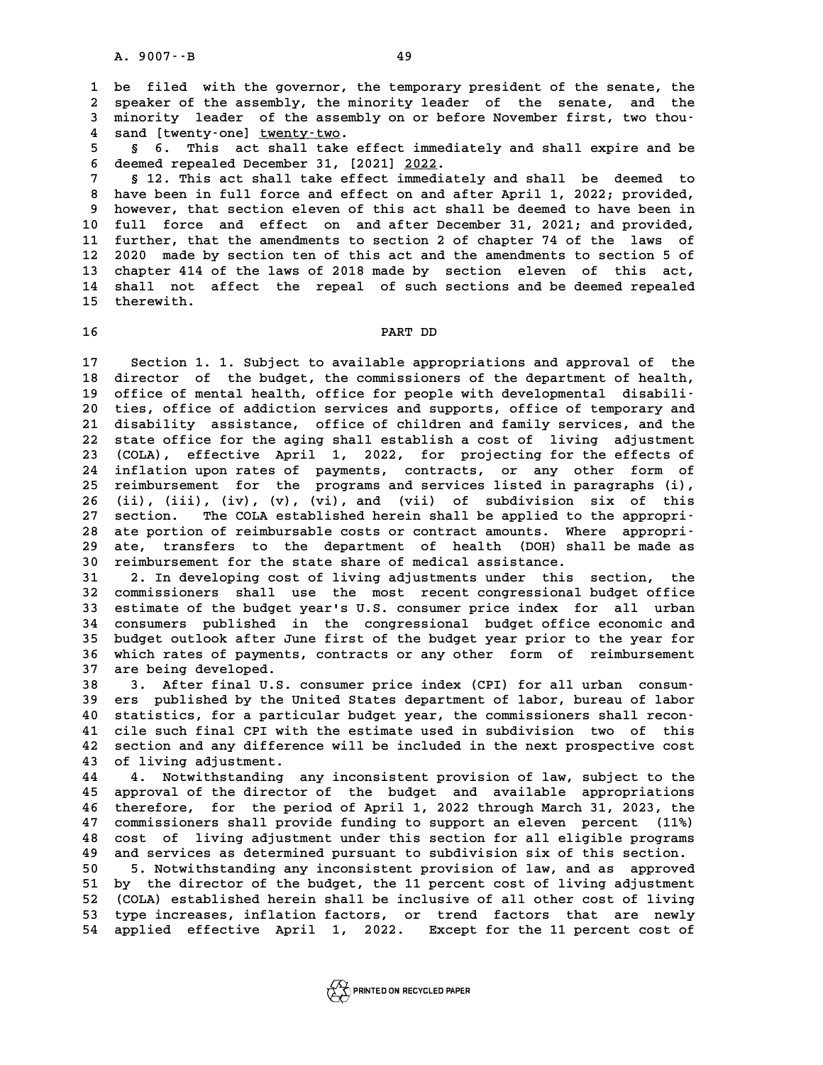be filed with the governor, the temporary president of the senate, the speaker of the assembly, the minority leader of the senate, and the minority leader of the assembly on or before November first, two thousand [twenty-one] twenty-two.

§ 6. This act shall take effect immediately and shall expire and be deemed repealed December 31, [2021] 2022.

§ 12. This act shall take effect immediately and shall be deemed to have been in full force and effect on and after April 1, 2022; provided, however, that section eleven of this act shall be deemed to have been in full force and effect on and after December 31, 2021; and provided, further, that the amendments to section 2 of chapter 74 of the laws of 2020 made by section ten of this act and the amendments to section 5 of chapter 414 of the laws of 2018 made by section eleven of this act, shall not affect the repeal of such sections and be deemed repealed therewith.

PART DD

Section 1. 1. Subject to available appropriations and approval of the director of the budget, the commissioners of the department of health, office of mental health, office for people with developmental disabilities, office of addiction services and supports, office of temporary and disability assistance, office of children and family services, and the state office for the aging shall establish a cost of living adjustment (COLA), effective April 1, 2022, for projecting for the effects of inflation upon rates of payments, contracts, or any other form of reimbursement for the programs and services listed in paragraphs (i), (ii), (iii), (iv), (v), (vi), and (vii) of subdivision six of this section. The COLA established herein shall be applied to the appropriate portion of reimbursable costs or contract amounts. Where appropriate, transfers to the department of health (DOH) shall be made as reimbursement for the state share of medical assistance.

2. In developing cost of living adjustments under this section, the commissioners shall use the most recent congressional budget office estimate of the budget year's U.S. consumer price index for all urban consumers published in the congressional budget office economic and budget outlook after June first of the budget year prior to the year for which rates of payments, contracts or any other form of reimbursement are being developed.

3. After final U.S. consumer price index (CPI) for all urban consumers published by the United States department of labor, bureau of labor statistics, for a particular budget year, the commissioners shall reconcile such final CPI with the estimate used in subdivision two of this section and any difference will be included in the next prospective cost of living adjustment.

4. Notwithstanding any inconsistent provision of law, subject to the approval of the director of the budget and available appropriations therefore, for the period of April 1, 2022 through March 31, 2023, the commissioners shall provide funding to support an eleven percent (11%) cost of living adjustment under this section for all eligible programs and services as determined pursuant to subdivision six of this section.

5. Notwithstanding any inconsistent provision of law, and as approved by the director of the budget, the 11 percent cost of living adjustment (COLA) established herein shall be inclusive of all other cost of living type increases, inflation factors, or trend factors that are newly applied effective April 1, 2022. Except for the 11 percent cost of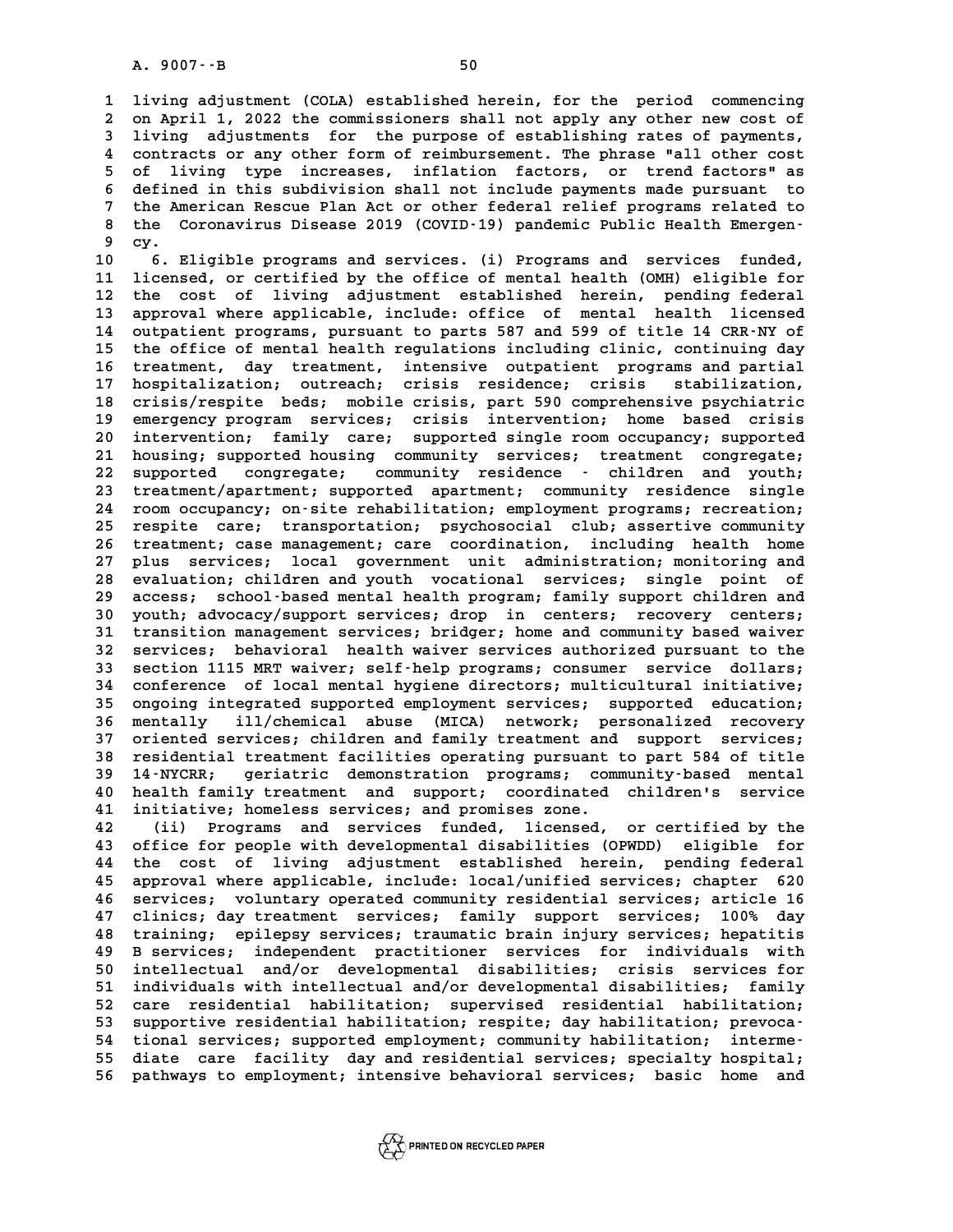living adjustment (COLA) established herein, for the period commencing on April 1, 2022 the commissioners shall not apply any other new cost of living adjustments for the purpose of establishing rates of payments, contracts or any other form of reimbursement. The phrase "all other cost of living type increases, inflation factors, or trend factors" as defined in this subdivision shall not include payments made pursuant to the American Rescue Plan Act or other federal relief programs related to the Coronavirus Disease 2019 (COVID-19) pandemic Public Health Emergency.

6. Eligible programs and services. (i) Programs and services funded, licensed, or certified by the office of mental health (OMH) eligible for the cost of living adjustment established herein, pending federal approval where applicable, include: office of mental health licensed outpatient programs, pursuant to parts 587 and 599 of title 14 CRR-NY of the office of mental health regulations including clinic, continuing day treatment, day treatment, intensive outpatient programs and partial hospitalization; outreach; crisis residence; crisis stabilization, crisis/respite beds; mobile crisis, part 590 comprehensive psychiatric emergency program services; crisis intervention; home based crisis intervention; family care; supported single room occupancy; supported housing; supported housing community services; treatment congregate; supported congregate; community residence - children and youth; treatment/apartment; supported apartment; community residence single room occupancy; on-site rehabilitation; employment programs; recreation; respite care; transportation; psychosocial club; assertive community treatment; case management; care coordination, including health home plus services; local government unit administration; monitoring and evaluation; children and youth vocational services; single point of access; school-based mental health program; family support children and youth; advocacy/support services; drop in centers; recovery centers; transition management services; bridger; home and community based waiver services; behavioral health waiver services authorized pursuant to the section 1115 MRT waiver; self-help programs; consumer service dollars; conference of local mental hygiene directors; multicultural initiative; ongoing integrated supported employment services; supported education; mentally ill/chemical abuse (MICA) network; personalized recovery oriented services; children and family treatment and support services; residential treatment facilities operating pursuant to part 584 of title 14-NYCRR; geriatric demonstration programs; community-based mental health family treatment and support; coordinated children's service initiative; homeless services; and promises zone.

(ii) Programs and services funded, licensed, or certified by the office for people with developmental disabilities (OPWDD) eligible for the cost of living adjustment established herein, pending federal approval where applicable, include: local/unified services; chapter 620 services; voluntary operated community residential services; article 16 clinics; day treatment services; family support services; 100% day training; epilepsy services; traumatic brain injury services; hepatitis B services; independent practitioner services for individuals with intellectual and/or developmental disabilities; crisis services for individuals with intellectual and/or developmental disabilities; family care residential habilitation; supervised residential habilitation; supportive residential habilitation; respite; day habilitation; prevocational services; supported employment; community habilitation; intermediate care facility day and residential services; specialty hospital; pathways to employment; intensive behavioral services; basic home and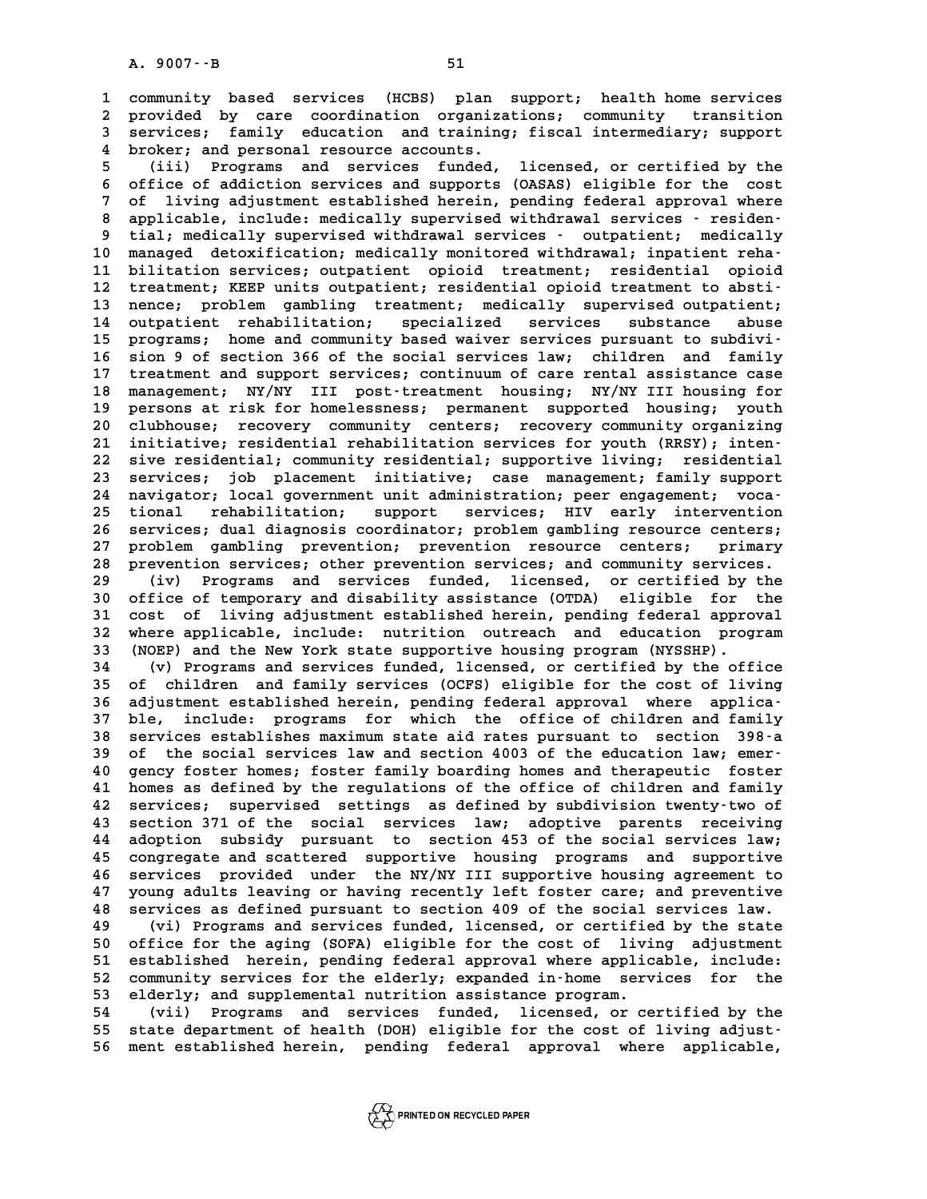community based services (HCBS) plan support; health home services provided by care coordination organizations; community transition services; family education and training; fiscal intermediary; support broker; and personal resource accounts.

(iii) Programs and services funded, licensed, or certified by the office of addiction services and supports (OASAS) eligible for the cost of living adjustment established herein, pending federal approval where applicable, include: medically supervised withdrawal services - residential; medically supervised withdrawal services - outpatient; medically managed detoxification; medically monitored withdrawal; inpatient rehabilitation services; outpatient opioid treatment; residential opioid treatment; KEEP units outpatient; residential opioid treatment to abstinence; problem gambling treatment; medically supervised outpatient; outpatient rehabilitation; specialized services substance abuse programs; home and community based waiver services pursuant to subdivision 9 of section 366 of the social services law; children and family treatment and support services; continuum of care rental assistance case management; NY/NY III post-treatment housing; NY/NY III housing for persons at risk for homelessness; permanent supported housing; youth clubhouse; recovery community centers; recovery community organizing initiative; residential rehabilitation services for youth (RRSY); intensive residential; community residential; supportive living; residential services; job placement initiative; case management; family support navigator; local government unit administration; peer engagement; vocational rehabilitation; support services; HIV early intervention services; dual diagnosis coordinator; problem gambling resource centers; problem gambling prevention; prevention resource centers; primary prevention services; other prevention services; and community services.

(iv) Programs and services funded, licensed, or certified by the office of temporary and disability assistance (OTDA) eligible for the cost of living adjustment established herein, pending federal approval where applicable, include: nutrition outreach and education program (NOEP) and the New York state supportive housing program (NYSSHP).

(v) Programs and services funded, licensed, or certified by the office of children and family services (OCFS) eligible for the cost of living adjustment established herein, pending federal approval where applicable, include: programs for which the office of children and family services establishes maximum state aid rates pursuant to section 398-a of the social services law and section 4003 of the education law; emergency foster homes; foster family boarding homes and therapeutic foster homes as defined by the regulations of the office of children and family services; supervised settings as defined by subdivision twenty-two of section 371 of the social services law; adoptive parents receiving adoption subsidy pursuant to section 453 of the social services law; congregate and scattered supportive housing programs and supportive services provided under the NY/NY III supportive housing agreement to young adults leaving or having recently left foster care; and preventive services as defined pursuant to section 409 of the social services law.

(vi) Programs and services funded, licensed, or certified by the state office for the aging (SOFA) eligible for the cost of living adjustment established herein, pending federal approval where applicable, include: community services for the elderly; expanded in-home services for the elderly; and supplemental nutrition assistance program.

(vii) Programs and services funded, licensed, or certified by the state department of health (DOH) eligible for the cost of living adjustment established herein, pending federal approval where applicable,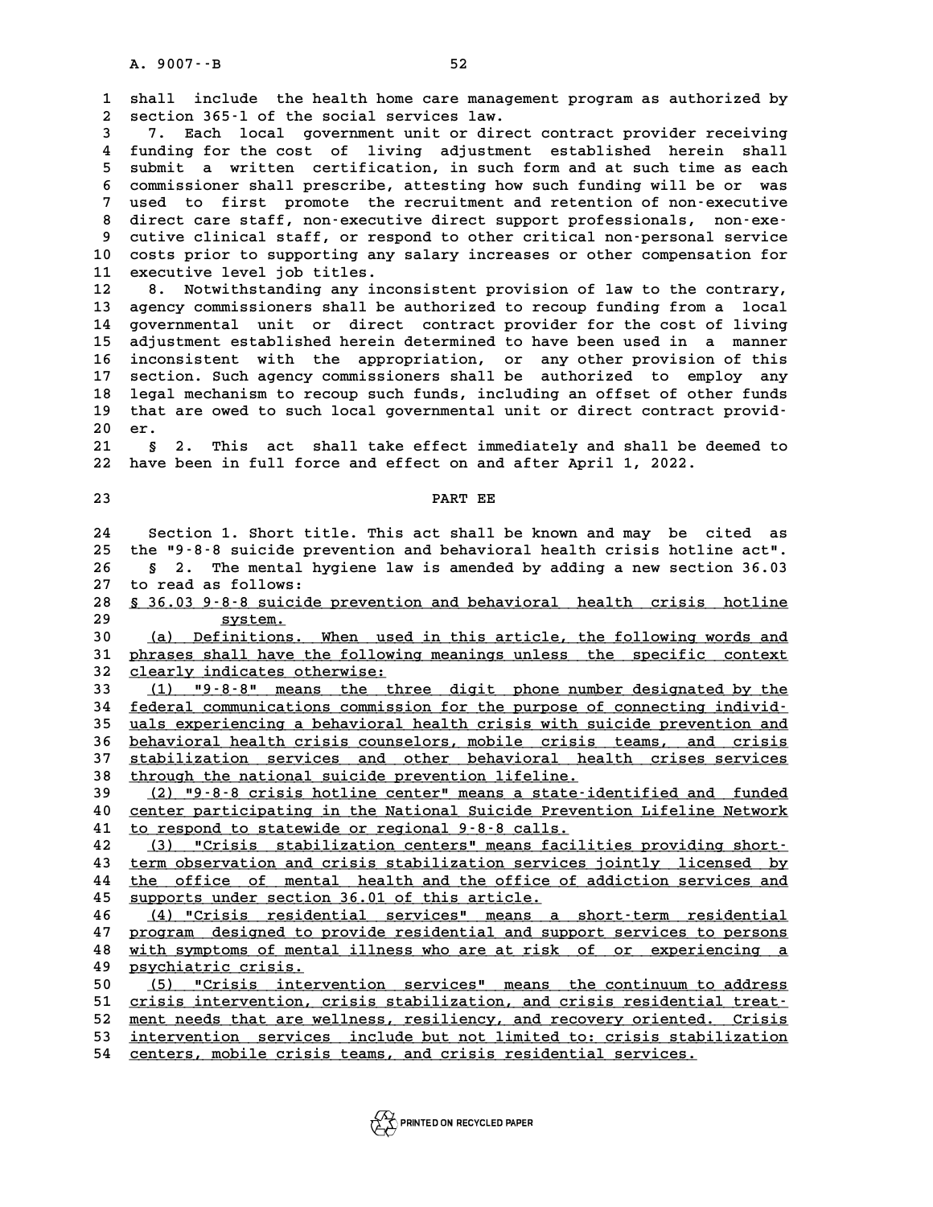shall include the health home care management program as authorized by section 365-1 of the social services law.

7. Each local government unit or direct contract provider receiving funding for the cost of living adjustment established herein shall submit a written certification, in such form and at such time as each commissioner shall prescribe, attesting how such funding will be or was used to first promote the recruitment and retention of non-executive direct care staff, non-executive direct support professionals, non-executive clinical staff, or respond to other critical non-personal service costs prior to supporting any salary increases or other compensation for executive level job titles.

8. Notwithstanding any inconsistent provision of law to the contrary, agency commissioners shall be authorized to recoup funding from a local governmental unit or direct contract provider for the cost of living adjustment established herein determined to have been used in a manner inconsistent with the appropriation, or any other provision of this section. Such agency commissioners shall be authorized to employ any legal mechanism to recoup such funds, including an offset of other funds that are owed to such local governmental unit or direct contract provider.

§ 2. This act shall take effect immediately and shall be deemed to have been in full force and effect on and after April 1, 2022.

## PART EE

Section 1. Short title. This act shall be known and may be cited as the "9-8-8 suicide prevention and behavioral health crisis hotline act".

§ 2. The mental hygiene law is amended by adding a new section 36.03 to read as follows:

<u>§ 36.03 9-8-8 suicide prevention and behavioral health crisis hotline system.</u>

<u>(a) Definitions. When used in this article, the following words and phrases shall have the following meanings unless the specific context clearly indicates otherwise:</u>

<u>(1) "9-8-8" means the three digit phone number designated by the federal communications commission for the purpose of connecting individuals experiencing a behavioral health crisis with suicide prevention and behavioral health crisis counselors, mobile crisis teams, and crisis stabilization services and other behavioral health crises services through the national suicide prevention lifeline.</u>

<u>(2) "9-8-8 crisis hotline center" means a state-identified and funded center participating in the National Suicide Prevention Lifeline Network to respond to statewide or regional 9-8-8 calls.</u>

<u>(3) "Crisis stabilization centers" means facilities providing short-term observation and crisis stabilization services jointly licensed by the office of mental health and the office of addiction services and supports under section 36.01 of this article.</u>

<u>(4) "Crisis residential services" means a short-term residential program designed to provide residential and support services to persons with symptoms of mental illness who are at risk of or experiencing a psychiatric crisis.</u>

<u>(5) "Crisis intervention services" means the continuum to address crisis intervention, crisis stabilization, and crisis residential treatment needs that are wellness, resiliency, and recovery oriented. Crisis intervention services include but not limited to: crisis stabilization centers, mobile crisis teams, and crisis residential services.</u>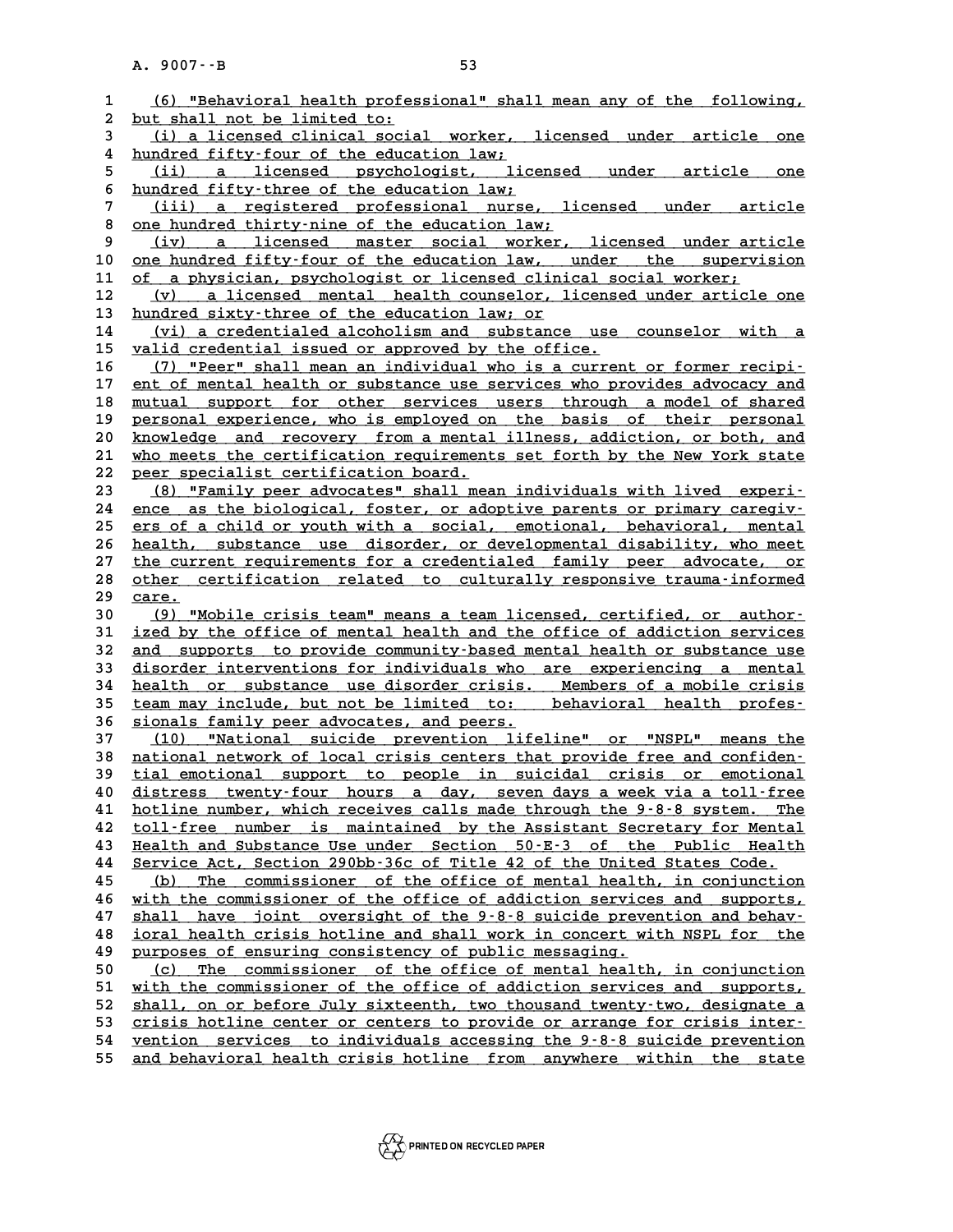(6) "Behavioral health professional" shall mean any of the following, but shall not be limited to:

(i) a licensed clinical social worker, licensed under article one hundred fifty-four of the education law;

(ii) a licensed psychologist, licensed under article one hundred fifty-three of the education law;

(iii) a registered professional nurse, licensed under article one hundred thirty-nine of the education law;

(iv) a licensed master social worker, licensed under article one hundred fifty-four of the education law, under the supervision of a physician, psychologist or licensed clinical social worker;

(v) a licensed mental health counselor, licensed under article one hundred sixty-three of the education law; or

(vi) a credentialed alcoholism and substance use counselor with a valid credential issued or approved by the office.

(7) "Peer" shall mean an individual who is a current or former recipient of mental health or substance use services who provides advocacy and mutual support for other services users through a model of shared personal experience, who is employed on the basis of their personal knowledge and recovery from a mental illness, addiction, or both, and who meets the certification requirements set forth by the New York state peer specialist certification board.

(8) "Family peer advocates" shall mean individuals with lived experience as the biological, foster, or adoptive parents or primary caregivers of a child or youth with a social, emotional, behavioral, mental health, substance use disorder, or developmental disability, who meet the current requirements for a credentialed family peer advocate, or other certification related to culturally responsive trauma-informed care.

(9) "Mobile crisis team" means a team licensed, certified, or authorized by the office of mental health and the office of addiction services and supports to provide community-based mental health or substance use disorder interventions for individuals who are experiencing a mental health or substance use disorder crisis. Members of a mobile crisis team may include, but not be limited to: behavioral health professionals family peer advocates, and peers.

(10) "National suicide prevention lifeline" or "NSPL" means the national network of local crisis centers that provide free and confidential emotional support to people in suicidal crisis or emotional distress twenty-four hours a day, seven days a week via a toll-free hotline number, which receives calls made through the 9-8-8 system. The toll-free number is maintained by the Assistant Secretary for Mental Health and Substance Use under Section 50-E-3 of the Public Health Service Act, Section 290bb-36c of Title 42 of the United States Code.

(b) The commissioner of the office of mental health, in conjunction with the commissioner of the office of addiction services and supports, shall have joint oversight of the 9-8-8 suicide prevention and behavioral health crisis hotline and shall work in concert with NSPL for the purposes of ensuring consistency of public messaging.

(c) The commissioner of the office of mental health, in conjunction with the commissioner of the office of addiction services and supports, shall, on or before July sixteenth, two thousand twenty-two, designate a crisis hotline center or centers to provide or arrange for crisis intervention services to individuals accessing the 9-8-8 suicide prevention and behavioral health crisis hotline from anywhere within the state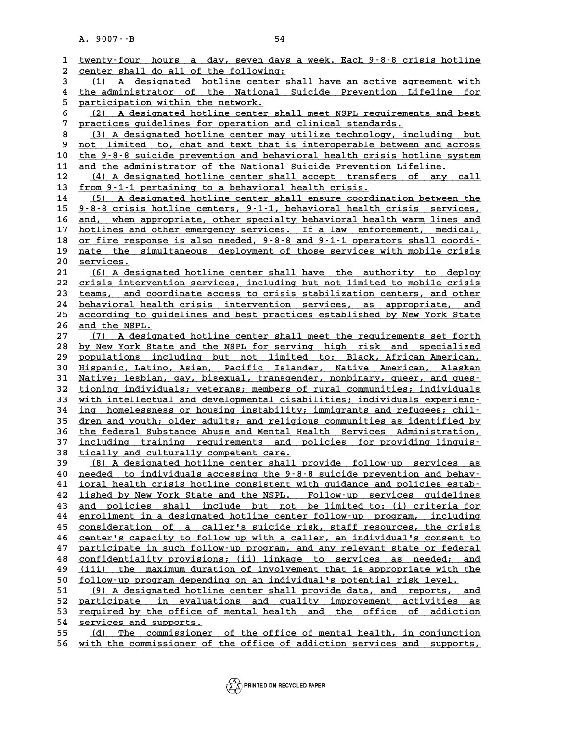twenty-four hours a day, seven days a week. Each 9-8-8 crisis hotline center shall do all of the following:

(1) A designated hotline center shall have an active agreement with the administrator of the National Suicide Prevention Lifeline for participation within the network.

(2) A designated hotline center shall meet NSPL requirements and best practices guidelines for operation and clinical standards.

(3) A designated hotline center may utilize technology, including but not limited to, chat and text that is interoperable between and across the 9-8-8 suicide prevention and behavioral health crisis hotline system and the administrator of the National Suicide Prevention Lifeline.

(4) A designated hotline center shall accept transfers of any call from 9-1-1 pertaining to a behavioral health crisis.

(5) A designated hotline center shall ensure coordination between the 9-8-8 crisis hotline centers, 9-1-1, behavioral health crisis services, and, when appropriate, other specialty behavioral health warm lines and hotlines and other emergency services. If a law enforcement, medical, or fire response is also needed, 9-8-8 and 9-1-1 operators shall coordinate the simultaneous deployment of those services with mobile crisis services.

(6) A designated hotline center shall have the authority to deploy crisis intervention services, including but not limited to mobile crisis teams, and coordinate access to crisis stabilization centers, and other behavioral health crisis intervention services, as appropriate, and according to guidelines and best practices established by New York State and the NSPL.

(7) A designated hotline center shall meet the requirements set forth by New York State and the NSPL for serving high risk and specialized populations including but not limited to: Black, African American, Hispanic, Latino, Asian, Pacific Islander, Native American, Alaskan Native; lesbian, gay, bisexual, transgender, nonbinary, queer, and questioning individuals; veterans; members of rural communities; individuals with intellectual and developmental disabilities; individuals experiencing homelessness or housing instability; immigrants and refugees; children and youth; older adults; and religious communities as identified by the federal Substance Abuse and Mental Health Services Administration, including training requirements and policies for providing linguistically and culturally competent care.

(8) A designated hotline center shall provide follow-up services as needed to individuals accessing the 9-8-8 suicide prevention and behavioral health crisis hotline consistent with guidance and policies established by New York State and the NSPL. Follow-up services guidelines and policies shall include but not be limited to: (i) criteria for enrollment in a designated hotline center follow-up program, including consideration of a caller's suicide risk, staff resources, the crisis center's capacity to follow up with a caller, an individual's consent to participate in such follow-up program, and any relevant state or federal confidentiality provisions; (ii) linkage to services as needed; and (iii) the maximum duration of involvement that is appropriate with the follow-up program depending on an individual's potential risk level.

(9) A designated hotline center shall provide data, and reports, and participate in evaluations and quality improvement activities as required by the office of mental health and the office of addiction services and supports.

(d) The commissioner of the office of mental health, in conjunction with the commissioner of the office of addiction services and supports,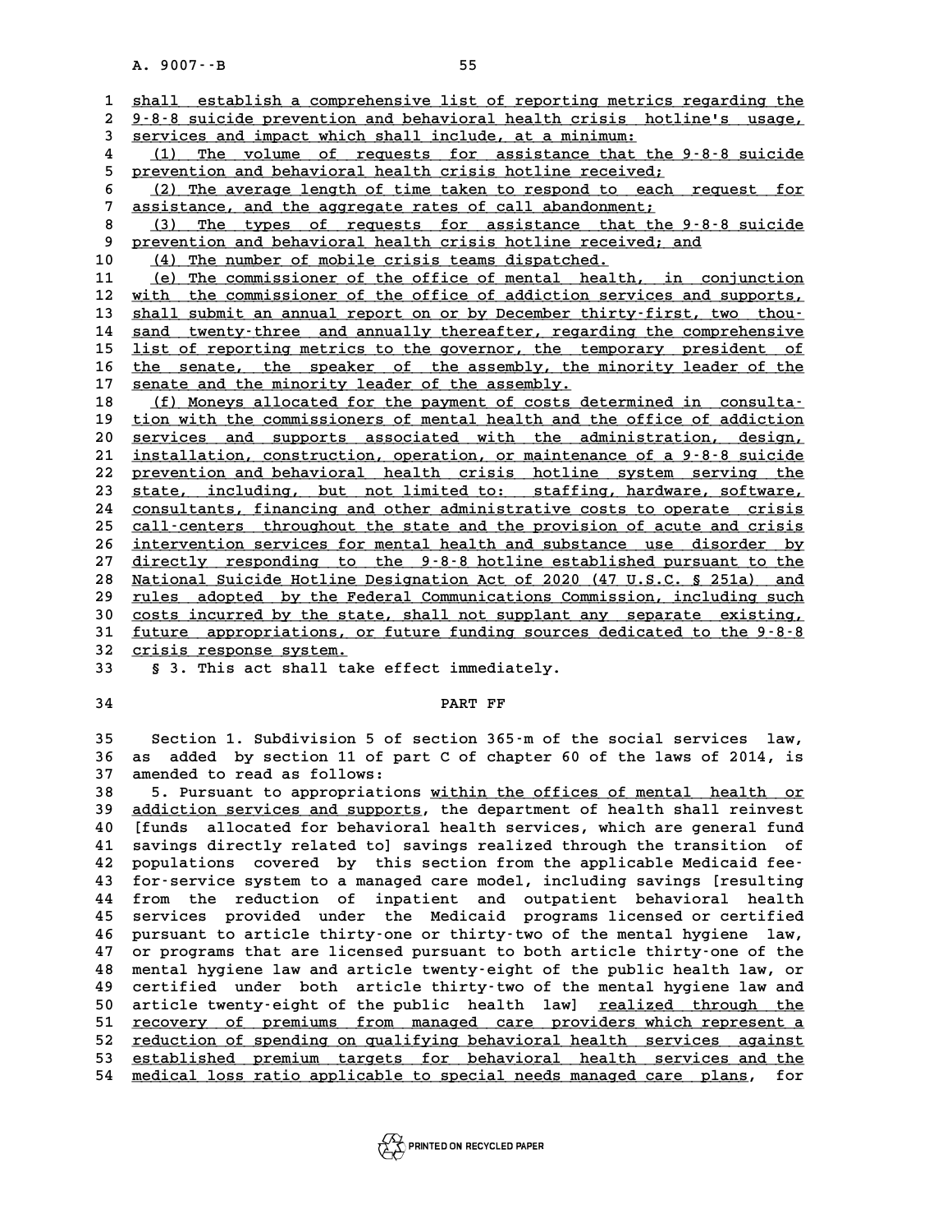shall establish a comprehensive list of reporting metrics regarding the 9-8-8 suicide prevention and behavioral health crisis hotline's usage, services and impact which shall include, at a minimum:

(1) The volume of requests for assistance that the 9-8-8 suicide prevention and behavioral health crisis hotline received;

(2) The average length of time taken to respond to each request for assistance, and the aggregate rates of call abandonment;

(3) The types of requests for assistance that the 9-8-8 suicide prevention and behavioral health crisis hotline received; and

(4) The number of mobile crisis teams dispatched.

(e) The commissioner of the office of mental health, in conjunction with the commissioner of the office of addiction services and supports, shall submit an annual report on or by December thirty-first, two thousand twenty-three and annually thereafter, regarding the comprehensive list of reporting metrics to the governor, the temporary president of the senate, the speaker of the assembly, the minority leader of the senate and the minority leader of the assembly.

(f) Moneys allocated for the payment of costs determined in consultation with the commissioners of mental health and the office of addiction services and supports associated with the administration, design, installation, construction, operation, or maintenance of a 9-8-8 suicide prevention and behavioral health crisis hotline system serving the state, including, but not limited to: staffing, hardware, software, consultants, financing and other administrative costs to operate crisis call-centers throughout the state and the provision of acute and crisis intervention services for mental health and substance use disorder by directly responding to the 9-8-8 hotline established pursuant to the National Suicide Hotline Designation Act of 2020 (47 U.S.C. § 251a) and rules adopted by the Federal Communications Commission, including such costs incurred by the state, shall not supplant any separate existing, future appropriations, or future funding sources dedicated to the 9-8-8 crisis response system.

§ 3. This act shall take effect immediately.

## PART FF

Section 1. Subdivision 5 of section 365-m of the social services law, as added by section 11 of part C of chapter 60 of the laws of 2014, is amended to read as follows:

5. Pursuant to appropriations within the offices of mental health or addiction services and supports, the department of health shall reinvest [funds allocated for behavioral health services, which are general fund savings directly related to] savings realized through the transition of populations covered by this section from the applicable Medicaid fee-for-service system to a managed care model, including savings [resulting from the reduction of inpatient and outpatient behavioral health services provided under the Medicaid programs licensed or certified pursuant to article thirty-one or thirty-two of the mental hygiene law, or programs that are licensed pursuant to both article thirty-one of the mental hygiene law and article twenty-eight of the public health law, or certified under both article thirty-two of the mental hygiene law and article twenty-eight of the public health law] realized through the recovery of premiums from managed care providers which represent a reduction of spending on qualifying behavioral health services against established premium targets for behavioral health services and the medical loss ratio applicable to special needs managed care plans, for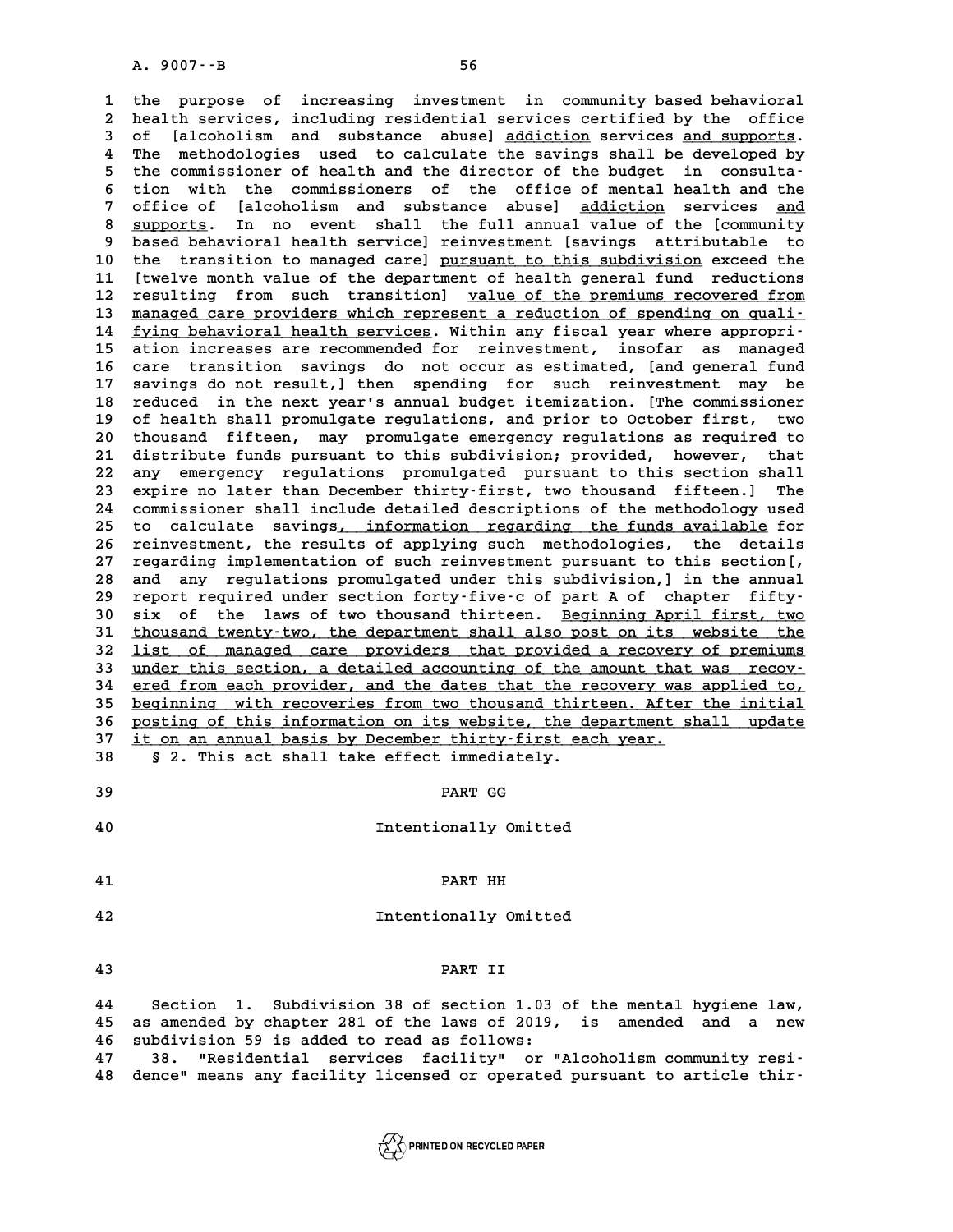the purpose of increasing investment in community based behavioral health services, including residential services certified by the office of [alcoholism and substance abuse] <u>addiction</u> services <u>and supports</u>. The methodologies used to calculate the savings shall be developed by the commissioner of health and the director of the budget in consultation with the commissioners of the office of mental health and the office of [alcoholism and substance abuse] <u>addiction</u> services <u>and supports</u>. In no event shall the full annual value of the [community based behavioral health service] reinvestment [savings attributable to the transition to managed care] <u>pursuant to this subdivision</u> exceed the [twelve month value of the department of health general fund reductions resulting from such transition] <u>value of the premiums recovered from managed care providers which represent a reduction of spending on qualifying behavioral health services</u>. Within any fiscal year where appropriation increases are recommended for reinvestment, insofar as managed care transition savings do not occur as estimated, [and general fund savings do not result,] then spending for such reinvestment may be reduced in the next year's annual budget itemization. [The commissioner of health shall promulgate regulations, and prior to October first, two thousand fifteen, may promulgate emergency regulations as required to distribute funds pursuant to this subdivision; provided, however, that any emergency regulations promulgated pursuant to this section shall expire no later than December thirty-first, two thousand fifteen.] The commissioner shall include detailed descriptions of the methodology used to calculate savings<u>, information regarding the funds available</u> for reinvestment, the results of applying such methodologies, the details regarding implementation of such reinvestment pursuant to this section[, and any regulations promulgated under this subdivision,] in the annual report required under section forty-five-c of part A of chapter fifty-six of the laws of two thousand thirteen. <u>Beginning April first, two thousand twenty-two, the department shall also post on its website the list of managed care providers that provided a recovery of premiums under this section, a detailed accounting of the amount that was recovered from each provider, and the dates that the recovery was applied to, beginning with recoveries from two thousand thirteen. After the initial posting of this information on its website, the department shall update it on an annual basis by December thirty-first each year.</u>

§ 2. This act shall take effect immediately.

PART GG

Intentionally Omitted

PART HH

Intentionally Omitted

PART II

Section 1. Subdivision 38 of section 1.03 of the mental hygiene law, as amended by chapter 281 of the laws of 2019, is amended and a new subdivision 59 is added to read as follows:

38. "Residential services facility" or "Alcoholism community residence" means any facility licensed or operated pursuant to article thir-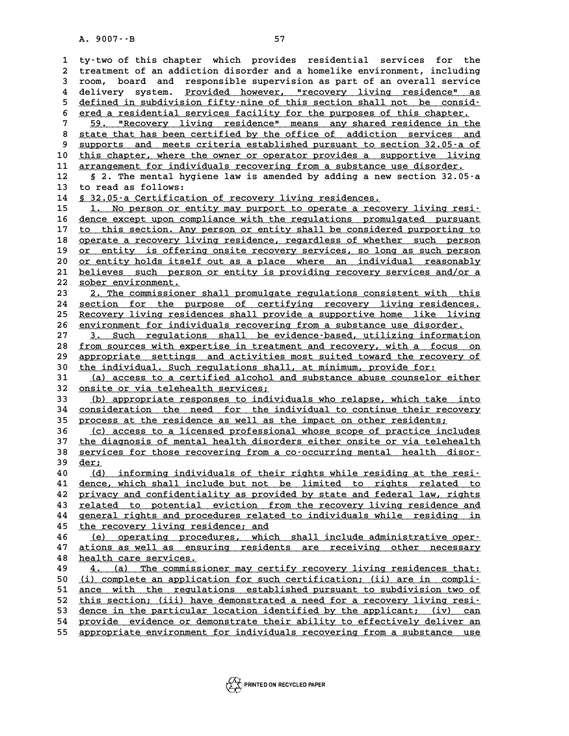ty-two of this chapter which provides residential services for the treatment of an addiction disorder and a homelike environment, including room, board and responsible supervision as part of an overall service delivery system. Provided however, "recovery living residence" as defined in subdivision fifty-nine of this section shall not be considered a residential services facility for the purposes of this chapter.

59. "Recovery living residence" means any shared residence in the state that has been certified by the office of addiction services and supports and meets criteria established pursuant to section 32.05-a of this chapter, where the owner or operator provides a supportive living arrangement for individuals recovering from a substance use disorder.

§ 2. The mental hygiene law is amended by adding a new section 32.05-a to read as follows:

§ 32.05-a Certification of recovery living residences.

1. No person or entity may purport to operate a recovery living residence except upon compliance with the regulations promulgated pursuant to this section. Any person or entity shall be considered purporting to operate a recovery living residence, regardless of whether such person or entity is offering onsite recovery services, so long as such person or entity holds itself out as a place where an individual reasonably believes such person or entity is providing recovery services and/or a sober environment.

2. The commissioner shall promulgate regulations consistent with this section for the purpose of certifying recovery living residences. Recovery living residences shall provide a supportive home like living environment for individuals recovering from a substance use disorder.

3. Such regulations shall be evidence-based, utilizing information from sources with expertise in treatment and recovery, with a focus on appropriate settings and activities most suited toward the recovery of the individual. Such regulations shall, at minimum, provide for:

(a) access to a certified alcohol and substance abuse counselor either onsite or via telehealth services;

(b) appropriate responses to individuals who relapse, which take into consideration the need for the individual to continue their recovery process at the residence as well as the impact on other residents;

(c) access to a licensed professional whose scope of practice includes the diagnosis of mental health disorders either onsite or via telehealth services for those recovering from a co-occurring mental health disorder;

(d) informing individuals of their rights while residing at the residence, which shall include but not be limited to rights related to privacy and confidentiality as provided by state and federal law, rights related to potential eviction from the recovery living residence and general rights and procedures related to individuals while residing in the recovery living residence; and

(e) operating procedures, which shall include administrative operations as well as ensuring residents are receiving other necessary health care services.

4. (a) The commissioner may certify recovery living residences that: (i) complete an application for such certification; (ii) are in compliance with the regulations established pursuant to subdivision two of this section; (iii) have demonstrated a need for a recovery living residence in the particular location identified by the applicant; (iv) can provide evidence or demonstrate their ability to effectively deliver an appropriate environment for individuals recovering from a substance use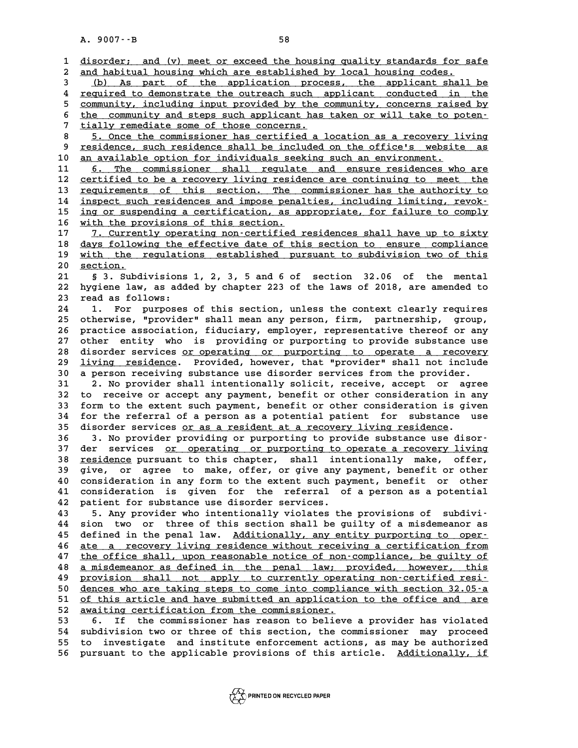disorder; and (v) meet or exceed the housing quality standards for safe and habitual housing which are established by local housing codes.

(b) As part of the application process, the applicant shall be required to demonstrate the outreach such applicant conducted in the community, including input provided by the community, concerns raised by the community and steps such applicant has taken or will take to potentially remediate some of those concerns.

5. Once the commissioner has certified a location as a recovery living residence, such residence shall be included on the office's website as an available option for individuals seeking such an environment.

6. The commissioner shall regulate and ensure residences who are certified to be a recovery living residence are continuing to meet the requirements of this section. The commissioner has the authority to inspect such residences and impose penalties, including limiting, revoking or suspending a certification, as appropriate, for failure to comply with the provisions of this section.

7. Currently operating non-certified residences shall have up to sixty days following the effective date of this section to ensure compliance with the regulations established pursuant to subdivision two of this section.

§ 3. Subdivisions 1, 2, 3, 5 and 6 of section 32.06 of the mental hygiene law, as added by chapter 223 of the laws of 2018, are amended to read as follows:

1. For purposes of this section, unless the context clearly requires otherwise, "provider" shall mean any person, firm, partnership, group, practice association, fiduciary, employer, representative thereof or any other entity who is providing or purporting to provide substance use disorder services or operating or purporting to operate a recovery living residence. Provided, however, that "provider" shall not include a person receiving substance use disorder services from the provider.

2. No provider shall intentionally solicit, receive, accept or agree to receive or accept any payment, benefit or other consideration in any form to the extent such payment, benefit or other consideration is given for the referral of a person as a potential patient for substance use disorder services or as a resident at a recovery living residence.

3. No provider providing or purporting to provide substance use disorder services or operating or purporting to operate a recovery living residence pursuant to this chapter, shall intentionally make, offer, give, or agree to make, offer, or give any payment, benefit or other consideration in any form to the extent such payment, benefit or other consideration is given for the referral of a person as a potential patient for substance use disorder services.

5. Any provider who intentionally violates the provisions of subdivision two or three of this section shall be guilty of a misdemeanor as defined in the penal law. Additionally, any entity purporting to operate a recovery living residence without receiving a certification from the office shall, upon reasonable notice of non-compliance, be guilty of a misdemeanor as defined in the penal law; provided, however, this provision shall not apply to currently operating non-certified residences who are taking steps to come into compliance with section 32.05-a of this article and have submitted an application to the office and are awaiting certification from the commissioner.

6. If the commissioner has reason to believe a provider has violated subdivision two or three of this section, the commissioner may proceed to investigate and institute enforcement actions, as may be authorized pursuant to the applicable provisions of this article. Additionally, if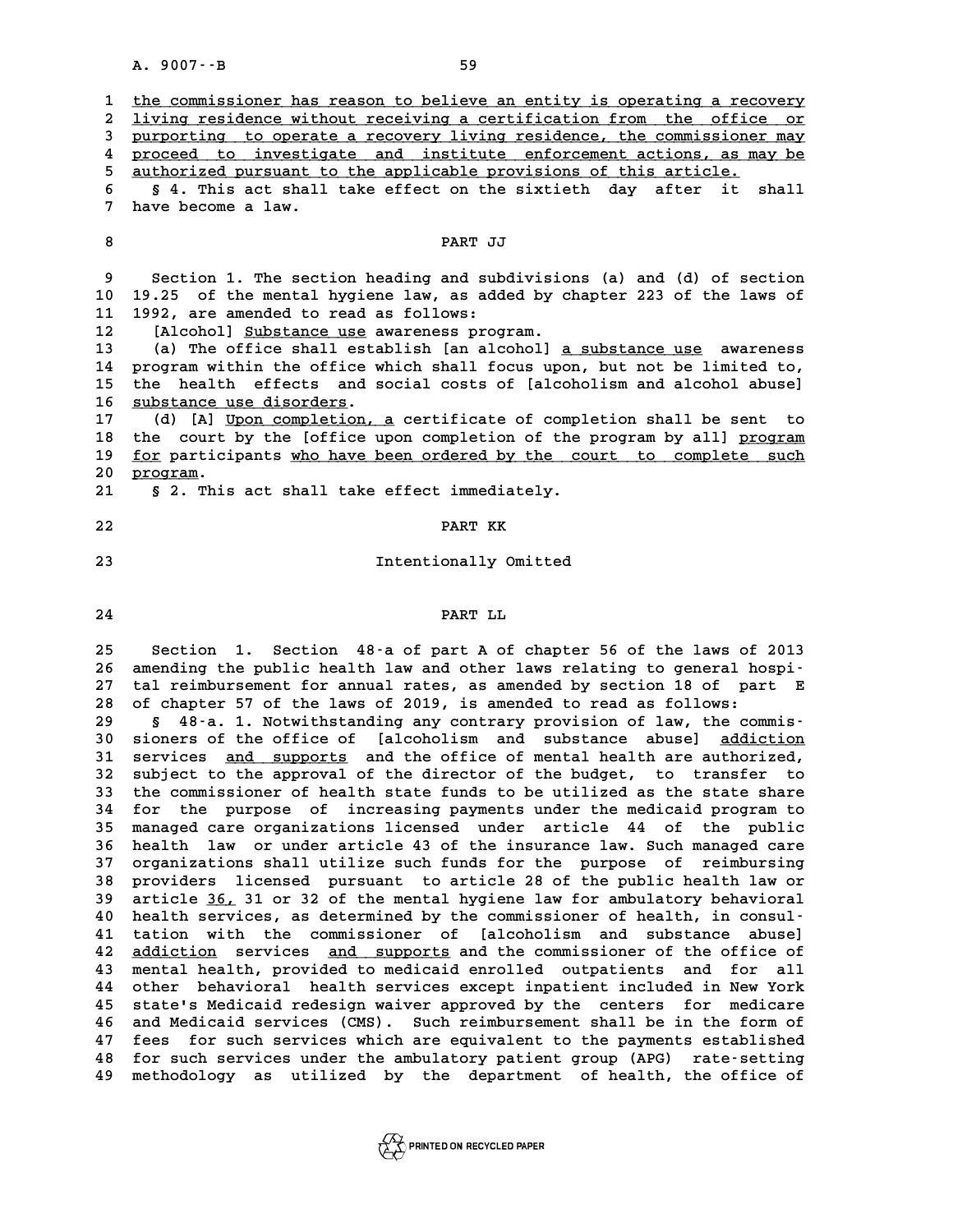the commissioner has reason to believe an entity is operating a recovery living residence without receiving a certification from the office or purporting to operate a recovery living residence, the commissioner may proceed to investigate and institute enforcement actions, as may be authorized pursuant to the applicable provisions of this article.

§ 4. This act shall take effect on the sixtieth day after it shall have become a law.

PART JJ

Section 1. The section heading and subdivisions (a) and (d) of section 19.25 of the mental hygiene law, as added by chapter 223 of the laws of 1992, are amended to read as follows:

[Alcohol] Substance use awareness program.

(a) The office shall establish [an alcohol] a substance use awareness program within the office which shall focus upon, but not be limited to, the health effects and social costs of [alcoholism and alcohol abuse] substance use disorders.

(d) [A] Upon completion, a certificate of completion shall be sent to the court by the [office upon completion of the program by all] program for participants who have been ordered by the court to complete such program.

§ 2. This act shall take effect immediately.

PART KK

Intentionally Omitted

PART LL

Section 1. Section 48-a of part A of chapter 56 of the laws of 2013 amending the public health law and other laws relating to general hospital reimbursement for annual rates, as amended by section 18 of part E of chapter 57 of the laws of 2019, is amended to read as follows:

§ 48-a. 1. Notwithstanding any contrary provision of law, the commissioners of the office of [alcoholism and substance abuse] addiction services and supports and the office of mental health are authorized, subject to the approval of the director of the budget, to transfer to the commissioner of health state funds to be utilized as the state share for the purpose of increasing payments under the medicaid program to managed care organizations licensed under article 44 of the public health law or under article 43 of the insurance law. Such managed care organizations shall utilize such funds for the purpose of reimbursing providers licensed pursuant to article 28 of the public health law or article 36, 31 or 32 of the mental hygiene law for ambulatory behavioral health services, as determined by the commissioner of health, in consultation with the commissioner of [alcoholism and substance abuse] addiction services and supports and the commissioner of the office of mental health, provided to medicaid enrolled outpatients and for all other behavioral health services except inpatient included in New York state's Medicaid redesign waiver approved by the centers for medicare and Medicaid services (CMS). Such reimbursement shall be in the form of fees for such services which are equivalent to the payments established for such services under the ambulatory patient group (APG) rate-setting methodology as utilized by the department of health, the office of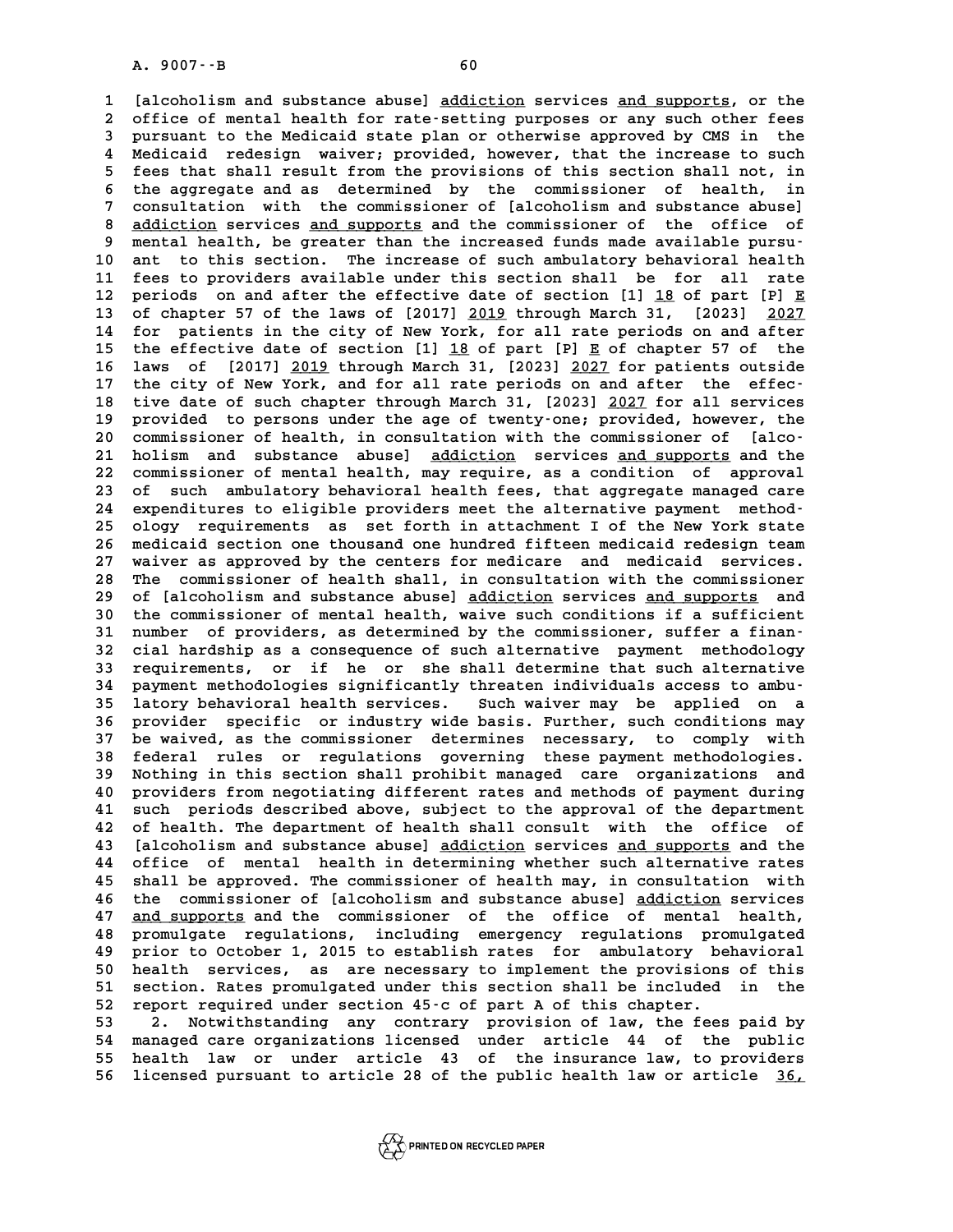[alcoholism and substance abuse] addiction services and supports, or the office of mental health for rate-setting purposes or any such other fees pursuant to the Medicaid state plan or otherwise approved by CMS in the Medicaid redesign waiver; provided, however, that the increase to such fees that shall result from the provisions of this section shall not, in the aggregate and as determined by the commissioner of health, in consultation with the commissioner of [alcoholism and substance abuse] addiction services and supports and the commissioner of the office of mental health, be greater than the increased funds made available pursuant to this section. The increase of such ambulatory behavioral health fees to providers available under this section shall be for all rate periods on and after the effective date of section [1] 18 of part [P] E of chapter 57 of the laws of [2017] 2019 through March 31, [2023] 2027 for patients in the city of New York, for all rate periods on and after the effective date of section [1] 18 of part [P] E of chapter 57 of the laws of [2017] 2019 through March 31, [2023] 2027 for patients outside the city of New York, and for all rate periods on and after the effective date of such chapter through March 31, [2023] 2027 for all services provided to persons under the age of twenty-one; provided, however, the commissioner of health, in consultation with the commissioner of [alcoholism and substance abuse] addiction services and supports and the commissioner of mental health, may require, as a condition of approval of such ambulatory behavioral health fees, that aggregate managed care expenditures to eligible providers meet the alternative payment methodology requirements as set forth in attachment I of the New York state medicaid section one thousand one hundred fifteen medicaid redesign team waiver as approved by the centers for medicare and medicaid services. The commissioner of health shall, in consultation with the commissioner of [alcoholism and substance abuse] addiction services and supports and the commissioner of mental health, waive such conditions if a sufficient number of providers, as determined by the commissioner, suffer a financial hardship as a consequence of such alternative payment methodology requirements, or if he or she shall determine that such alternative payment methodologies significantly threaten individuals access to ambulatory behavioral health services. Such waiver may be applied on a provider specific or industry wide basis. Further, such conditions may be waived, as the commissioner determines necessary, to comply with federal rules or regulations governing these payment methodologies. Nothing in this section shall prohibit managed care organizations and providers from negotiating different rates and methods of payment during such periods described above, subject to the approval of the department of health. The department of health shall consult with the office of [alcoholism and substance abuse] addiction services and supports and the office of mental health in determining whether such alternative rates shall be approved. The commissioner of health may, in consultation with the commissioner of [alcoholism and substance abuse] addiction services and supports and the commissioner of the office of mental health, promulgate regulations, including emergency regulations promulgated prior to October 1, 2015 to establish rates for ambulatory behavioral health services, as are necessary to implement the provisions of this section. Rates promulgated under this section shall be included in the report required under section 45-c of part A of this chapter.

2. Notwithstanding any contrary provision of law, the fees paid by managed care organizations licensed under article 44 of the public health law or under article 43 of the insurance law, to providers licensed pursuant to article 28 of the public health law or article 36,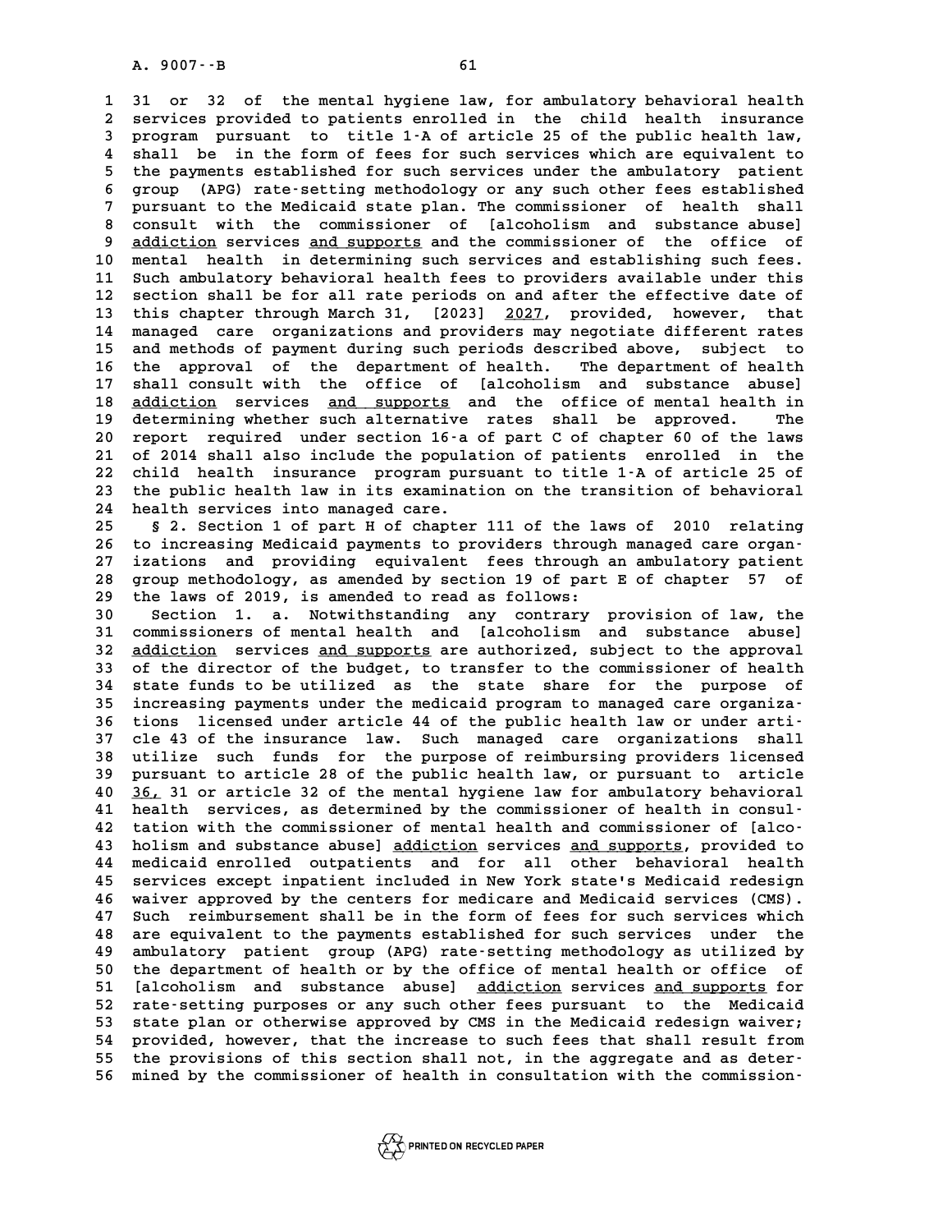31 or 32 of the mental hygiene law, for ambulatory behavioral health services provided to patients enrolled in the child health insurance program pursuant to title 1-A of article 25 of the public health law, shall be in the form of fees for such services which are equivalent to the payments established for such services under the ambulatory patient group (APG) rate-setting methodology or any such other fees established pursuant to the Medicaid state plan. The commissioner of health shall consult with the commissioner of [alcoholism and substance abuse] addiction services and supports and the commissioner of the office of mental health in determining such services and establishing such fees. Such ambulatory behavioral health fees to providers available under this section shall be for all rate periods on and after the effective date of this chapter through March 31, [2023] 2027, provided, however, that managed care organizations and providers may negotiate different rates and methods of payment during such periods described above, subject to the approval of the department of health. The department of health shall consult with the office of [alcoholism and substance abuse] addiction services and supports and the office of mental health in determining whether such alternative rates shall be approved. The report required under section 16-a of part C of chapter 60 of the laws of 2014 shall also include the population of patients enrolled in the child health insurance program pursuant to title 1-A of article 25 of the public health law in its examination on the transition of behavioral health services into managed care.

§ 2. Section 1 of part H of chapter 111 of the laws of 2010 relating to increasing Medicaid payments to providers through managed care organizations and providing equivalent fees through an ambulatory patient group methodology, as amended by section 19 of part E of chapter 57 of the laws of 2019, is amended to read as follows:

Section 1. a. Notwithstanding any contrary provision of law, the commissioners of mental health and [alcoholism and substance abuse] addiction services and supports are authorized, subject to the approval of the director of the budget, to transfer to the commissioner of health state funds to be utilized as the state share for the purpose of increasing payments under the medicaid program to managed care organizations licensed under article 44 of the public health law or under article 43 of the insurance law. Such managed care organizations shall utilize such funds for the purpose of reimbursing providers licensed pursuant to article 28 of the public health law, or pursuant to article 36, 31 or article 32 of the mental hygiene law for ambulatory behavioral health services, as determined by the commissioner of health in consultation with the commissioner of mental health and commissioner of [alcoholism and substance abuse] addiction services and supports, provided to medicaid enrolled outpatients and for all other behavioral health services except inpatient included in New York state's Medicaid redesign waiver approved by the centers for medicare and Medicaid services (CMS). Such reimbursement shall be in the form of fees for such services which are equivalent to the payments established for such services under the ambulatory patient group (APG) rate-setting methodology as utilized by the department of health or by the office of mental health or office of [alcoholism and substance abuse] addiction services and supports for rate-setting purposes or any such other fees pursuant to the Medicaid state plan or otherwise approved by CMS in the Medicaid redesign waiver; provided, however, that the increase to such fees that shall result from the provisions of this section shall not, in the aggregate and as determined by the commissioner of health in consultation with the commission-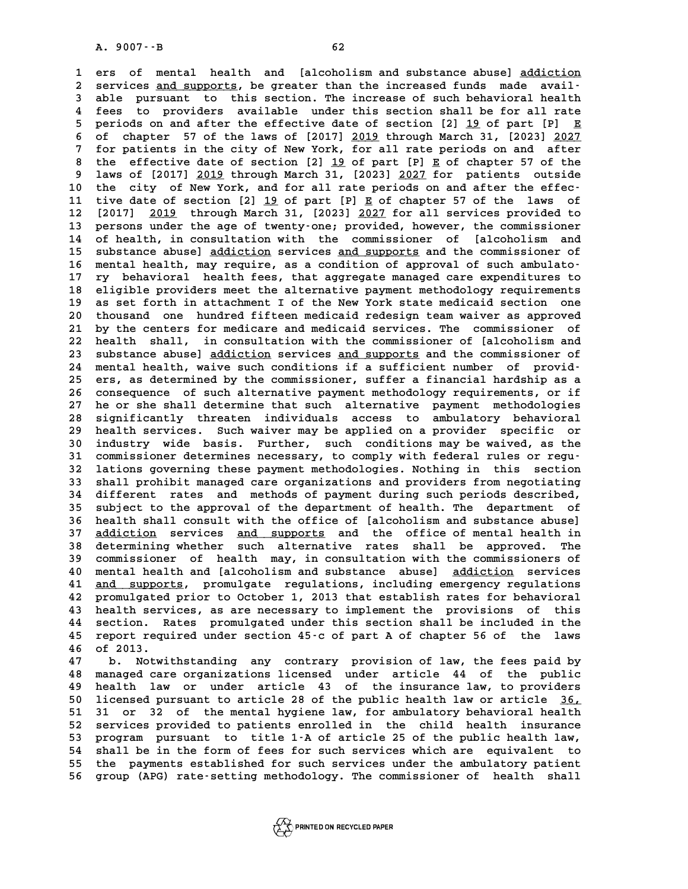ers of mental health and [alcoholism and substance abuse] addiction services and supports, be greater than the increased funds made available pursuant to this section. The increase of such behavioral health fees to providers available under this section shall be for all rate periods on and after the effective date of section [2] 19 of part [P] E of chapter 57 of the laws of [2017] 2019 through March 31, [2023] 2027 for patients in the city of New York, for all rate periods on and after the effective date of section [2] 19 of part [P] E of chapter 57 of the laws of [2017] 2019 through March 31, [2023] 2027 for patients outside the city of New York, and for all rate periods on and after the effective date of section [2] 19 of part [P] E of chapter 57 of the laws of [2017] 2019 through March 31, [2023] 2027 for all services provided to persons under the age of twenty-one; provided, however, the commissioner of health, in consultation with the commissioner of [alcoholism and substance abuse] addiction services and supports and the commissioner of mental health, may require, as a condition of approval of such ambulatory behavioral health fees, that aggregate managed care expenditures to eligible providers meet the alternative payment methodology requirements as set forth in attachment I of the New York state medicaid section one thousand one hundred fifteen medicaid redesign team waiver as approved by the centers for medicare and medicaid services. The commissioner of health shall, in consultation with the commissioner of [alcoholism and substance abuse] addiction services and supports and the commissioner of mental health, waive such conditions if a sufficient number of providers, as determined by the commissioner, suffer a financial hardship as a consequence of such alternative payment methodology requirements, or if he or she shall determine that such alternative payment methodologies significantly threaten individuals access to ambulatory behavioral health services. Such waiver may be applied on a provider specific or industry wide basis. Further, such conditions may be waived, as the commissioner determines necessary, to comply with federal rules or regulations governing these payment methodologies. Nothing in this section shall prohibit managed care organizations and providers from negotiating different rates and methods of payment during such periods described, subject to the approval of the department of health. The department of health shall consult with the office of [alcoholism and substance abuse] addiction services and supports and the office of mental health in determining whether such alternative rates shall be approved. The commissioner of health may, in consultation with the commissioners of mental health and [alcoholism and substance abuse] addiction services and supports, promulgate regulations, including emergency regulations promulgated prior to October 1, 2013 that establish rates for behavioral health services, as are necessary to implement the provisions of this section. Rates promulgated under this section shall be included in the report required under section 45-c of part A of chapter 56 of the laws of 2013.

b. Notwithstanding any contrary provision of law, the fees paid by managed care organizations licensed under article 44 of the public health law or under article 43 of the insurance law, to providers licensed pursuant to article 28 of the public health law or article 36, 31 or 32 of the mental hygiene law, for ambulatory behavioral health services provided to patients enrolled in the child health insurance program pursuant to title 1-A of article 25 of the public health law, shall be in the form of fees for such services which are equivalent to the payments established for such services under the ambulatory patient group (APG) rate-setting methodology. The commissioner of health shall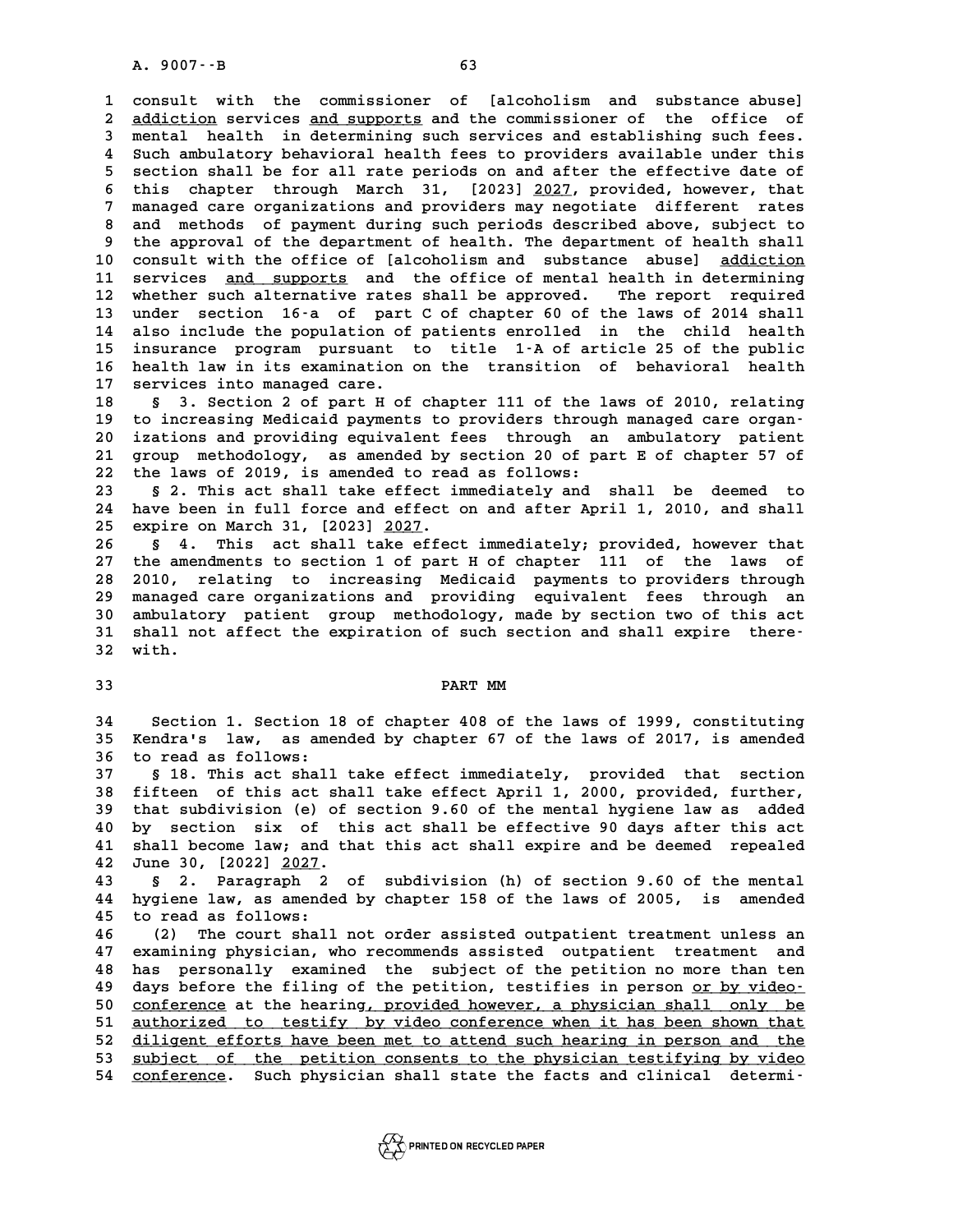consult with the commissioner of [alcoholism and substance abuse] addiction services and supports and the commissioner of the office of mental health in determining such services and establishing such fees. Such ambulatory behavioral health fees to providers available under this section shall be for all rate periods on and after the effective date of this chapter through March 31, [2023] 2027, provided, however, that managed care organizations and providers may negotiate different rates and methods of payment during such periods described above, subject to the approval of the department of health. The department of health shall consult with the office of [alcoholism and substance abuse] addiction services and supports and the office of mental health in determining whether such alternative rates shall be approved. The report required under section 16-a of part C of chapter 60 of the laws of 2014 shall also include the population of patients enrolled in the child health insurance program pursuant to title 1-A of article 25 of the public health law in its examination on the transition of behavioral health services into managed care.

§ 3. Section 2 of part H of chapter 111 of the laws of 2010, relating to increasing Medicaid payments to providers through managed care organizations and providing equivalent fees through an ambulatory patient group methodology, as amended by section 20 of part E of chapter 57 of the laws of 2019, is amended to read as follows:

§ 2. This act shall take effect immediately and shall be deemed to have been in full force and effect on and after April 1, 2010, and shall expire on March 31, [2023] 2027.

§ 4. This act shall take effect immediately; provided, however that the amendments to section 1 of part H of chapter 111 of the laws of 2010, relating to increasing Medicaid payments to providers through managed care organizations and providing equivalent fees through an ambulatory patient group methodology, made by section two of this act shall not affect the expiration of such section and shall expire therewith.

## PART MM

Section 1. Section 18 of chapter 408 of the laws of 1999, constituting Kendra's law, as amended by chapter 67 of the laws of 2017, is amended to read as follows:

§ 18. This act shall take effect immediately, provided that section fifteen of this act shall take effect April 1, 2000, provided, further, that subdivision (e) of section 9.60 of the mental hygiene law as added by section six of this act shall be effective 90 days after this act shall become law; and that this act shall expire and be deemed repealed June 30, [2022] 2027.

§ 2. Paragraph 2 of subdivision (h) of section 9.60 of the mental hygiene law, as amended by chapter 158 of the laws of 2005, is amended to read as follows:

(2) The court shall not order assisted outpatient treatment unless an examining physician, who recommends assisted outpatient treatment and has personally examined the subject of the petition no more than ten days before the filing of the petition, testifies in person or by video-conference at the hearing, provided however, a physician shall only be authorized to testify by video conference when it has been shown that diligent efforts have been met to attend such hearing in person and the subject of the petition consents to the physician testifying by video conference. Such physician shall state the facts and clinical determi-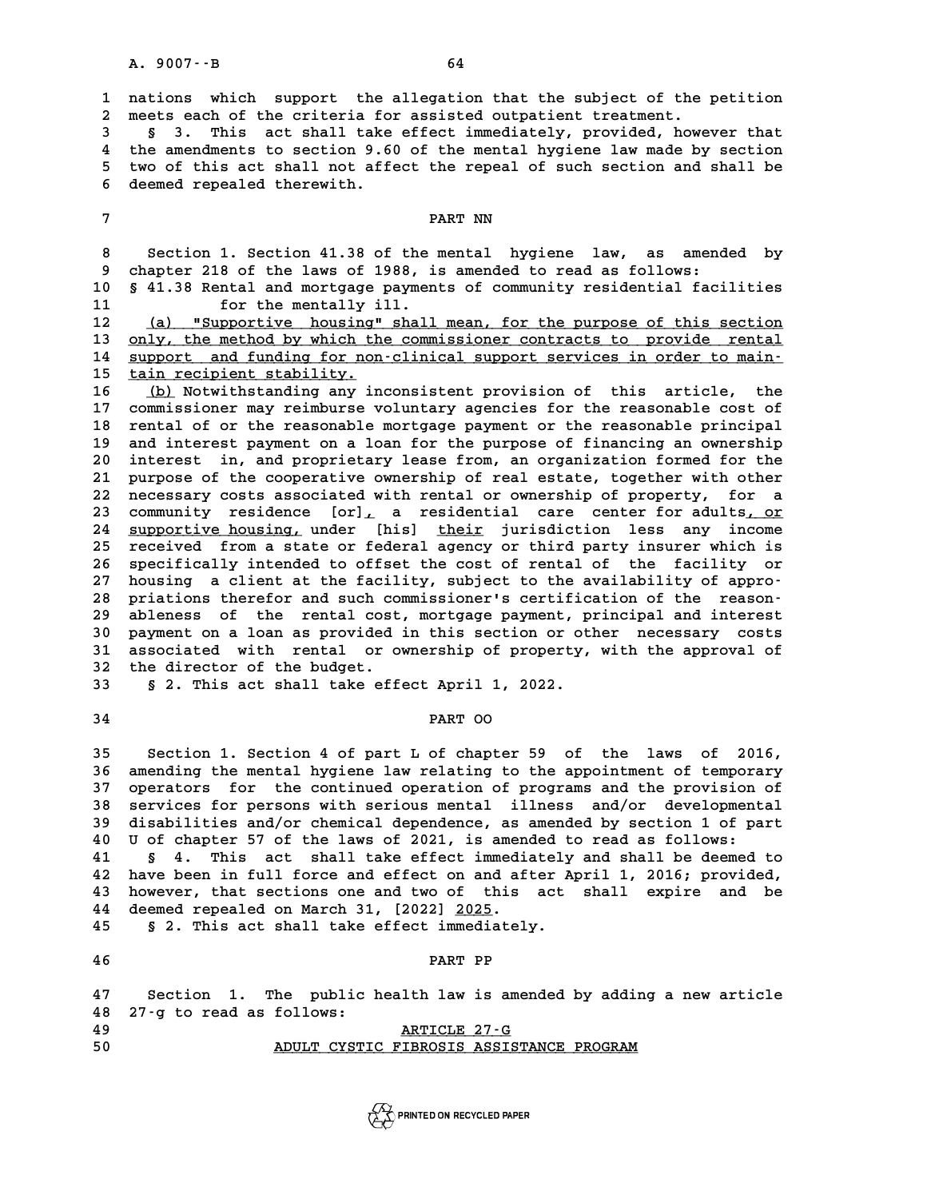nations which support the allegation that the subject of the petition meets each of the criteria for assisted outpatient treatment.

§ 3. This act shall take effect immediately, provided, however that the amendments to section 9.60 of the mental hygiene law made by section two of this act shall not affect the repeal of such section and shall be deemed repealed therewith.

PART NN

Section 1. Section 41.38 of the mental hygiene law, as amended by chapter 218 of the laws of 1988, is amended to read as follows:

§ 41.38 Rental and mortgage payments of community residential facilities for the mentally ill.

(a) "Supportive housing" shall mean, for the purpose of this section only, the method by which the commissioner contracts to provide rental support and funding for non-clinical support services in order to maintain recipient stability.

(b) Notwithstanding any inconsistent provision of this article, the commissioner may reimburse voluntary agencies for the reasonable cost of rental of or the reasonable mortgage payment or the reasonable principal and interest payment on a loan for the purpose of financing an ownership interest in, and proprietary lease from, an organization formed for the purpose of the cooperative ownership of real estate, together with other necessary costs associated with rental or ownership of property, for a community residence [or], a residential care center for adults, or supportive housing, under [his] their jurisdiction less any income received from a state or federal agency or third party insurer which is specifically intended to offset the cost of rental of the facility or housing a client at the facility, subject to the availability of appropriations therefor and such commissioner's certification of the reasonableness of the rental cost, mortgage payment, principal and interest payment on a loan as provided in this section or other necessary costs associated with rental or ownership of property, with the approval of the director of the budget.

§ 2. This act shall take effect April 1, 2022.

PART OO

Section 1. Section 4 of part L of chapter 59 of the laws of 2016, amending the mental hygiene law relating to the appointment of temporary operators for the continued operation of programs and the provision of services for persons with serious mental illness and/or developmental disabilities and/or chemical dependence, as amended by section 1 of part U of chapter 57 of the laws of 2021, is amended to read as follows:

§ 4. This act shall take effect immediately and shall be deemed to have been in full force and effect on and after April 1, 2016; provided, however, that sections one and two of this act shall expire and be deemed repealed on March 31, [2022] 2025.

§ 2. This act shall take effect immediately.

PART PP

Section 1. The public health law is amended by adding a new article 27-g to read as follows:

ARTICLE 27-G

ADULT CYSTIC FIBROSIS ASSISTANCE PROGRAM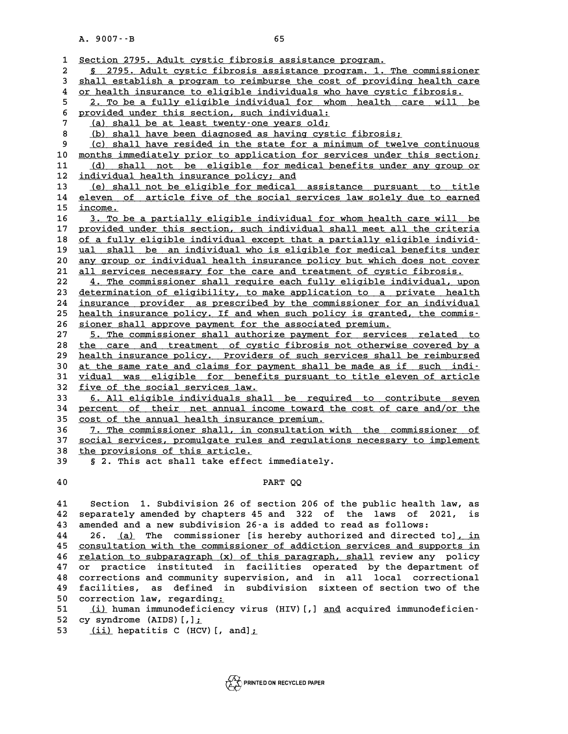Section 2795. Adult cystic fibrosis assistance program.

§ 2795. Adult cystic fibrosis assistance program. 1. The commissioner shall establish a program to reimburse the cost of providing health care or health insurance to eligible individuals who have cystic fibrosis.

2. To be a fully eligible individual for whom health care will be provided under this section, such individual:

(a) shall be at least twenty-one years old;

(b) shall have been diagnosed as having cystic fibrosis;

(c) shall have resided in the state for a minimum of twelve continuous months immediately prior to application for services under this section;

(d) shall not be eligible for medical benefits under any group or individual health insurance policy; and

(e) shall not be eligible for medical assistance pursuant to title eleven of article five of the social services law solely due to earned income.

3. To be a partially eligible individual for whom health care will be provided under this section, such individual shall meet all the criteria of a fully eligible individual except that a partially eligible individual shall be an individual who is eligible for medical benefits under any group or individual health insurance policy but which does not cover all services necessary for the care and treatment of cystic fibrosis.

4. The commissioner shall require each fully eligible individual, upon determination of eligibility, to make application to a private health insurance provider as prescribed by the commissioner for an individual health insurance policy. If and when such policy is granted, the commissioner shall approve payment for the associated premium.

5. The commissioner shall authorize payment for services related to the care and treatment of cystic fibrosis not otherwise covered by a health insurance policy. Providers of such services shall be reimbursed at the same rate and claims for payment shall be made as if such individual was eligible for benefits pursuant to title eleven of article five of the social services law.

6. All eligible individuals shall be required to contribute seven percent of their net annual income toward the cost of care and/or the cost of the annual health insurance premium.

7. The commissioner shall, in consultation with the commissioner of social services, promulgate rules and regulations necessary to implement the provisions of this article.

§ 2. This act shall take effect immediately.

## PART QQ

Section 1. Subdivision 26 of section 206 of the public health law, as separately amended by chapters 45 and 322 of the laws of 2021, is amended and a new subdivision 26-a is added to read as follows:

26. (a) The commissioner [is hereby authorized and directed to], in consultation with the commissioner of addiction services and supports in relation to subparagraph (x) of this paragraph, shall review any policy or practice instituted in facilities operated by the department of corrections and community supervision, and in all local correctional facilities, as defined in subdivision sixteen of section two of the correction law, regarding:

(i) human immunodeficiency virus (HIV)[,] and acquired immunodeficiency syndrome (AIDS)[,];

(ii) hepatitis C (HCV)[, and];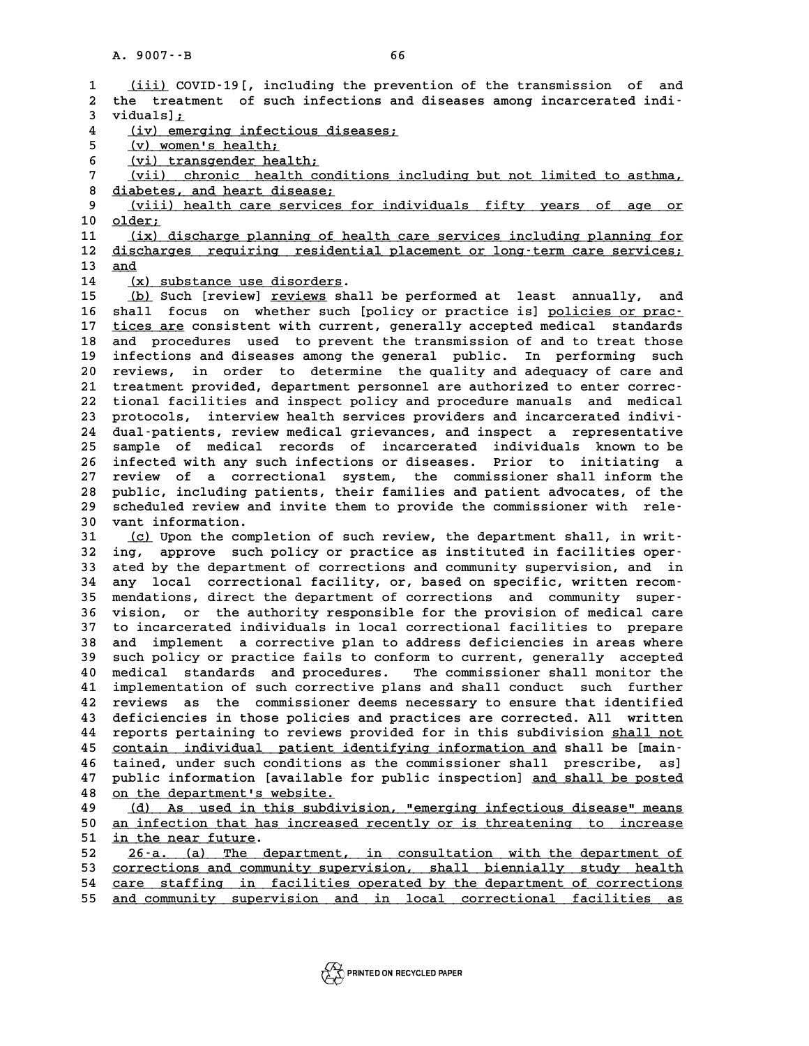(iii) COVID-19[, including the prevention of the transmission of and the treatment of such infections and diseases among incarcerated individuals];

(iv) emerging infectious diseases;

(v) women's health;

(vi) transgender health;

(vii) chronic health conditions including but not limited to asthma, diabetes, and heart disease;

(viii) health care services for individuals fifty years of age or older;

(ix) discharge planning of health care services including planning for discharges requiring residential placement or long-term care services; and

(x) substance use disorders.

(b) Such [review] reviews shall be performed at least annually, and shall focus on whether such [policy or practice is] policies or practices are consistent with current, generally accepted medical standards and procedures used to prevent the transmission of and to treat those infections and diseases among the general public. In performing such reviews, in order to determine the quality and adequacy of care and treatment provided, department personnel are authorized to enter correctional facilities and inspect policy and procedure manuals and medical protocols, interview health services providers and incarcerated individual-patients, review medical grievances, and inspect a representative sample of medical records of incarcerated individuals known to be infected with any such infections or diseases. Prior to initiating a review of a correctional system, the commissioner shall inform the public, including patients, their families and patient advocates, of the scheduled review and invite them to provide the commissioner with relevant information.

(c) Upon the completion of such review, the department shall, in writing, approve such policy or practice as instituted in facilities operated by the department of corrections and community supervision, and in any local correctional facility, or, based on specific, written recommendations, direct the department of corrections and community supervision, or the authority responsible for the provision of medical care to incarcerated individuals in local correctional facilities to prepare and implement a corrective plan to address deficiencies in areas where such policy or practice fails to conform to current, generally accepted medical standards and procedures. The commissioner shall monitor the implementation of such corrective plans and shall conduct such further reviews as the commissioner deems necessary to ensure that identified deficiencies in those policies and practices are corrected. All written reports pertaining to reviews provided for in this subdivision shall not contain individual patient identifying information and shall be [maintained, under such conditions as the commissioner shall prescribe, as] public information [available for public inspection] and shall be posted on the department's website.

(d) As used in this subdivision, "emerging infectious disease" means an infection that has increased recently or is threatening to increase in the near future.

26-a. (a) The department, in consultation with the department of corrections and community supervision, shall biennially study health care staffing in facilities operated by the department of corrections and community supervision and in local correctional facilities as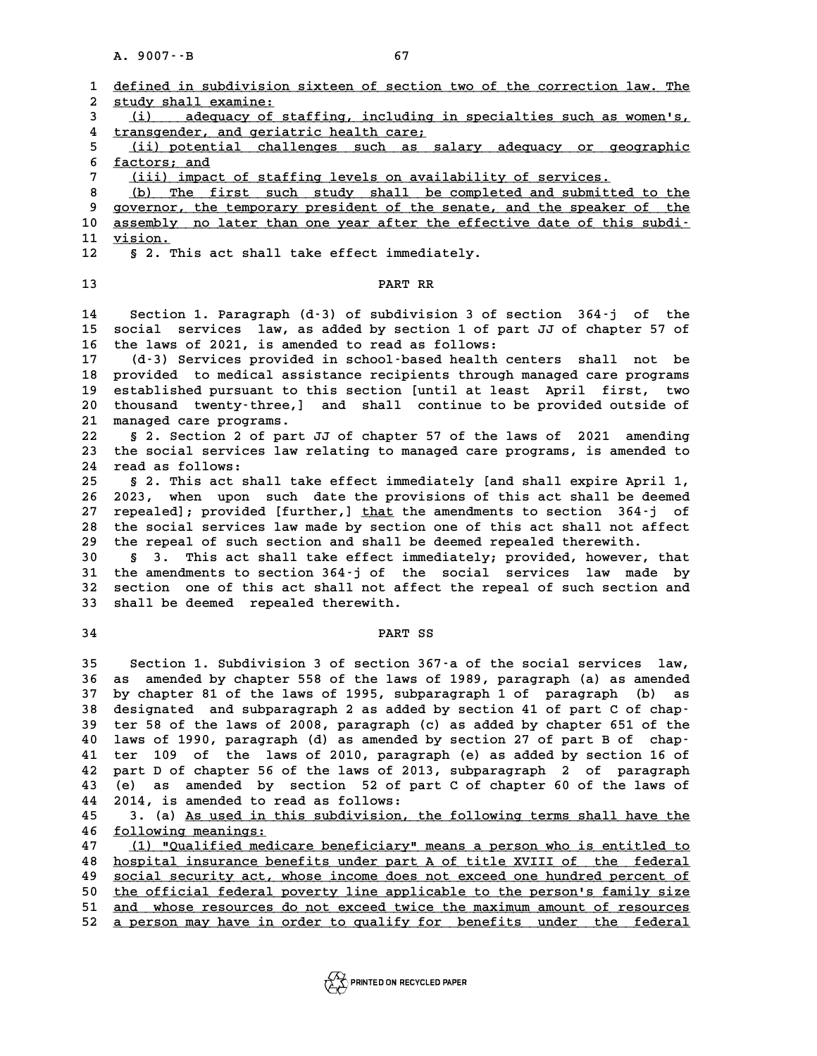defined in subdivision sixteen of section two of the correction law. The study shall examine:

(i) adequacy of staffing, including in specialties such as women's, transgender, and geriatric health care;

(ii) potential challenges such as salary adequacy or geographic factors; and

(iii) impact of staffing levels on availability of services.

(b) The first such study shall be completed and submitted to the governor, the temporary president of the senate, and the speaker of the assembly no later than one year after the effective date of this subdivision.

§ 2. This act shall take effect immediately.

## PART RR

Section 1. Paragraph (d-3) of subdivision 3 of section 364-j of the social services law, as added by section 1 of part JJ of chapter 57 of the laws of 2021, is amended to read as follows:

(d-3) Services provided in school-based health centers shall not be provided to medical assistance recipients through managed care programs established pursuant to this section [until at least April first, two thousand twenty-three,] and shall continue to be provided outside of managed care programs.

§ 2. Section 2 of part JJ of chapter 57 of the laws of 2021 amending the social services law relating to managed care programs, is amended to read as follows:

§ 2. This act shall take effect immediately [and shall expire April 1, 2023, when upon such date the provisions of this act shall be deemed repealed]; provided [further,] that the amendments to section 364-j of the social services law made by section one of this act shall not affect the repeal of such section and shall be deemed repealed therewith.

§ 3. This act shall take effect immediately; provided, however, that the amendments to section 364-j of the social services law made by section one of this act shall not affect the repeal of such section and shall be deemed repealed therewith.

## PART SS

Section 1. Subdivision 3 of section 367-a of the social services law, as amended by chapter 558 of the laws of 1989, paragraph (a) as amended by chapter 81 of the laws of 1995, subparagraph 1 of paragraph (b) as designated and subparagraph 2 as added by section 41 of part C of chapter 58 of the laws of 2008, paragraph (c) as added by chapter 651 of the laws of 1990, paragraph (d) as amended by section 27 of part B of chapter 109 of the laws of 2010, paragraph (e) as added by section 16 of part D of chapter 56 of the laws of 2013, subparagraph 2 of paragraph (e) as amended by section 52 of part C of chapter 60 of the laws of 2014, is amended to read as follows:

3. (a) As used in this subdivision, the following terms shall have the following meanings:

(1) "Qualified medicare beneficiary" means a person who is entitled to hospital insurance benefits under part A of title XVIII of the federal social security act, whose income does not exceed one hundred percent of the official federal poverty line applicable to the person's family size and whose resources do not exceed twice the maximum amount of resources a person may have in order to qualify for benefits under the federal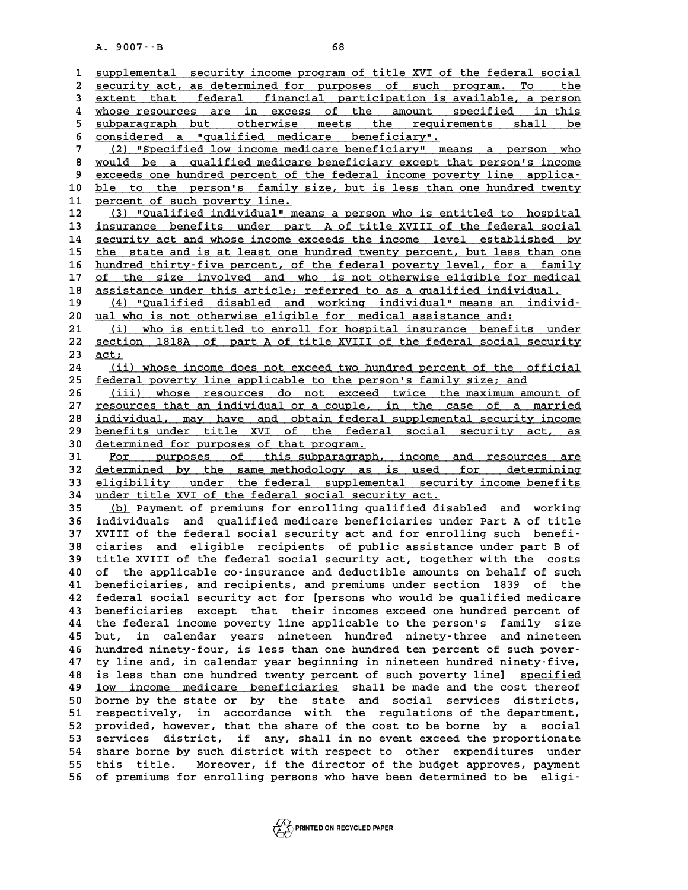supplemental security income program of title XVI of the federal social security act, as determined for purposes of such program. To the extent that federal financial participation is available, a person whose resources are in excess of the amount specified in this subparagraph but otherwise meets the requirements shall be considered a "qualified medicare beneficiary".

(2) "Specified low income medicare beneficiary" means a person who would be a qualified medicare beneficiary except that person's income exceeds one hundred percent of the federal income poverty line applicable to the person's family size, but is less than one hundred twenty percent of such poverty line.

(3) "Qualified individual" means a person who is entitled to hospital insurance benefits under part A of title XVIII of the federal social security act and whose income exceeds the income level established by the state and is at least one hundred twenty percent, but less than one hundred thirty-five percent, of the federal poverty level, for a family of the size involved and who is not otherwise eligible for medical assistance under this article; referred to as a qualified individual.

(4) "Qualified disabled and working individual" means an individual who is not otherwise eligible for medical assistance and:

(i) who is entitled to enroll for hospital insurance benefits under section 1818A of part A of title XVIII of the federal social security act;

(ii) whose income does not exceed two hundred percent of the official federal poverty line applicable to the person's family size; and

(iii) whose resources do not exceed twice the maximum amount of resources that an individual or a couple, in the case of a married individual, may have and obtain federal supplemental security income benefits under title XVI of the federal social security act, as determined for purposes of that program.

For purposes of this subparagraph, income and resources are determined by the same methodology as is used for determining eligibility under the federal supplemental security income benefits under title XVI of the federal social security act.

(b) Payment of premiums for enrolling qualified disabled and working individuals and qualified medicare beneficiaries under Part A of title XVIII of the federal social security act and for enrolling such beneficiaries and eligible recipients of public assistance under part B of title XVIII of the federal social security act, together with the costs of the applicable co-insurance and deductible amounts on behalf of such beneficiaries, and recipients, and premiums under section 1839 of the federal social security act for [persons who would be qualified medicare beneficiaries except that their incomes exceed one hundred percent of the federal income poverty line applicable to the person's family size but, in calendar years nineteen hundred ninety-three and nineteen hundred ninety-four, is less than one hundred ten percent of such poverty line and, in calendar year beginning in nineteen hundred ninety-five, is less than one hundred twenty percent of such poverty line] specified low income medicare beneficiaries shall be made and the cost thereof borne by the state or by the state and social services districts, respectively, in accordance with the regulations of the department, provided, however, that the share of the cost to be borne by a social services district, if any, shall in no event exceed the proportionate share borne by such district with respect to other expenditures under this title. Moreover, if the director of the budget approves, payment of premiums for enrolling persons who have been determined to be eligi-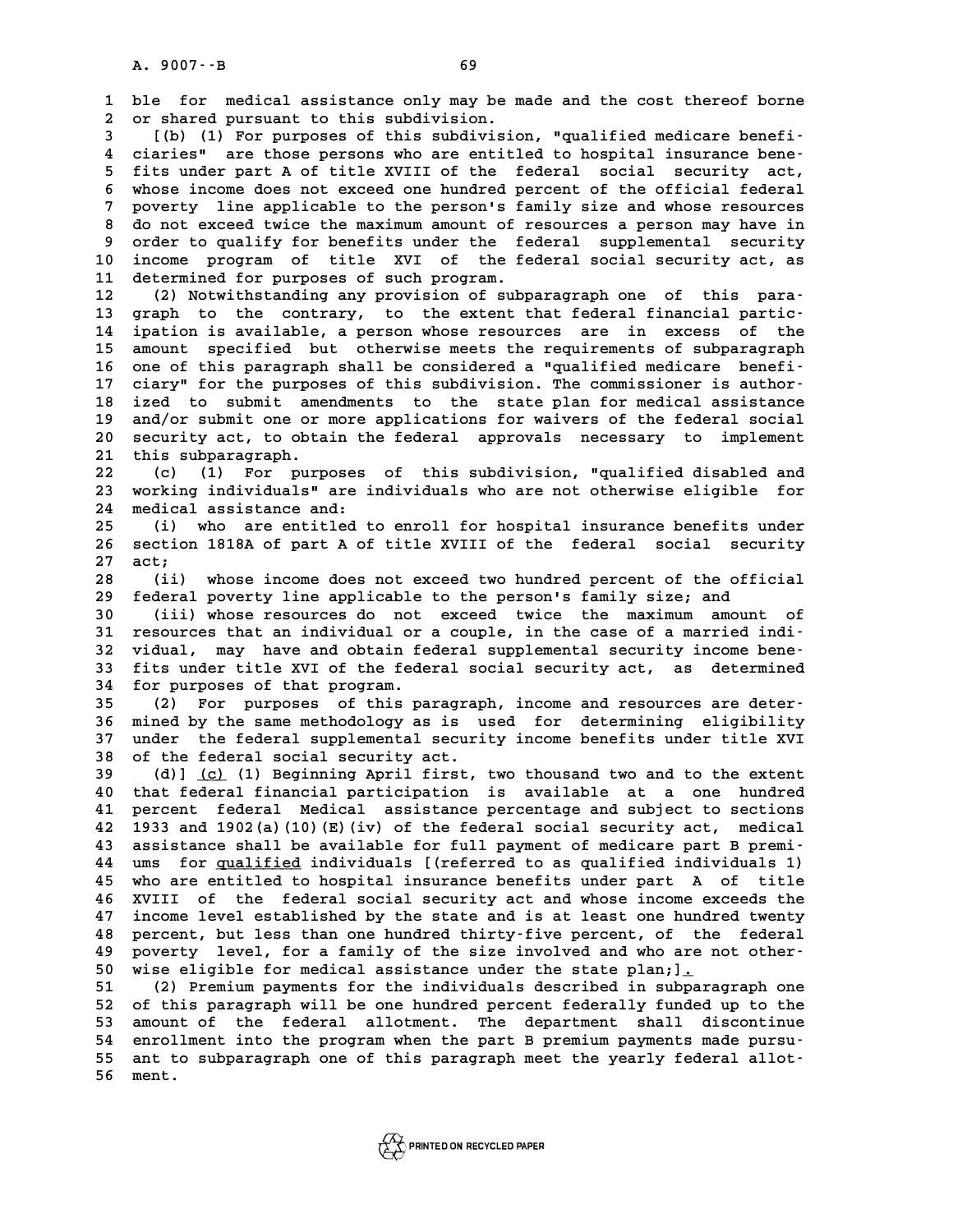ble for medical assistance only may be made and the cost thereof borne or shared pursuant to this subdivision.

[(b) (1) For purposes of this subdivision, "qualified medicare beneficiaries" are those persons who are entitled to hospital insurance benefits under part A of title XVIII of the federal social security act, whose income does not exceed one hundred percent of the official federal poverty line applicable to the person's family size and whose resources do not exceed twice the maximum amount of resources a person may have in order to qualify for benefits under the federal supplemental security income program of title XVI of the federal social security act, as determined for purposes of such program.

(2) Notwithstanding any provision of subparagraph one of this paragraph to the contrary, to the extent that federal financial participation is available, a person whose resources are in excess of the amount specified but otherwise meets the requirements of subparagraph one of this paragraph shall be considered a "qualified medicare beneficiary" for the purposes of this subdivision. The commissioner is authorized to submit amendments to the state plan for medical assistance and/or submit one or more applications for waivers of the federal social security act, to obtain the federal approvals necessary to implement this subparagraph.

(c) (1) For purposes of this subdivision, "qualified disabled and working individuals" are individuals who are not otherwise eligible for medical assistance and:

(i) who are entitled to enroll for hospital insurance benefits under section 1818A of part A of title XVIII of the federal social security act;

(ii) whose income does not exceed two hundred percent of the official federal poverty line applicable to the person's family size; and

(iii) whose resources do not exceed twice the maximum amount of resources that an individual or a couple, in the case of a married individual, may have and obtain federal supplemental security income benefits under title XVI of the federal social security act, as determined for purposes of that program.

(2) For purposes of this paragraph, income and resources are determined by the same methodology as is used for determining eligibility under the federal supplemental security income benefits under title XVI of the federal social security act.

(d)] <u>(c)</u> (1) Beginning April first, two thousand two and to the extent that federal financial participation is available at a one hundred percent federal Medical assistance percentage and subject to sections 1933 and 1902(a)(10)(E)(iv) of the federal social security act, medical assistance shall be available for full payment of medicare part B premiums for <u>qualified</u> individuals [(referred to as qualified individuals 1) who are entitled to hospital insurance benefits under part A of title XVIII of the federal social security act and whose income exceeds the income level established by the state and is at least one hundred twenty percent, but less than one hundred thirty-five percent, of the federal poverty level, for a family of the size involved and who are not otherwise eligible for medical assistance under the state plan;]<u>.</u>

(2) Premium payments for the individuals described in subparagraph one of this paragraph will be one hundred percent federally funded up to the amount of the federal allotment. The department shall discontinue enrollment into the program when the part B premium payments made pursuant to subparagraph one of this paragraph meet the yearly federal allotment.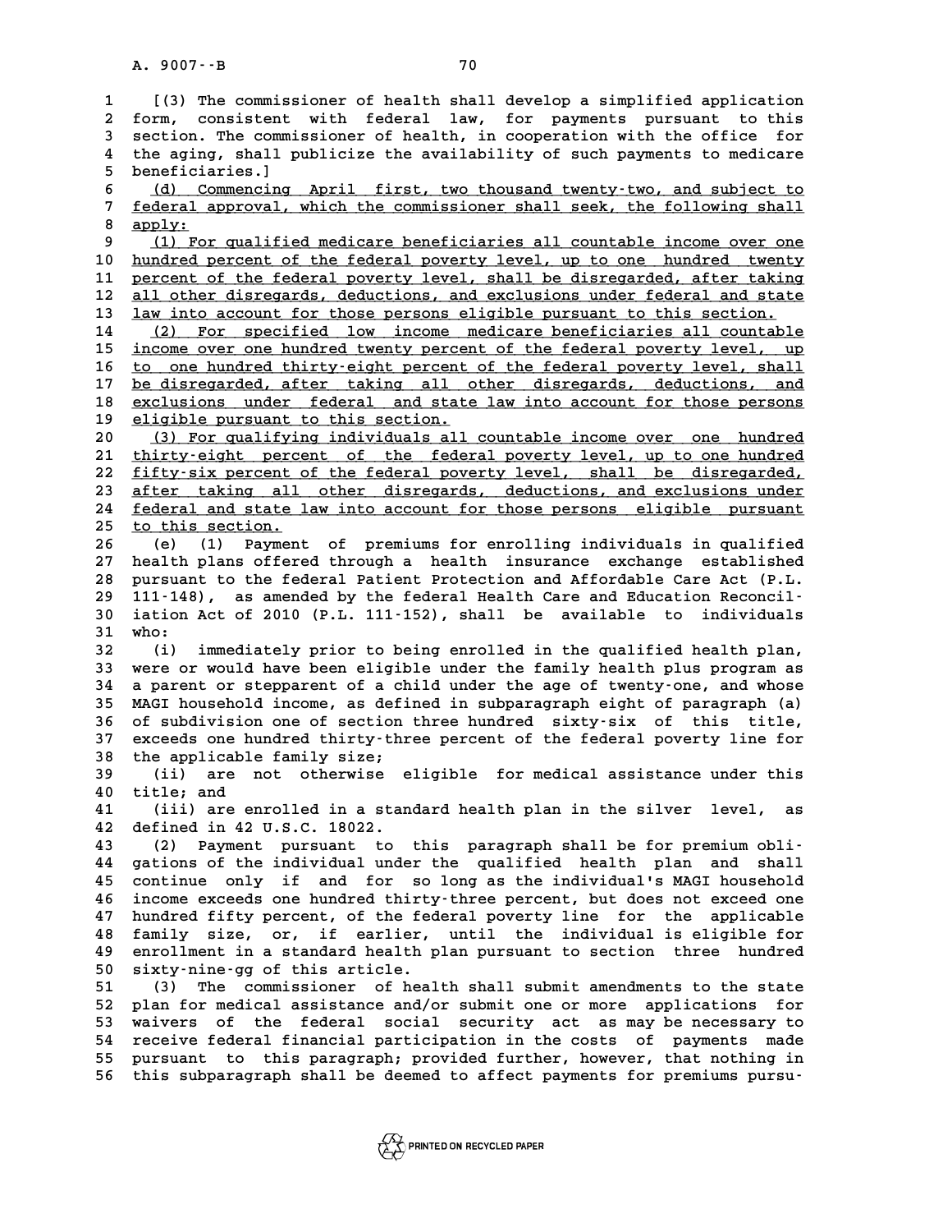[(3) The commissioner of health shall develop a simplified application form, consistent with federal law, for payments pursuant to this section. The commissioner of health, in cooperation with the office for the aging, shall publicize the availability of such payments to medicare beneficiaries.]

(d) Commencing April first, two thousand twenty-two, and subject to federal approval, which the commissioner shall seek, the following shall apply:

(1) For qualified medicare beneficiaries all countable income over one hundred percent of the federal poverty level, up to one hundred twenty percent of the federal poverty level, shall be disregarded, after taking all other disregards, deductions, and exclusions under federal and state law into account for those persons eligible pursuant to this section.

(2) For specified low income medicare beneficiaries all countable income over one hundred twenty percent of the federal poverty level, up to one hundred thirty-eight percent of the federal poverty level, shall be disregarded, after taking all other disregards, deductions, and exclusions under federal and state law into account for those persons eligible pursuant to this section.

(3) For qualifying individuals all countable income over one hundred thirty-eight percent of the federal poverty level, up to one hundred fifty-six percent of the federal poverty level, shall be disregarded, after taking all other disregards, deductions, and exclusions under federal and state law into account for those persons eligible pursuant to this section.

(e) (1) Payment of premiums for enrolling individuals in qualified health plans offered through a health insurance exchange established pursuant to the federal Patient Protection and Affordable Care Act (P.L. 111-148), as amended by the federal Health Care and Education Reconciliation Act of 2010 (P.L. 111-152), shall be available to individuals who:

(i) immediately prior to being enrolled in the qualified health plan, were or would have been eligible under the family health plus program as a parent or stepparent of a child under the age of twenty-one, and whose MAGI household income, as defined in subparagraph eight of paragraph (a) of subdivision one of section three hundred sixty-six of this title, exceeds one hundred thirty-three percent of the federal poverty line for the applicable family size;

(ii) are not otherwise eligible for medical assistance under this title; and

(iii) are enrolled in a standard health plan in the silver level, as defined in 42 U.S.C. 18022.

(2) Payment pursuant to this paragraph shall be for premium obligations of the individual under the qualified health plan and shall continue only if and for so long as the individual's MAGI household income exceeds one hundred thirty-three percent, but does not exceed one hundred fifty percent, of the federal poverty line for the applicable family size, or, if earlier, until the individual is eligible for enrollment in a standard health plan pursuant to section three hundred sixty-nine-gg of this article.

(3) The commissioner of health shall submit amendments to the state plan for medical assistance and/or submit one or more applications for waivers of the federal social security act as may be necessary to receive federal financial participation in the costs of payments made pursuant to this paragraph; provided further, however, that nothing in this subparagraph shall be deemed to affect payments for premiums pursu-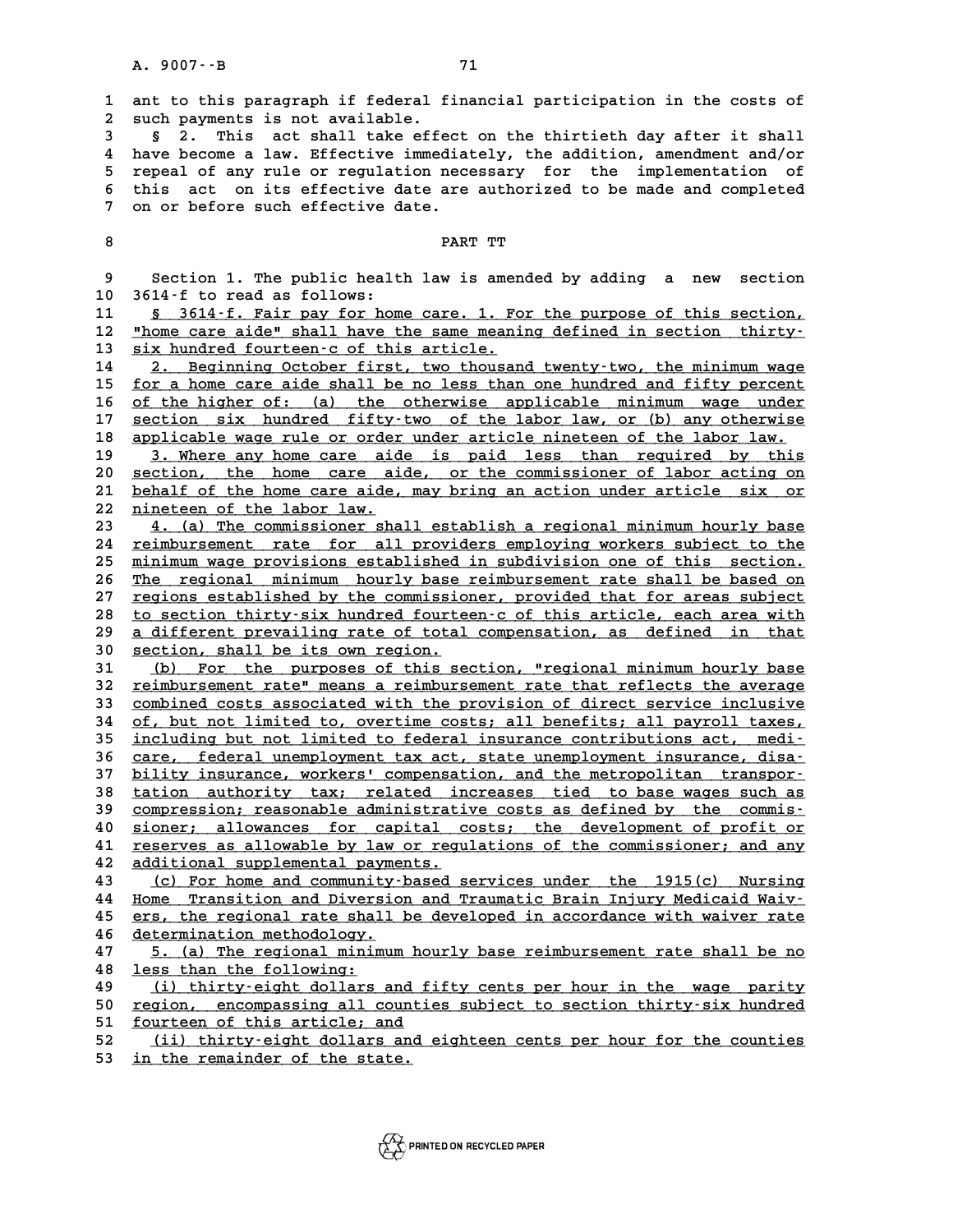ant to this paragraph if federal financial participation in the costs of such payments is not available.

§ 2. This act shall take effect on the thirtieth day after it shall have become a law. Effective immediately, the addition, amendment and/or repeal of any rule or regulation necessary for the implementation of this act on its effective date are authorized to be made and completed on or before such effective date.

## PART TT

Section 1. The public health law is amended by adding a new section 3614-f to read as follows:

§ 3614-f. Fair pay for home care. 1. For the purpose of this section, "home care aide" shall have the same meaning defined in section thirty-six hundred fourteen-c of this article.

2. Beginning October first, two thousand twenty-two, the minimum wage for a home care aide shall be no less than one hundred and fifty percent of the higher of: (a) the otherwise applicable minimum wage under section six hundred fifty-two of the labor law, or (b) any otherwise applicable wage rule or order under article nineteen of the labor law.

3. Where any home care aide is paid less than required by this section, the home care aide, or the commissioner of labor acting on behalf of the home care aide, may bring an action under article six or nineteen of the labor law.

4. (a) The commissioner shall establish a regional minimum hourly base reimbursement rate for all providers employing workers subject to the minimum wage provisions established in subdivision one of this section. The regional minimum hourly base reimbursement rate shall be based on regions established by the commissioner, provided that for areas subject to section thirty-six hundred fourteen-c of this article, each area with a different prevailing rate of total compensation, as defined in that section, shall be its own region.

(b) For the purposes of this section, "regional minimum hourly base reimbursement rate" means a reimbursement rate that reflects the average combined costs associated with the provision of direct service inclusive of, but not limited to, overtime costs; all benefits; all payroll taxes, including but not limited to federal insurance contributions act, medicare, federal unemployment tax act, state unemployment insurance, disability insurance, workers' compensation, and the metropolitan transportation authority tax; related increases tied to base wages such as compression; reasonable administrative costs as defined by the commissioner; allowances for capital costs; the development of profit or reserves as allowable by law or regulations of the commissioner; and any additional supplemental payments.

(c) For home and community-based services under the 1915(c) Nursing Home Transition and Diversion and Traumatic Brain Injury Medicaid Waivers, the regional rate shall be developed in accordance with waiver rate determination methodology.

5. (a) The regional minimum hourly base reimbursement rate shall be no less than the following:

(i) thirty-eight dollars and fifty cents per hour in the wage parity region, encompassing all counties subject to section thirty-six hundred fourteen of this article; and

(ii) thirty-eight dollars and eighteen cents per hour for the counties in the remainder of the state.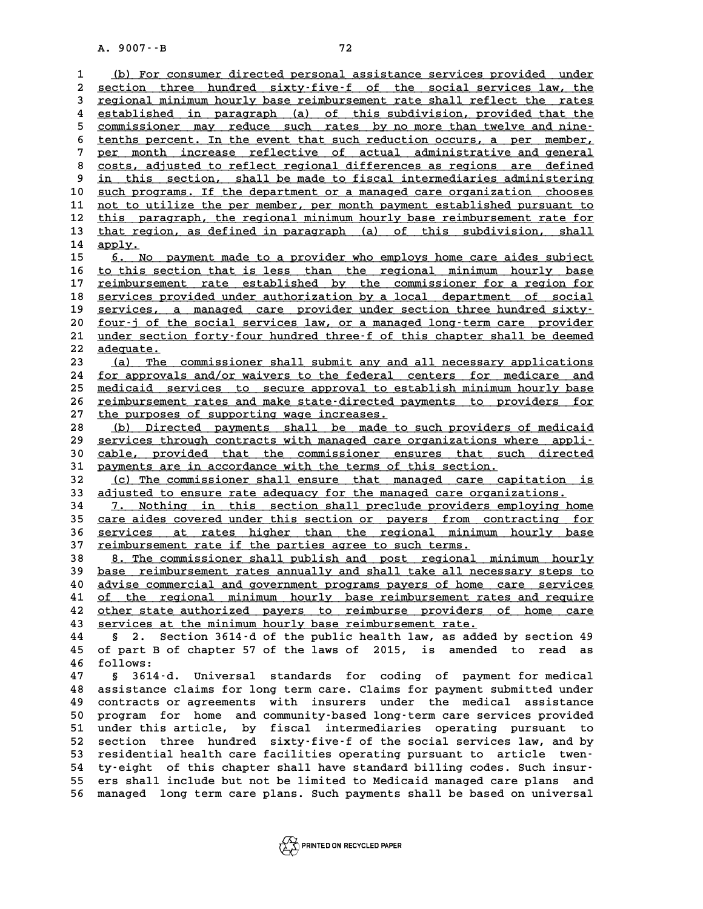(b) For consumer directed personal assistance services provided under section three hundred sixty-five-f of the social services law, the regional minimum hourly base reimbursement rate shall reflect the rates established in paragraph (a) of this subdivision, provided that the commissioner may reduce such rates by no more than twelve and nine-tenths percent. In the event that such reduction occurs, a per member, per month increase reflective of actual administrative and general costs, adjusted to reflect regional differences as regions are defined in this section, shall be made to fiscal intermediaries administering such programs. If the department or a managed care organization chooses not to utilize the per member, per month payment established pursuant to this paragraph, the regional minimum hourly base reimbursement rate for that region, as defined in paragraph (a) of this subdivision, shall apply.

6. No payment made to a provider who employs home care aides subject to this section that is less than the regional minimum hourly base reimbursement rate established by the commissioner for a region for services provided under authorization by a local department of social services, a managed care provider under section three hundred sixty-four-j of the social services law, or a managed long-term care provider under section forty-four hundred three-f of this chapter shall be deemed adequate.

(a) The commissioner shall submit any and all necessary applications for approvals and/or waivers to the federal centers for medicare and medicaid services to secure approval to establish minimum hourly base reimbursement rates and make state-directed payments to providers for the purposes of supporting wage increases.

(b) Directed payments shall be made to such providers of medicaid services through contracts with managed care organizations where applicable, provided that the commissioner ensures that such directed payments are in accordance with the terms of this section.

(c) The commissioner shall ensure that managed care capitation is adjusted to ensure rate adequacy for the managed care organizations.

7. Nothing in this section shall preclude providers employing home care aides covered under this section or payers from contracting for services at rates higher than the regional minimum hourly base reimbursement rate if the parties agree to such terms.

8. The commissioner shall publish and post regional minimum hourly base reimbursement rates annually and shall take all necessary steps to advise commercial and government programs payers of home care services of the regional minimum hourly base reimbursement rates and require other state authorized payers to reimburse providers of home care services at the minimum hourly base reimbursement rate.

§ 2. Section 3614-d of the public health law, as added by section 49 of part B of chapter 57 of the laws of 2015, is amended to read as follows:

§ 3614-d. Universal standards for coding of payment for medical assistance claims for long term care. Claims for payment submitted under contracts or agreements with insurers under the medical assistance program for home and community-based long-term care services provided under this article, by fiscal intermediaries operating pursuant to section three hundred sixty-five-f of the social services law, and by residential health care facilities operating pursuant to article twenty-eight of this chapter shall have standard billing codes. Such insurers shall include but not be limited to Medicaid managed care plans and managed long term care plans. Such payments shall be based on universal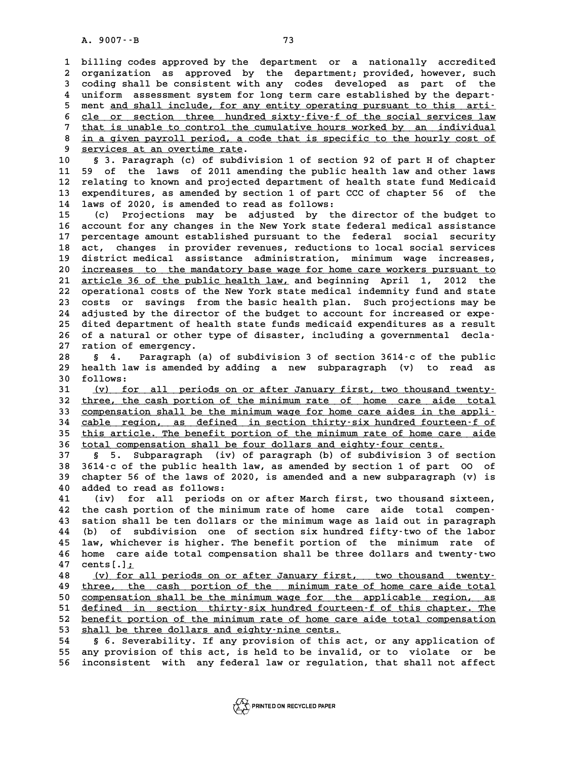billing codes approved by the department or a nationally accredited organization as approved by the department; provided, however, such coding shall be consistent with any codes developed as part of the uniform assessment system for long term care established by the department and shall include, for any entity operating pursuant to this article or section three hundred sixty-five-f of the social services law that is unable to control the cumulative hours worked by an individual in a given payroll period, a code that is specific to the hourly cost of services at an overtime rate.

§ 3. Paragraph (c) of subdivision 1 of section 92 of part H of chapter 59 of the laws of 2011 amending the public health law and other laws relating to known and projected department of health state fund Medicaid expenditures, as amended by section 1 of part CCC of chapter 56 of the laws of 2020, is amended to read as follows:

(c) Projections may be adjusted by the director of the budget to account for any changes in the New York state federal medical assistance percentage amount established pursuant to the federal social security act, changes in provider revenues, reductions to local social services district medical assistance administration, minimum wage increases, increases to the mandatory base wage for home care workers pursuant to article 36 of the public health law, and beginning April 1, 2012 the operational costs of the New York state medical indemnity fund and state costs or savings from the basic health plan. Such projections may be adjusted by the director of the budget to account for increased or expedited department of health state funds medicaid expenditures as a result of a natural or other type of disaster, including a governmental declaration of emergency.

§ 4. Paragraph (a) of subdivision 3 of section 3614-c of the public health law is amended by adding a new subparagraph (v) to read as follows:

(v) for all periods on or after January first, two thousand twenty-three, the cash portion of the minimum rate of home care aide total compensation shall be the minimum wage for home care aides in the applicable region, as defined in section thirty-six hundred fourteen-f of this article. The benefit portion of the minimum rate of home care aide total compensation shall be four dollars and eighty-four cents.

§ 5. Subparagraph (iv) of paragraph (b) of subdivision 3 of section 3614-c of the public health law, as amended by section 1 of part OO of chapter 56 of the laws of 2020, is amended and a new subparagraph (v) is added to read as follows:

(iv) for all periods on or after March first, two thousand sixteen, the cash portion of the minimum rate of home care aide total compensation shall be ten dollars or the minimum wage as laid out in paragraph (b) of subdivision one of section six hundred fifty-two of the labor law, whichever is higher. The benefit portion of the minimum rate of home care aide total compensation shall be three dollars and twenty-two cents[.];

(v) for all periods on or after January first, two thousand twenty-three, the cash portion of the minimum rate of home care aide total compensation shall be the minimum wage for the applicable region, as defined in section thirty-six hundred fourteen-f of this chapter. The benefit portion of the minimum rate of home care aide total compensation shall be three dollars and eighty-nine cents.

§ 6. Severability. If any provision of this act, or any application of any provision of this act, is held to be invalid, or to violate or be inconsistent with any federal law or regulation, that shall not affect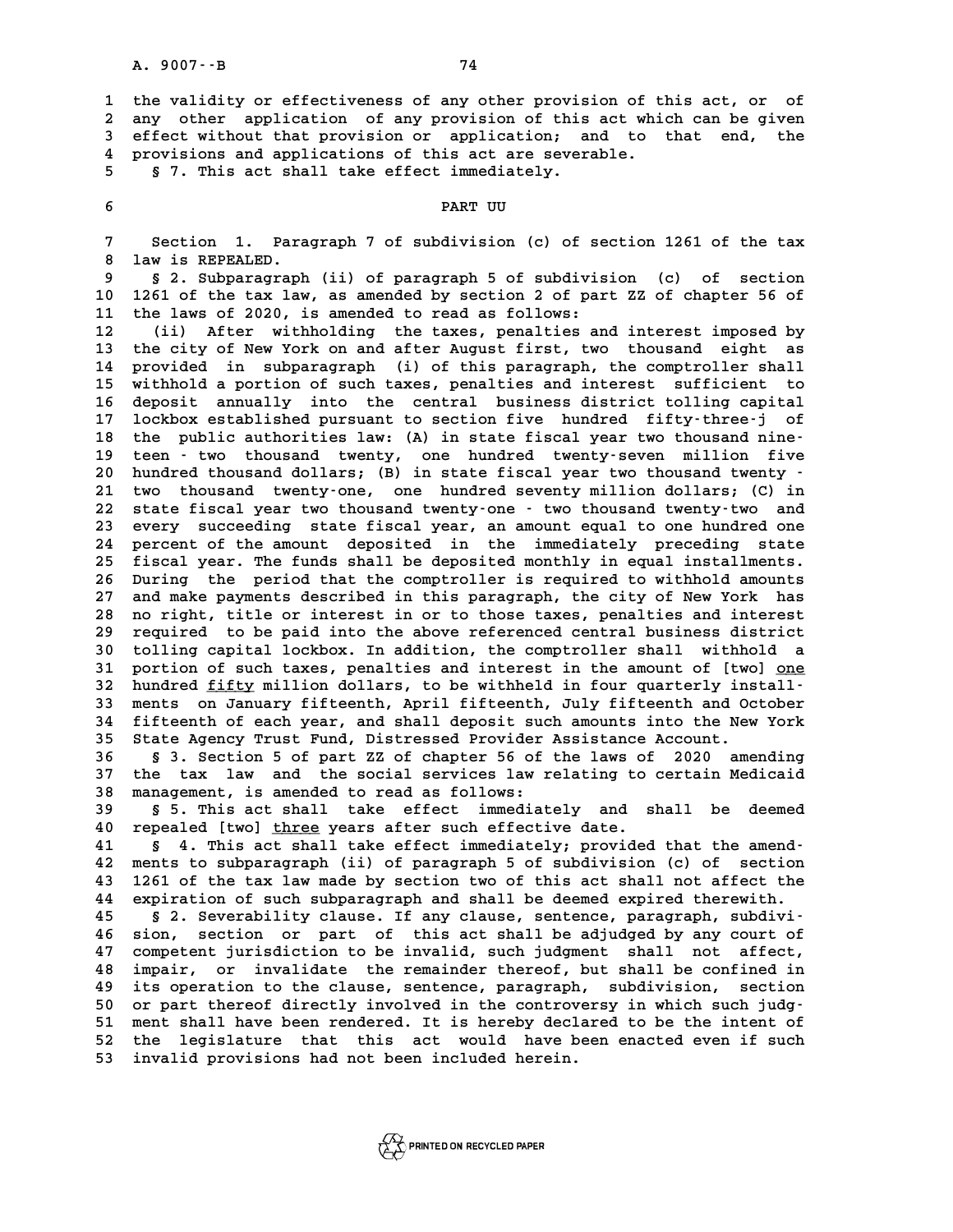the validity or effectiveness of any other provision of this act, or of any other application of any provision of this act which can be given effect without that provision or application; and to that end, the provisions and applications of this act are severable.

§ 7. This act shall take effect immediately.

## PART UU

Section 1. Paragraph 7 of subdivision (c) of section 1261 of the tax law is REPEALED.

§ 2. Subparagraph (ii) of paragraph 5 of subdivision (c) of section 1261 of the tax law, as amended by section 2 of part ZZ of chapter 56 of the laws of 2020, is amended to read as follows:

(ii) After withholding the taxes, penalties and interest imposed by the city of New York on and after August first, two thousand eight as provided in subparagraph (i) of this paragraph, the comptroller shall withhold a portion of such taxes, penalties and interest sufficient to deposit annually into the central business district tolling capital lockbox established pursuant to section five hundred fifty-three-j of the public authorities law: (A) in state fiscal year two thousand nineteen - two thousand twenty, one hundred twenty-seven million five hundred thousand dollars; (B) in state fiscal year two thousand twenty - two thousand twenty-one, one hundred seventy million dollars; (C) in state fiscal year two thousand twenty-one - two thousand twenty-two and every succeeding state fiscal year, an amount equal to one hundred one percent of the amount deposited in the immediately preceding state fiscal year. The funds shall be deposited monthly in equal installments. During the period that the comptroller is required to withhold amounts and make payments described in this paragraph, the city of New York has no right, title or interest in or to those taxes, penalties and interest required to be paid into the above referenced central business district tolling capital lockbox. In addition, the comptroller shall withhold a portion of such taxes, penalties and interest in the amount of [two] one hundred fifty million dollars, to be withheld in four quarterly installments on January fifteenth, April fifteenth, July fifteenth and October fifteenth of each year, and shall deposit such amounts into the New York State Agency Trust Fund, Distressed Provider Assistance Account.

§ 3. Section 5 of part ZZ of chapter 56 of the laws of 2020 amending the tax law and the social services law relating to certain Medicaid management, is amended to read as follows:

§ 5. This act shall take effect immediately and shall be deemed repealed [two] three years after such effective date.

§ 4. This act shall take effect immediately; provided that the amendments to subparagraph (ii) of paragraph 5 of subdivision (c) of section 1261 of the tax law made by section two of this act shall not affect the expiration of such subparagraph and shall be deemed expired therewith.

§ 2. Severability clause. If any clause, sentence, paragraph, subdivision, section or part of this act shall be adjudged by any court of competent jurisdiction to be invalid, such judgment shall not affect, impair, or invalidate the remainder thereof, but shall be confined in its operation to the clause, sentence, paragraph, subdivision, section or part thereof directly involved in the controversy in which such judgment shall have been rendered. It is hereby declared to be the intent of the legislature that this act would have been enacted even if such invalid provisions had not been included herein.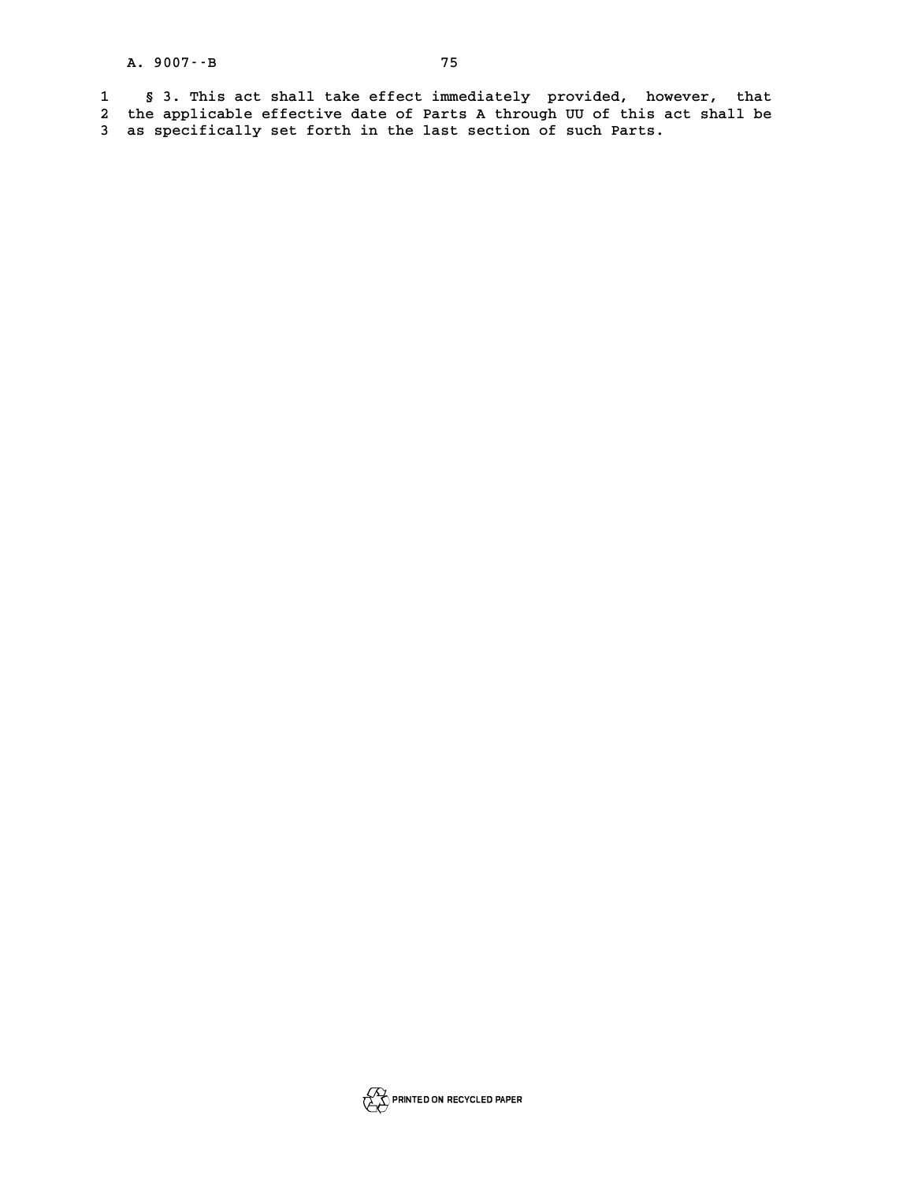§ 3. This act shall take effect immediately provided, however, that the applicable effective date of Parts A through UU of this act shall be as specifically set forth in the last section of such Parts.